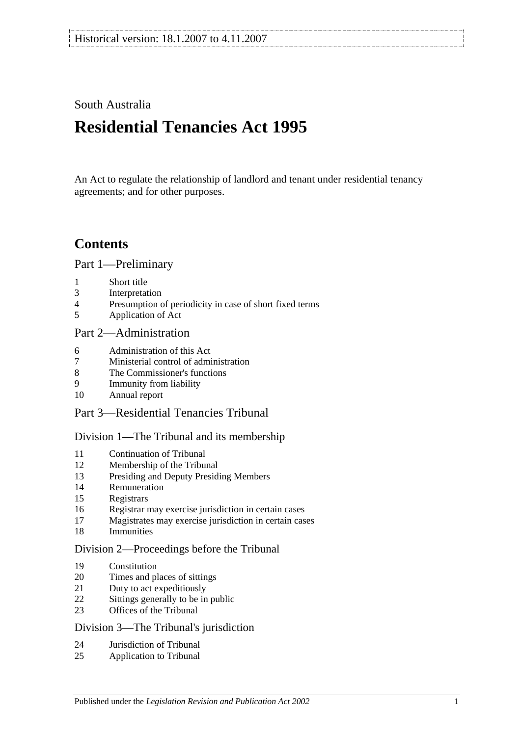Historical version: 18.1.2007 to 4.11.2007

South Australia

# Residential Tenancies Act 1995

An Act to regulate the relationship of landlord and tenant under residential tenancy agreements; and for other purposes.

## Contents

### Part 1—Preliminary

1 Short title
3 Interpretation
4 Presumption of periodicity in case of short fixed terms
5 Application of Act

### Part 2—Administration

6 Administration of this Act
7 Ministerial control of administration
8 The Commissioner's functions
9 Immunity from liability
10 Annual report

### Part 3—Residential Tenancies Tribunal

#### Division 1—The Tribunal and its membership

11 Continuation of Tribunal
12 Membership of the Tribunal
13 Presiding and Deputy Presiding Members
14 Remuneration
15 Registrars
16 Registrar may exercise jurisdiction in certain cases
17 Magistrates may exercise jurisdiction in certain cases
18 Immunities

#### Division 2—Proceedings before the Tribunal

19 Constitution
20 Times and places of sittings
21 Duty to act expeditiously
22 Sittings generally to be in public
23 Offices of the Tribunal

#### Division 3—The Tribunal's jurisdiction

24 Jurisdiction of Tribunal
25 Application to Tribunal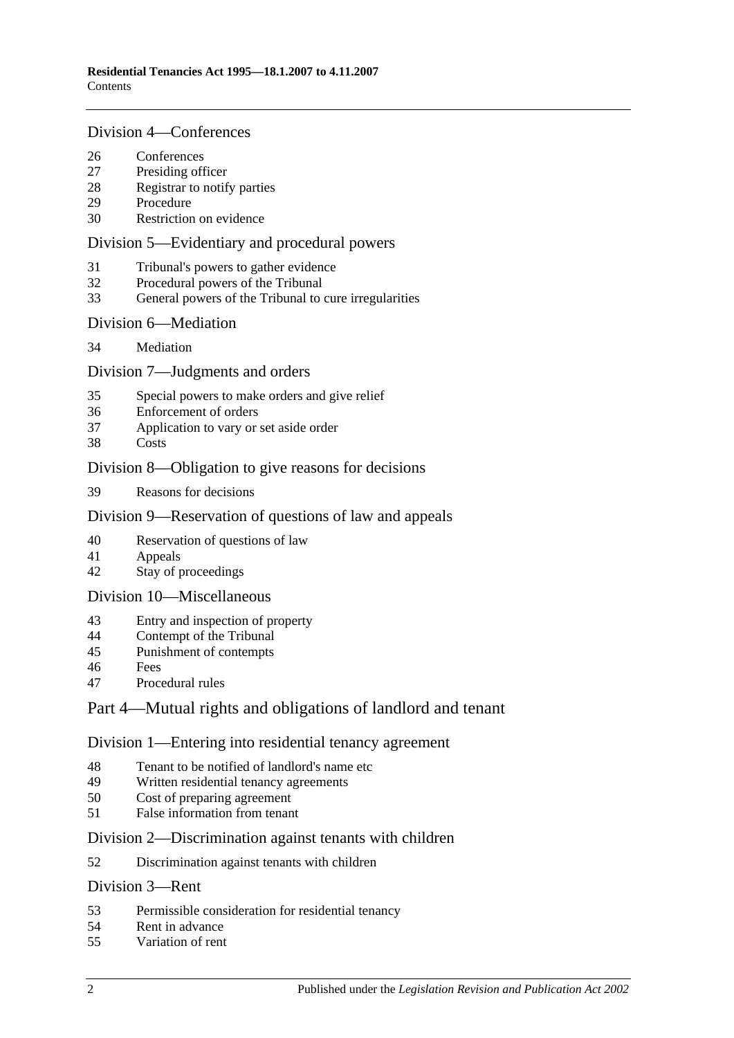## Division 4—Conferences

26 Conferences
27 Presiding officer
28 Registrar to notify parties
29 Procedure
30 Restriction on evidence

## Division 5—Evidentiary and procedural powers

31 Tribunal's powers to gather evidence
32 Procedural powers of the Tribunal
33 General powers of the Tribunal to cure irregularities

## Division 6—Mediation

34 Mediation

## Division 7—Judgments and orders

35 Special powers to make orders and give relief
36 Enforcement of orders
37 Application to vary or set aside order
38 Costs

## Division 8—Obligation to give reasons for decisions

39 Reasons for decisions

## Division 9—Reservation of questions of law and appeals

40 Reservation of questions of law
41 Appeals
42 Stay of proceedings

## Division 10—Miscellaneous

43 Entry and inspection of property
44 Contempt of the Tribunal
45 Punishment of contempts
46 Fees
47 Procedural rules

# Part 4—Mutual rights and obligations of landlord and tenant

## Division 1—Entering into residential tenancy agreement

48 Tenant to be notified of landlord's name etc
49 Written residential tenancy agreements
50 Cost of preparing agreement
51 False information from tenant

## Division 2—Discrimination against tenants with children

52 Discrimination against tenants with children

## Division 3—Rent

53 Permissible consideration for residential tenancy
54 Rent in advance
55 Variation of rent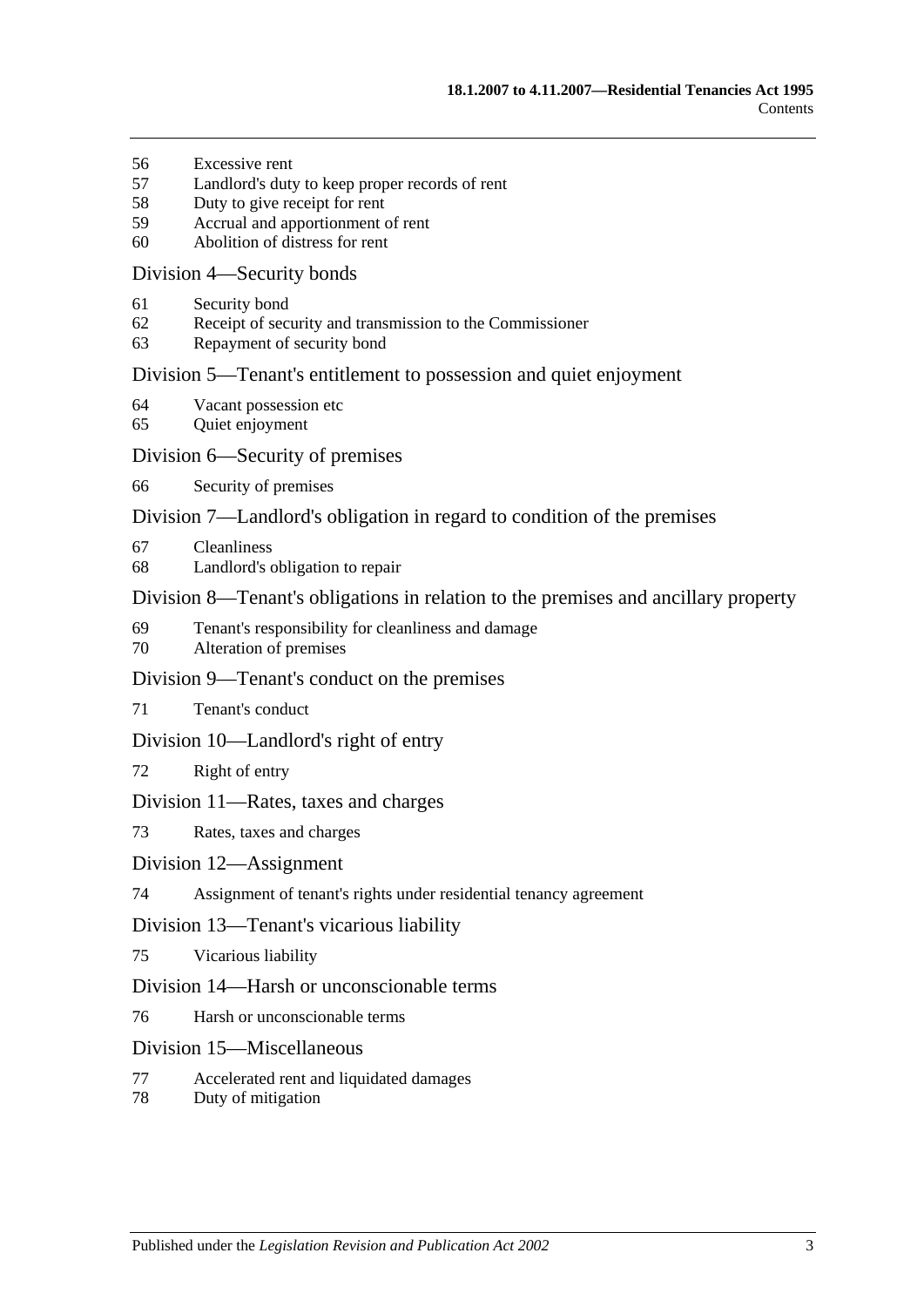56 Excessive rent
57 Landlord's duty to keep proper records of rent
58 Duty to give receipt for rent
59 Accrual and apportionment of rent
60 Abolition of distress for rent

## Division 4—Security bonds

61 Security bond
62 Receipt of security and transmission to the Commissioner
63 Repayment of security bond

## Division 5—Tenant's entitlement to possession and quiet enjoyment

64 Vacant possession etc
65 Quiet enjoyment

## Division 6—Security of premises

66 Security of premises

## Division 7—Landlord's obligation in regard to condition of the premises

67 Cleanliness
68 Landlord's obligation to repair

## Division 8—Tenant's obligations in relation to the premises and ancillary property

69 Tenant's responsibility for cleanliness and damage
70 Alteration of premises

## Division 9—Tenant's conduct on the premises

71 Tenant's conduct

## Division 10—Landlord's right of entry

72 Right of entry

## Division 11—Rates, taxes and charges

73 Rates, taxes and charges

## Division 12—Assignment

74 Assignment of tenant's rights under residential tenancy agreement

## Division 13—Tenant's vicarious liability

75 Vicarious liability

## Division 14—Harsh or unconscionable terms

76 Harsh or unconscionable terms

## Division 15—Miscellaneous

77 Accelerated rent and liquidated damages
78 Duty of mitigation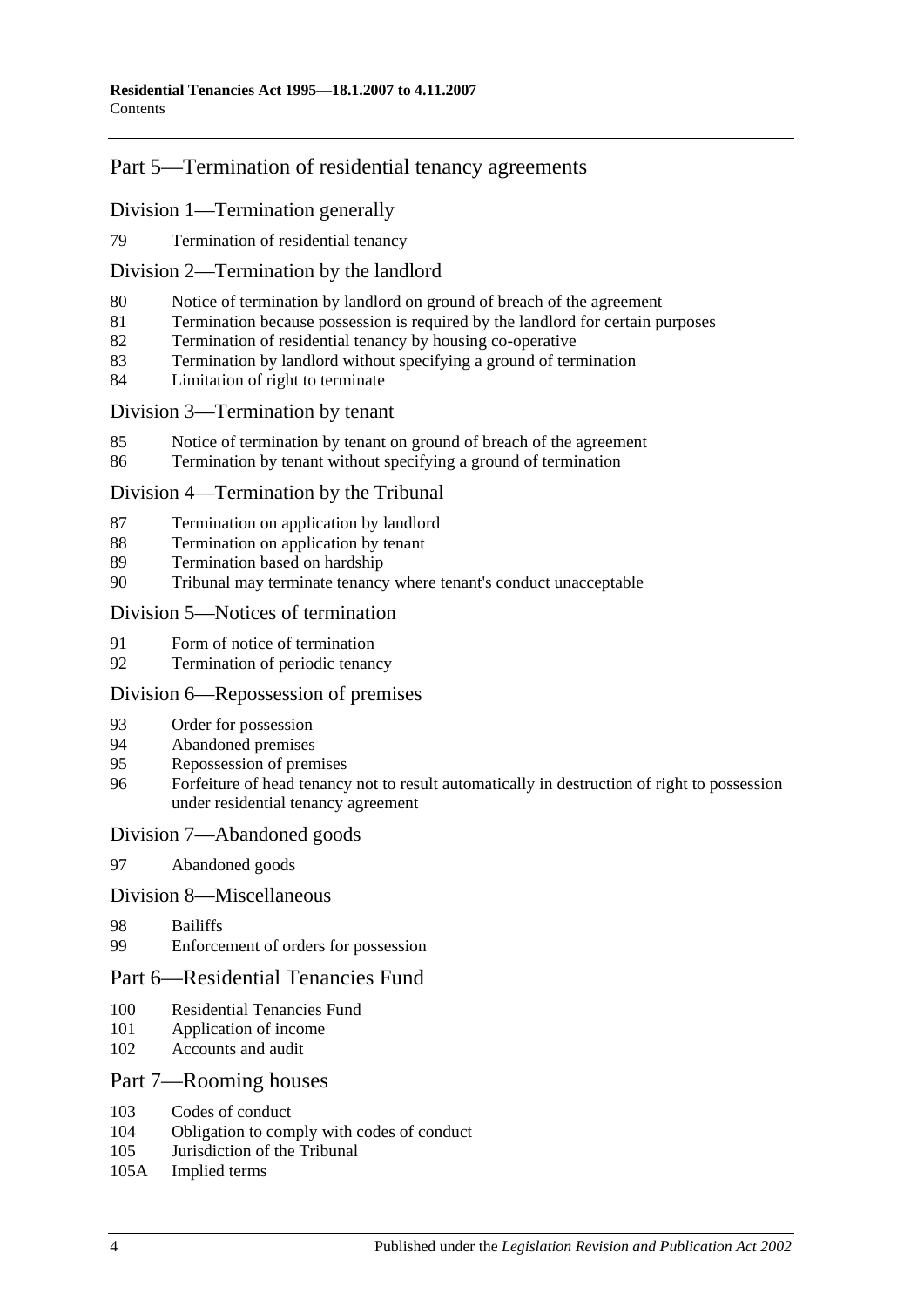## Part 5—Termination of residential tenancy agreements

### Division 1—Termination generally

79 Termination of residential tenancy

### Division 2—Termination by the landlord

80 Notice of termination by landlord on ground of breach of the agreement
81 Termination because possession is required by the landlord for certain purposes
82 Termination of residential tenancy by housing co-operative
83 Termination by landlord without specifying a ground of termination
84 Limitation of right to terminate

### Division 3—Termination by tenant

85 Notice of termination by tenant on ground of breach of the agreement
86 Termination by tenant without specifying a ground of termination

### Division 4—Termination by the Tribunal

87 Termination on application by landlord
88 Termination on application by tenant
89 Termination based on hardship
90 Tribunal may terminate tenancy where tenant's conduct unacceptable

### Division 5—Notices of termination

91 Form of notice of termination
92 Termination of periodic tenancy

### Division 6—Repossession of premises

93 Order for possession
94 Abandoned premises
95 Repossession of premises
96 Forfeiture of head tenancy not to result automatically in destruction of right to possession under residential tenancy agreement

### Division 7—Abandoned goods

97 Abandoned goods

### Division 8—Miscellaneous

98 Bailiffs
99 Enforcement of orders for possession

## Part 6—Residential Tenancies Fund

100 Residential Tenancies Fund
101 Application of income
102 Accounts and audit

## Part 7—Rooming houses

103 Codes of conduct
104 Obligation to comply with codes of conduct
105 Jurisdiction of the Tribunal
105A Implied terms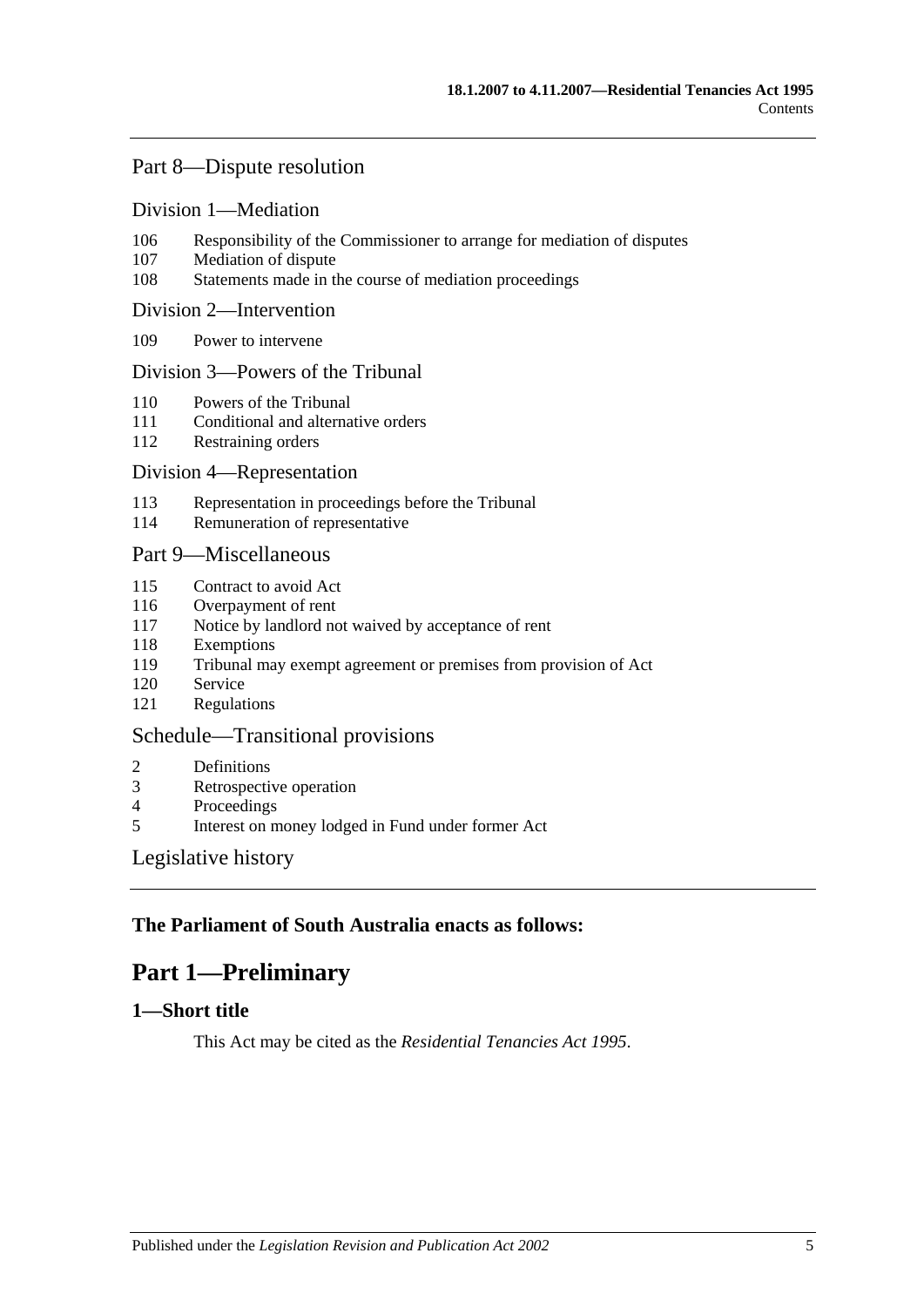## Part 8—Dispute resolution

### Division 1—Mediation

106 Responsibility of the Commissioner to arrange for mediation of disputes
107 Mediation of dispute
108 Statements made in the course of mediation proceedings

### Division 2—Intervention

109 Power to intervene

### Division 3—Powers of the Tribunal

110 Powers of the Tribunal
111 Conditional and alternative orders
112 Restraining orders

### Division 4—Representation

113 Representation in proceedings before the Tribunal
114 Remuneration of representative

## Part 9—Miscellaneous

115 Contract to avoid Act
116 Overpayment of rent
117 Notice by landlord not waived by acceptance of rent
118 Exemptions
119 Tribunal may exempt agreement or premises from provision of Act
120 Service
121 Regulations

## Schedule—Transitional provisions

2 Definitions
3 Retrospective operation
4 Proceedings
5 Interest on money lodged in Fund under former Act

## Legislative history

**The Parliament of South Australia enacts as follows:**

# Part 1—Preliminary

### 1—Short title

This Act may be cited as the *Residential Tenancies Act 1995*.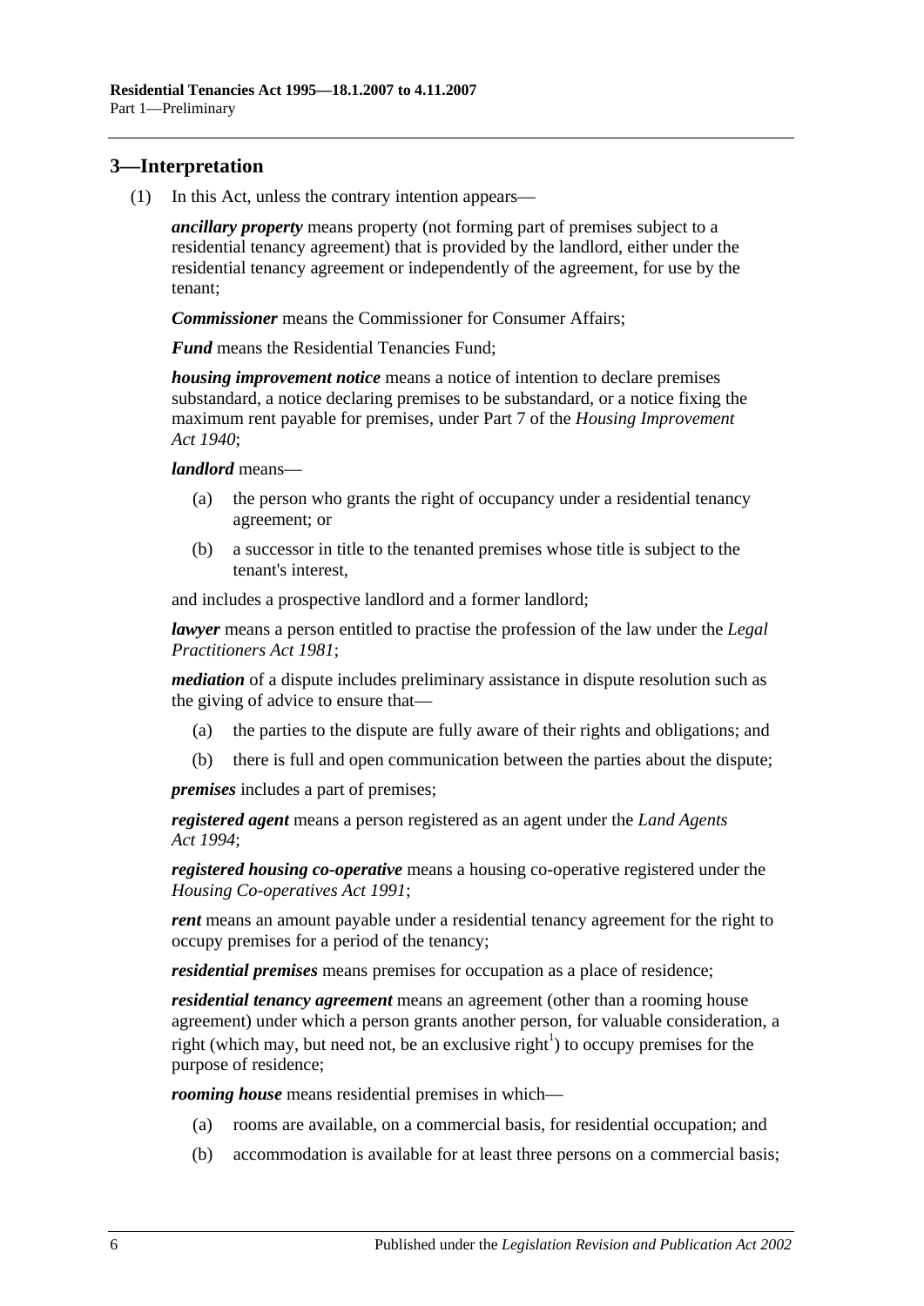## 3—Interpretation

(1) In this Act, unless the contrary intention appears—

***ancillary property*** means property (not forming part of premises subject to a residential tenancy agreement) that is provided by the landlord, either under the residential tenancy agreement or independently of the agreement, for use by the tenant;

***Commissioner*** means the Commissioner for Consumer Affairs;

***Fund*** means the Residential Tenancies Fund;

***housing improvement notice*** means a notice of intention to declare premises substandard, a notice declaring premises to be substandard, or a notice fixing the maximum rent payable for premises, under Part 7 of the *Housing Improvement Act 1940*;

***landlord*** means—

- (a) the person who grants the right of occupancy under a residential tenancy agreement; or
- (b) a successor in title to the tenanted premises whose title is subject to the tenant's interest,

and includes a prospective landlord and a former landlord;

***lawyer*** means a person entitled to practise the profession of the law under the *Legal Practitioners Act 1981*;

***mediation*** of a dispute includes preliminary assistance in dispute resolution such as the giving of advice to ensure that—

- (a) the parties to the dispute are fully aware of their rights and obligations; and
- (b) there is full and open communication between the parties about the dispute;

***premises*** includes a part of premises;

***registered agent*** means a person registered as an agent under the *Land Agents Act 1994*;

***registered housing co-operative*** means a housing co-operative registered under the *Housing Co-operatives Act 1991*;

***rent*** means an amount payable under a residential tenancy agreement for the right to occupy premises for a period of the tenancy;

***residential premises*** means premises for occupation as a place of residence;

***residential tenancy agreement*** means an agreement (other than a rooming house agreement) under which a person grants another person, for valuable consideration, a right (which may, but need not, be an exclusive right[1]) to occupy premises for the purpose of residence;

***rooming house*** means residential premises in which—

- (a) rooms are available, on a commercial basis, for residential occupation; and
- (b) accommodation is available for at least three persons on a commercial basis;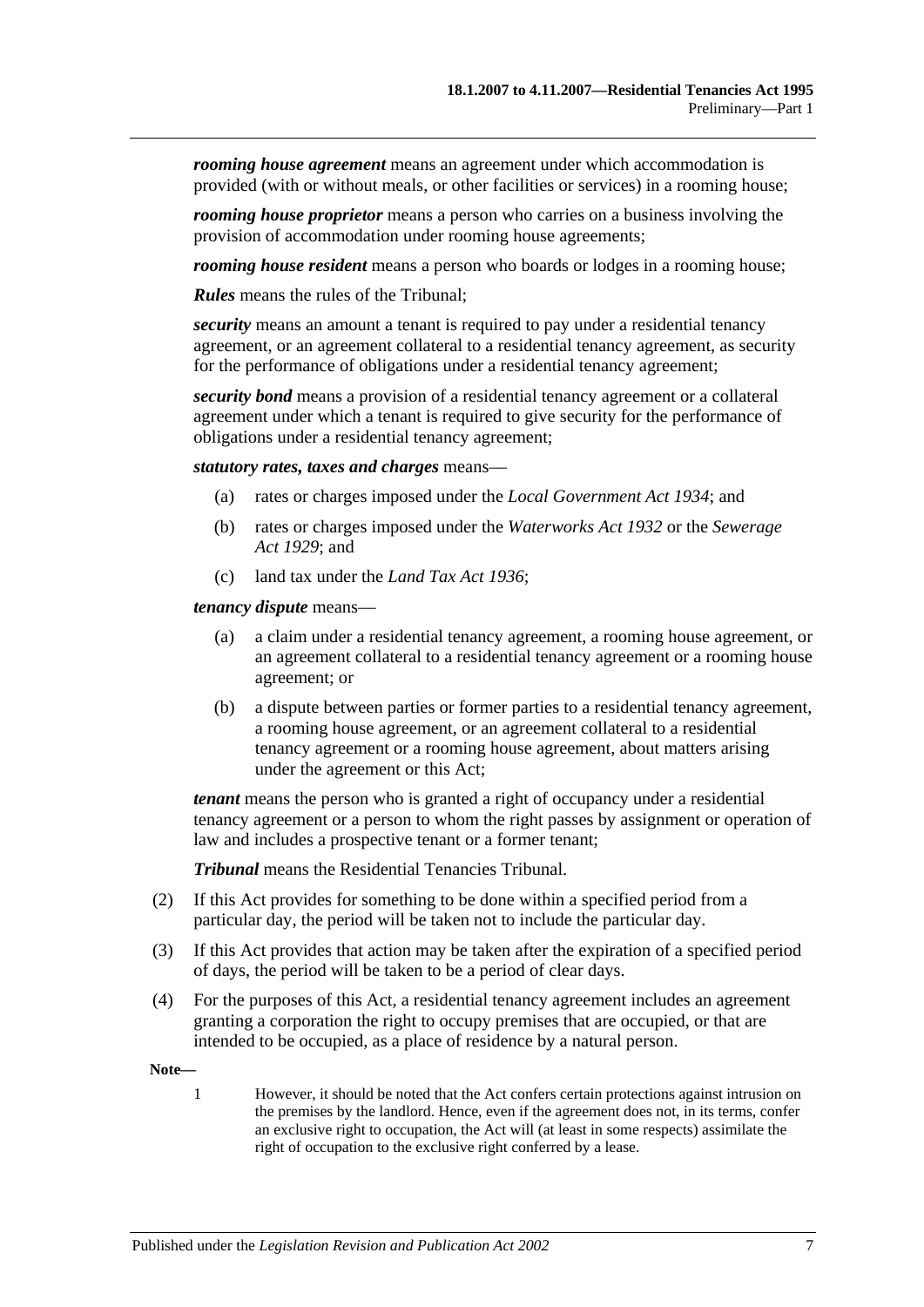***rooming house agreement*** means an agreement under which accommodation is provided (with or without meals, or other facilities or services) in a rooming house;

***rooming house proprietor*** means a person who carries on a business involving the provision of accommodation under rooming house agreements;

***rooming house resident*** means a person who boards or lodges in a rooming house;

***Rules*** means the rules of the Tribunal;

***security*** means an amount a tenant is required to pay under a residential tenancy agreement, or an agreement collateral to a residential tenancy agreement, as security for the performance of obligations under a residential tenancy agreement;

***security bond*** means a provision of a residential tenancy agreement or a collateral agreement under which a tenant is required to give security for the performance of obligations under a residential tenancy agreement;

***statutory rates, taxes and charges*** means—

- (a) rates or charges imposed under the *Local Government Act 1934*; and
- (b) rates or charges imposed under the *Waterworks Act 1932* or the *Sewerage Act 1929*; and
- (c) land tax under the *Land Tax Act 1936*;

***tenancy dispute*** means—

- (a) a claim under a residential tenancy agreement, a rooming house agreement, or an agreement collateral to a residential tenancy agreement or a rooming house agreement; or
- (b) a dispute between parties or former parties to a residential tenancy agreement, a rooming house agreement, or an agreement collateral to a residential tenancy agreement or a rooming house agreement, about matters arising under the agreement or this Act;

***tenant*** means the person who is granted a right of occupancy under a residential tenancy agreement or a person to whom the right passes by assignment or operation of law and includes a prospective tenant or a former tenant;

***Tribunal*** means the Residential Tenancies Tribunal.

(2) If this Act provides for something to be done within a specified period from a particular day, the period will be taken not to include the particular day.

(3) If this Act provides that action may be taken after the expiration of a specified period of days, the period will be taken to be a period of clear days.

(4) For the purposes of this Act, a residential tenancy agreement includes an agreement granting a corporation the right to occupy premises that are occupied, or that are intended to be occupied, as a place of residence by a natural person.

**Note—**

1 However, it should be noted that the Act confers certain protections against intrusion on the premises by the landlord. Hence, even if the agreement does not, in its terms, confer an exclusive right to occupation, the Act will (at least in some respects) assimilate the right of occupation to the exclusive right conferred by a lease.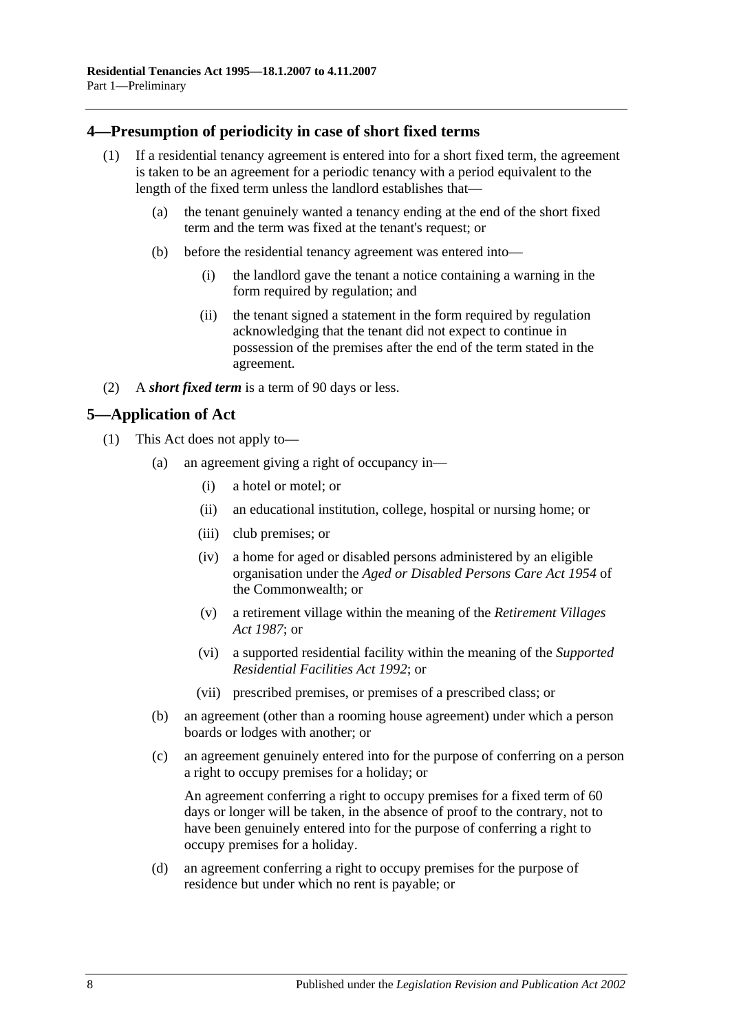## 4—Presumption of periodicity in case of short fixed terms

(1) If a residential tenancy agreement is entered into for a short fixed term, the agreement is taken to be an agreement for a periodic tenancy with a period equivalent to the length of the fixed term unless the landlord establishes that—

(a) the tenant genuinely wanted a tenancy ending at the end of the short fixed term and the term was fixed at the tenant's request; or

(b) before the residential tenancy agreement was entered into—

(i) the landlord gave the tenant a notice containing a warning in the form required by regulation; and

(ii) the tenant signed a statement in the form required by regulation acknowledging that the tenant did not expect to continue in possession of the premises after the end of the term stated in the agreement.

(2) A ***short fixed term*** is a term of 90 days or less.

## 5—Application of Act

(1) This Act does not apply to—

(a) an agreement giving a right of occupancy in—

(i) a hotel or motel; or

(ii) an educational institution, college, hospital or nursing home; or

(iii) club premises; or

(iv) a home for aged or disabled persons administered by an eligible organisation under the *Aged or Disabled Persons Care Act 1954* of the Commonwealth; or

(v) a retirement village within the meaning of the *Retirement Villages Act 1987*; or

(vi) a supported residential facility within the meaning of the *Supported Residential Facilities Act 1992*; or

(vii) prescribed premises, or premises of a prescribed class; or

(b) an agreement (other than a rooming house agreement) under which a person boards or lodges with another; or

(c) an agreement genuinely entered into for the purpose of conferring on a person a right to occupy premises for a holiday; or

An agreement conferring a right to occupy premises for a fixed term of 60 days or longer will be taken, in the absence of proof to the contrary, not to have been genuinely entered into for the purpose of conferring a right to occupy premises for a holiday.

(d) an agreement conferring a right to occupy premises for the purpose of residence but under which no rent is payable; or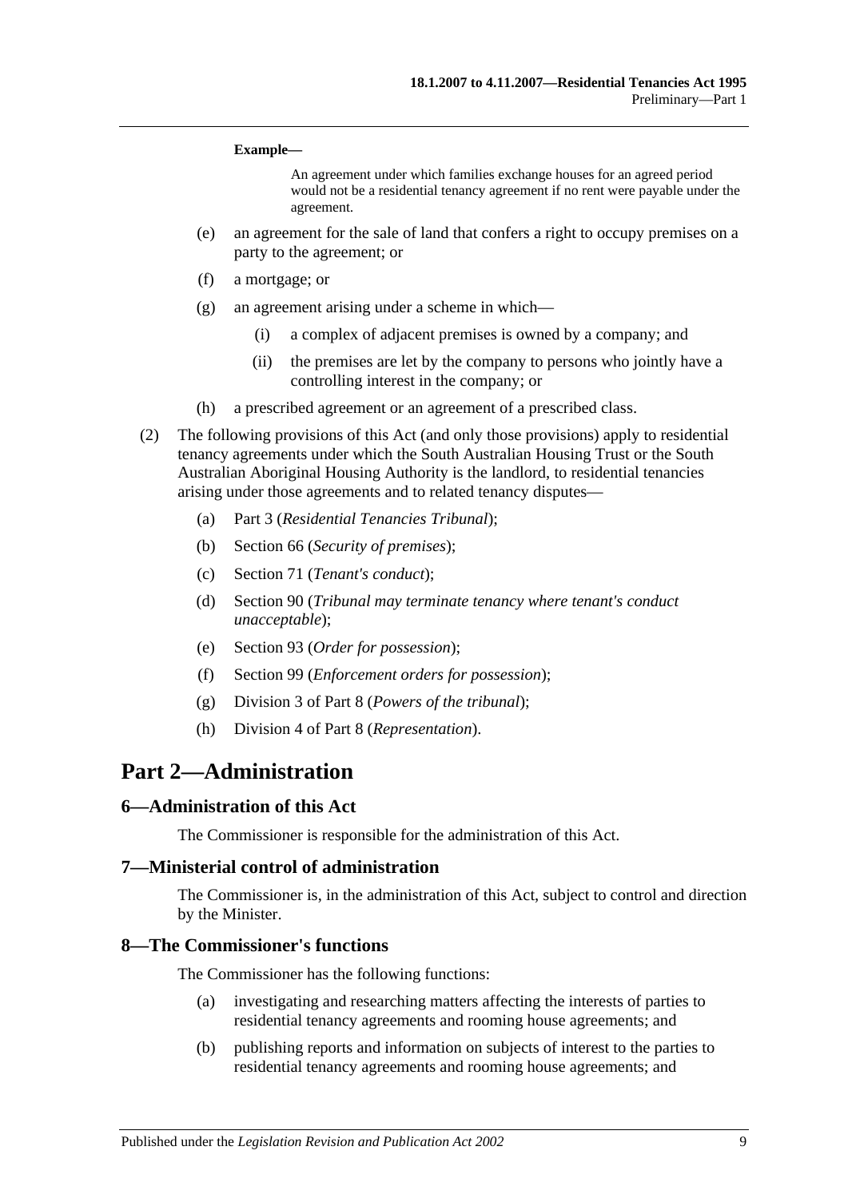**Example—**

An agreement under which families exchange houses for an agreed period would not be a residential tenancy agreement if no rent were payable under the agreement.

(e) an agreement for the sale of land that confers a right to occupy premises on a party to the agreement; or

(f) a mortgage; or

(g) an agreement arising under a scheme in which—

(i) a complex of adjacent premises is owned by a company; and

(ii) the premises are let by the company to persons who jointly have a controlling interest in the company; or

(h) a prescribed agreement or an agreement of a prescribed class.

(2) The following provisions of this Act (and only those provisions) apply to residential tenancy agreements under which the South Australian Housing Trust or the South Australian Aboriginal Housing Authority is the landlord, to residential tenancies arising under those agreements and to related tenancy disputes—

(a) Part 3 (*Residential Tenancies Tribunal*);

(b) Section 66 (*Security of premises*);

(c) Section 71 (*Tenant's conduct*);

(d) Section 90 (*Tribunal may terminate tenancy where tenant's conduct unacceptable*);

(e) Section 93 (*Order for possession*);

(f) Section 99 (*Enforcement orders for possession*);

(g) Division 3 of Part 8 (*Powers of the tribunal*);

(h) Division 4 of Part 8 (*Representation*).

# Part 2—Administration

## 6—Administration of this Act

The Commissioner is responsible for the administration of this Act.

## 7—Ministerial control of administration

The Commissioner is, in the administration of this Act, subject to control and direction by the Minister.

## 8—The Commissioner's functions

The Commissioner has the following functions:

(a) investigating and researching matters affecting the interests of parties to residential tenancy agreements and rooming house agreements; and

(b) publishing reports and information on subjects of interest to the parties to residential tenancy agreements and rooming house agreements; and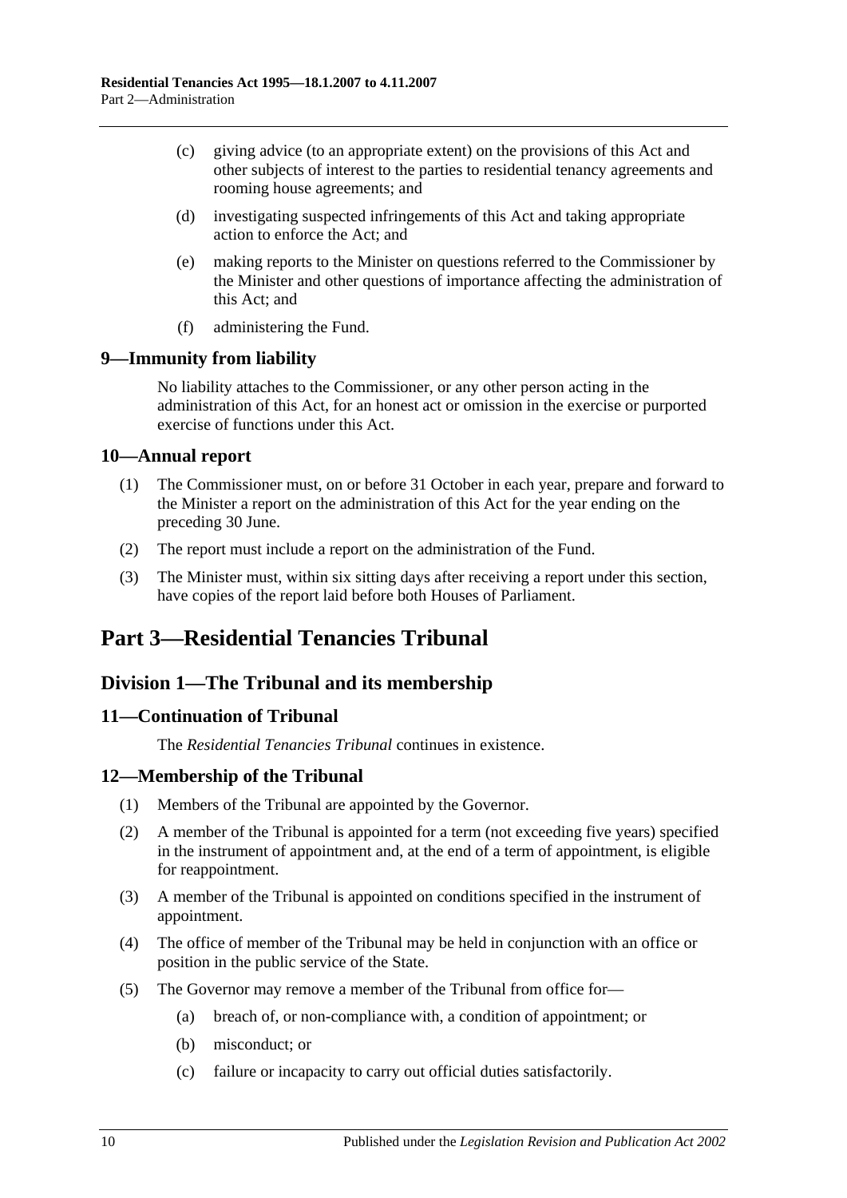(c) giving advice (to an appropriate extent) on the provisions of this Act and other subjects of interest to the parties to residential tenancy agreements and rooming house agreements; and

(d) investigating suspected infringements of this Act and taking appropriate action to enforce the Act; and

(e) making reports to the Minister on questions referred to the Commissioner by the Minister and other questions of importance affecting the administration of this Act; and

(f) administering the Fund.

### 9—Immunity from liability

No liability attaches to the Commissioner, or any other person acting in the administration of this Act, for an honest act or omission in the exercise or purported exercise of functions under this Act.

### 10—Annual report

(1) The Commissioner must, on or before 31 October in each year, prepare and forward to the Minister a report on the administration of this Act for the year ending on the preceding 30 June.

(2) The report must include a report on the administration of the Fund.

(3) The Minister must, within six sitting days after receiving a report under this section, have copies of the report laid before both Houses of Parliament.

# Part 3—Residential Tenancies Tribunal

## Division 1—The Tribunal and its membership

### 11—Continuation of Tribunal

The *Residential Tenancies Tribunal* continues in existence.

### 12—Membership of the Tribunal

(1) Members of the Tribunal are appointed by the Governor.

(2) A member of the Tribunal is appointed for a term (not exceeding five years) specified in the instrument of appointment and, at the end of a term of appointment, is eligible for reappointment.

(3) A member of the Tribunal is appointed on conditions specified in the instrument of appointment.

(4) The office of member of the Tribunal may be held in conjunction with an office or position in the public service of the State.

(5) The Governor may remove a member of the Tribunal from office for—

(a) breach of, or non-compliance with, a condition of appointment; or

(b) misconduct; or

(c) failure or incapacity to carry out official duties satisfactorily.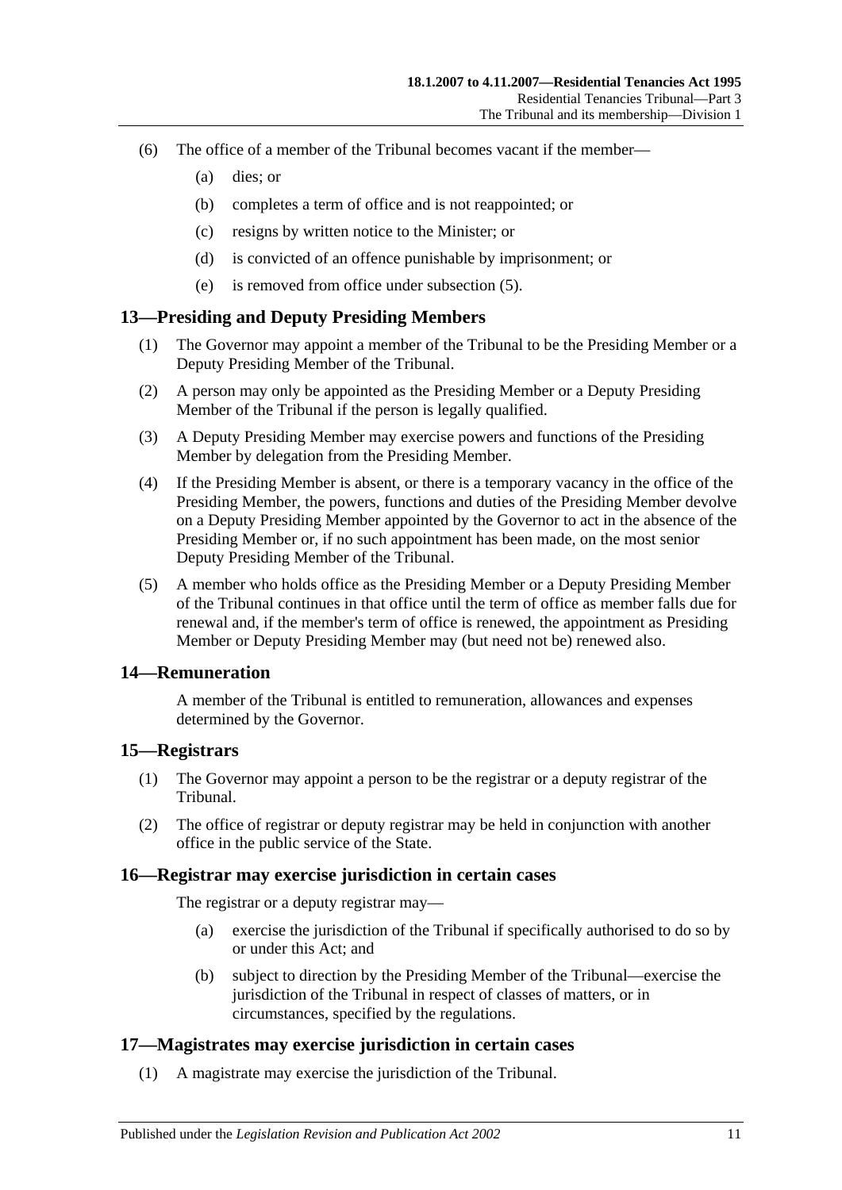(6) The office of a member of the Tribunal becomes vacant if the member—

(a) dies; or

(b) completes a term of office and is not reappointed; or

(c) resigns by written notice to the Minister; or

(d) is convicted of an offence punishable by imprisonment; or

(e) is removed from office under subsection (5).

## 13—Presiding and Deputy Presiding Members

(1) The Governor may appoint a member of the Tribunal to be the Presiding Member or a Deputy Presiding Member of the Tribunal.

(2) A person may only be appointed as the Presiding Member or a Deputy Presiding Member of the Tribunal if the person is legally qualified.

(3) A Deputy Presiding Member may exercise powers and functions of the Presiding Member by delegation from the Presiding Member.

(4) If the Presiding Member is absent, or there is a temporary vacancy in the office of the Presiding Member, the powers, functions and duties of the Presiding Member devolve on a Deputy Presiding Member appointed by the Governor to act in the absence of the Presiding Member or, if no such appointment has been made, on the most senior Deputy Presiding Member of the Tribunal.

(5) A member who holds office as the Presiding Member or a Deputy Presiding Member of the Tribunal continues in that office until the term of office as member falls due for renewal and, if the member's term of office is renewed, the appointment as Presiding Member or Deputy Presiding Member may (but need not be) renewed also.

## 14—Remuneration

A member of the Tribunal is entitled to remuneration, allowances and expenses determined by the Governor.

## 15—Registrars

(1) The Governor may appoint a person to be the registrar or a deputy registrar of the Tribunal.

(2) The office of registrar or deputy registrar may be held in conjunction with another office in the public service of the State.

## 16—Registrar may exercise jurisdiction in certain cases

The registrar or a deputy registrar may—

(a) exercise the jurisdiction of the Tribunal if specifically authorised to do so by or under this Act; and

(b) subject to direction by the Presiding Member of the Tribunal—exercise the jurisdiction of the Tribunal in respect of classes of matters, or in circumstances, specified by the regulations.

## 17—Magistrates may exercise jurisdiction in certain cases

(1) A magistrate may exercise the jurisdiction of the Tribunal.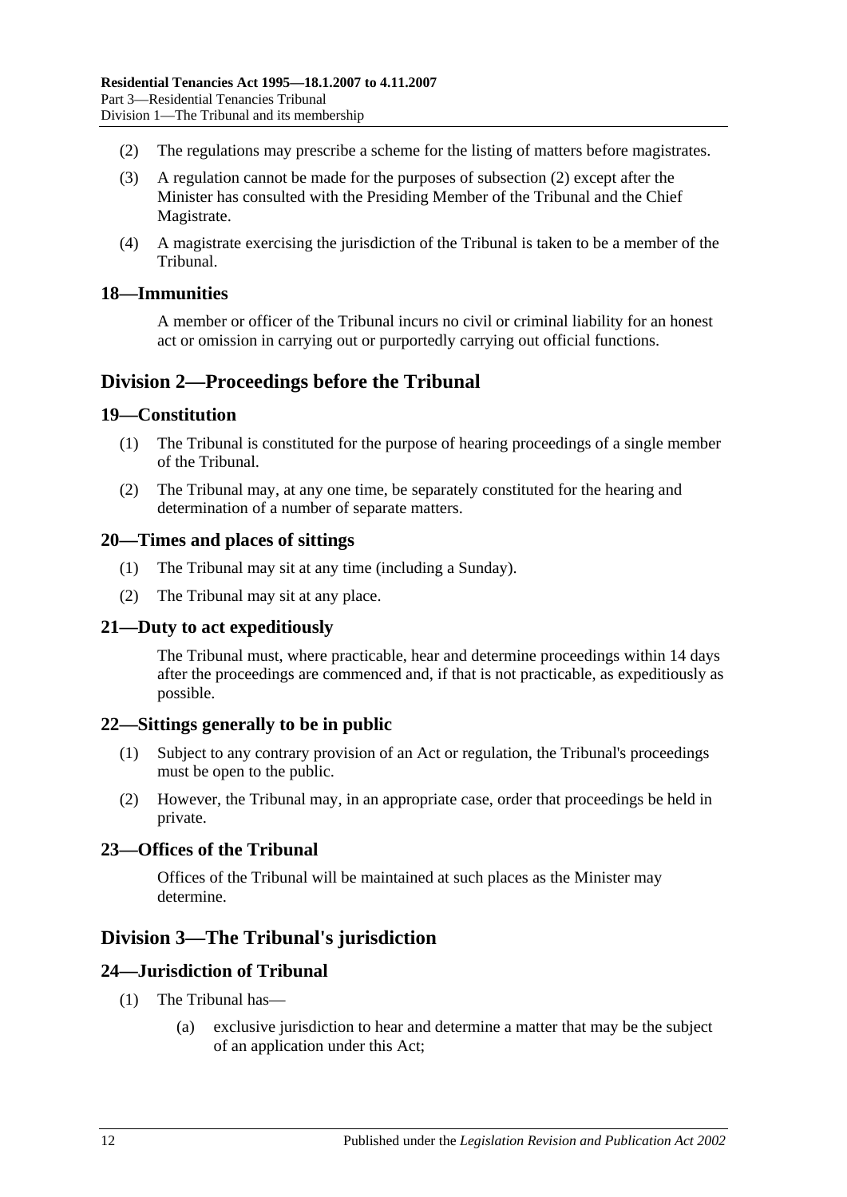(2) The regulations may prescribe a scheme for the listing of matters before magistrates.

(3) A regulation cannot be made for the purposes of subsection (2) except after the Minister has consulted with the Presiding Member of the Tribunal and the Chief Magistrate.

(4) A magistrate exercising the jurisdiction of the Tribunal is taken to be a member of the Tribunal.

## 18—Immunities

A member or officer of the Tribunal incurs no civil or criminal liability for an honest act or omission in carrying out or purportedly carrying out official functions.

# Division 2—Proceedings before the Tribunal

## 19—Constitution

(1) The Tribunal is constituted for the purpose of hearing proceedings of a single member of the Tribunal.

(2) The Tribunal may, at any one time, be separately constituted for the hearing and determination of a number of separate matters.

## 20—Times and places of sittings

(1) The Tribunal may sit at any time (including a Sunday).

(2) The Tribunal may sit at any place.

## 21—Duty to act expeditiously

The Tribunal must, where practicable, hear and determine proceedings within 14 days after the proceedings are commenced and, if that is not practicable, as expeditiously as possible.

## 22—Sittings generally to be in public

(1) Subject to any contrary provision of an Act or regulation, the Tribunal's proceedings must be open to the public.

(2) However, the Tribunal may, in an appropriate case, order that proceedings be held in private.

## 23—Offices of the Tribunal

Offices of the Tribunal will be maintained at such places as the Minister may determine.

# Division 3—The Tribunal's jurisdiction

## 24—Jurisdiction of Tribunal

(1) The Tribunal has—

(a) exclusive jurisdiction to hear and determine a matter that may be the subject of an application under this Act;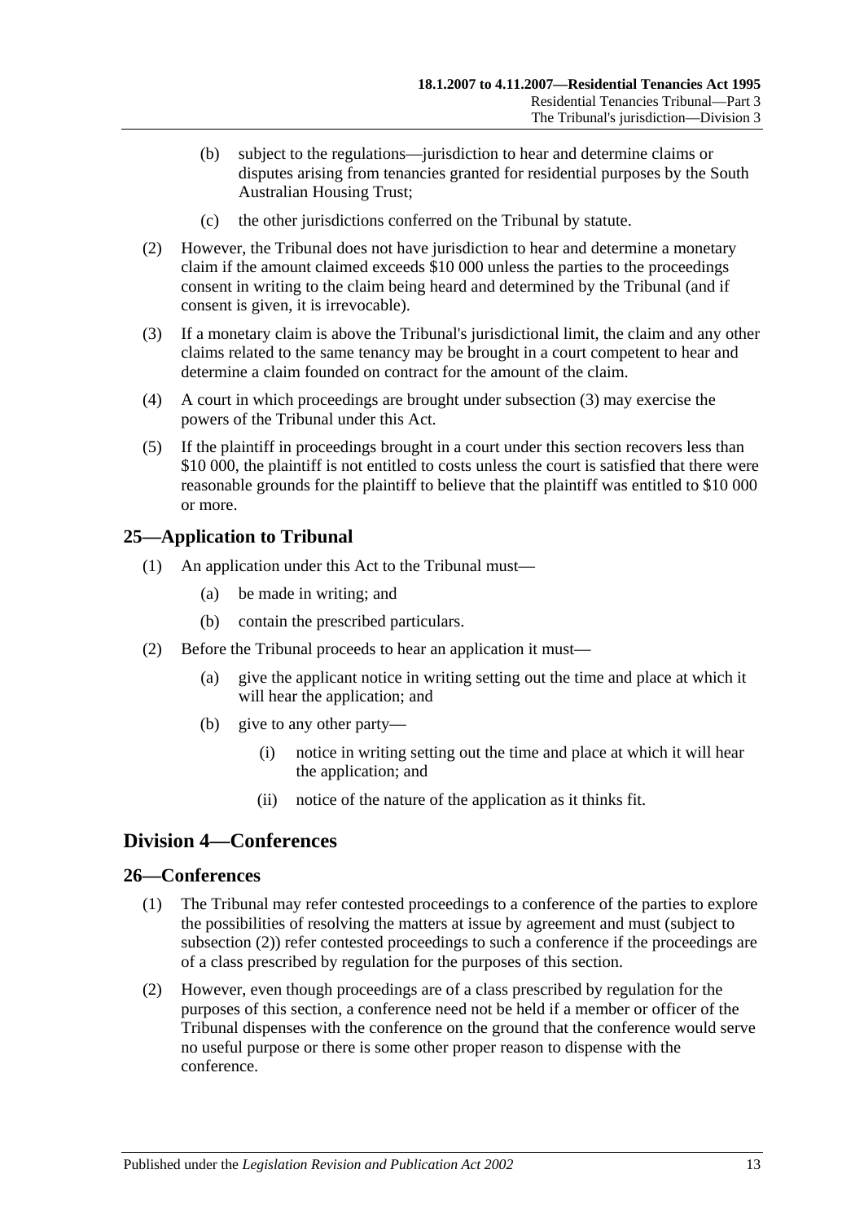(b) subject to the regulations—jurisdiction to hear and determine claims or disputes arising from tenancies granted for residential purposes by the South Australian Housing Trust;

(c) the other jurisdictions conferred on the Tribunal by statute.

(2) However, the Tribunal does not have jurisdiction to hear and determine a monetary claim if the amount claimed exceeds $10 000 unless the parties to the proceedings consent in writing to the claim being heard and determined by the Tribunal (and if consent is given, it is irrevocable).

(3) If a monetary claim is above the Tribunal's jurisdictional limit, the claim and any other claims related to the same tenancy may be brought in a court competent to hear and determine a claim founded on contract for the amount of the claim.

(4) A court in which proceedings are brought under subsection (3) may exercise the powers of the Tribunal under this Act.

(5) If the plaintiff in proceedings brought in a court under this section recovers less than $10 000, the plaintiff is not entitled to costs unless the court is satisfied that there were reasonable grounds for the plaintiff to believe that the plaintiff was entitled to $10 000 or more.

## 25—Application to Tribunal

(1) An application under this Act to the Tribunal must—

(a) be made in writing; and

(b) contain the prescribed particulars.

(2) Before the Tribunal proceeds to hear an application it must—

(a) give the applicant notice in writing setting out the time and place at which it will hear the application; and

(b) give to any other party—

(i) notice in writing setting out the time and place at which it will hear the application; and

(ii) notice of the nature of the application as it thinks fit.

# Division 4—Conferences

## 26—Conferences

(1) The Tribunal may refer contested proceedings to a conference of the parties to explore the possibilities of resolving the matters at issue by agreement and must (subject to subsection (2)) refer contested proceedings to such a conference if the proceedings are of a class prescribed by regulation for the purposes of this section.

(2) However, even though proceedings are of a class prescribed by regulation for the purposes of this section, a conference need not be held if a member or officer of the Tribunal dispenses with the conference on the ground that the conference would serve no useful purpose or there is some other proper reason to dispense with the conference.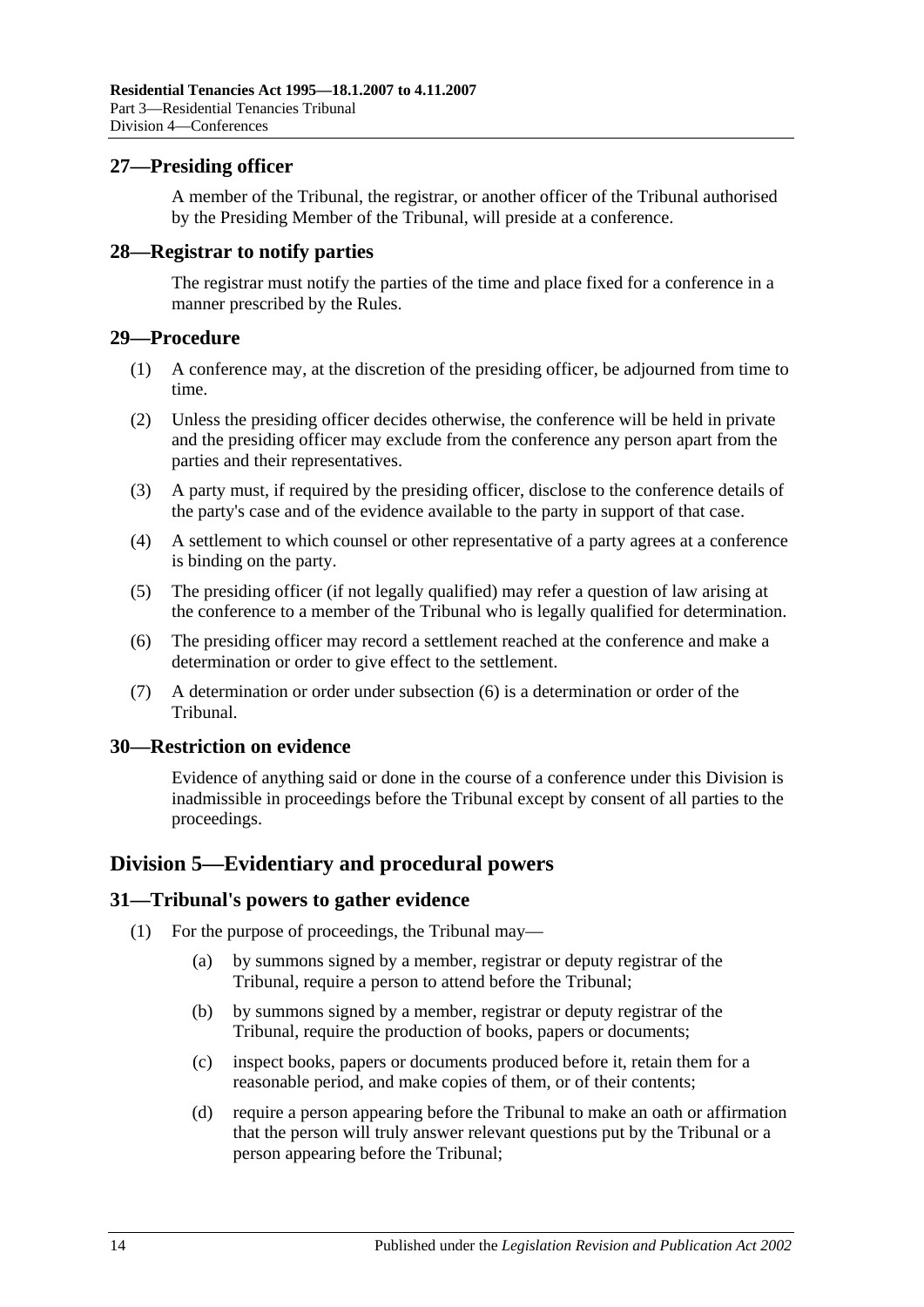## 27—Presiding officer

A member of the Tribunal, the registrar, or another officer of the Tribunal authorised by the Presiding Member of the Tribunal, will preside at a conference.

## 28—Registrar to notify parties

The registrar must notify the parties of the time and place fixed for a conference in a manner prescribed by the Rules.

## 29—Procedure

(1) A conference may, at the discretion of the presiding officer, be adjourned from time to time.

(2) Unless the presiding officer decides otherwise, the conference will be held in private and the presiding officer may exclude from the conference any person apart from the parties and their representatives.

(3) A party must, if required by the presiding officer, disclose to the conference details of the party's case and of the evidence available to the party in support of that case.

(4) A settlement to which counsel or other representative of a party agrees at a conference is binding on the party.

(5) The presiding officer (if not legally qualified) may refer a question of law arising at the conference to a member of the Tribunal who is legally qualified for determination.

(6) The presiding officer may record a settlement reached at the conference and make a determination or order to give effect to the settlement.

(7) A determination or order under subsection (6) is a determination or order of the Tribunal.

## 30—Restriction on evidence

Evidence of anything said or done in the course of a conference under this Division is inadmissible in proceedings before the Tribunal except by consent of all parties to the proceedings.

# Division 5—Evidentiary and procedural powers

## 31—Tribunal's powers to gather evidence

(1) For the purpose of proceedings, the Tribunal may—

(a) by summons signed by a member, registrar or deputy registrar of the Tribunal, require a person to attend before the Tribunal;

(b) by summons signed by a member, registrar or deputy registrar of the Tribunal, require the production of books, papers or documents;

(c) inspect books, papers or documents produced before it, retain them for a reasonable period, and make copies of them, or of their contents;

(d) require a person appearing before the Tribunal to make an oath or affirmation that the person will truly answer relevant questions put by the Tribunal or a person appearing before the Tribunal;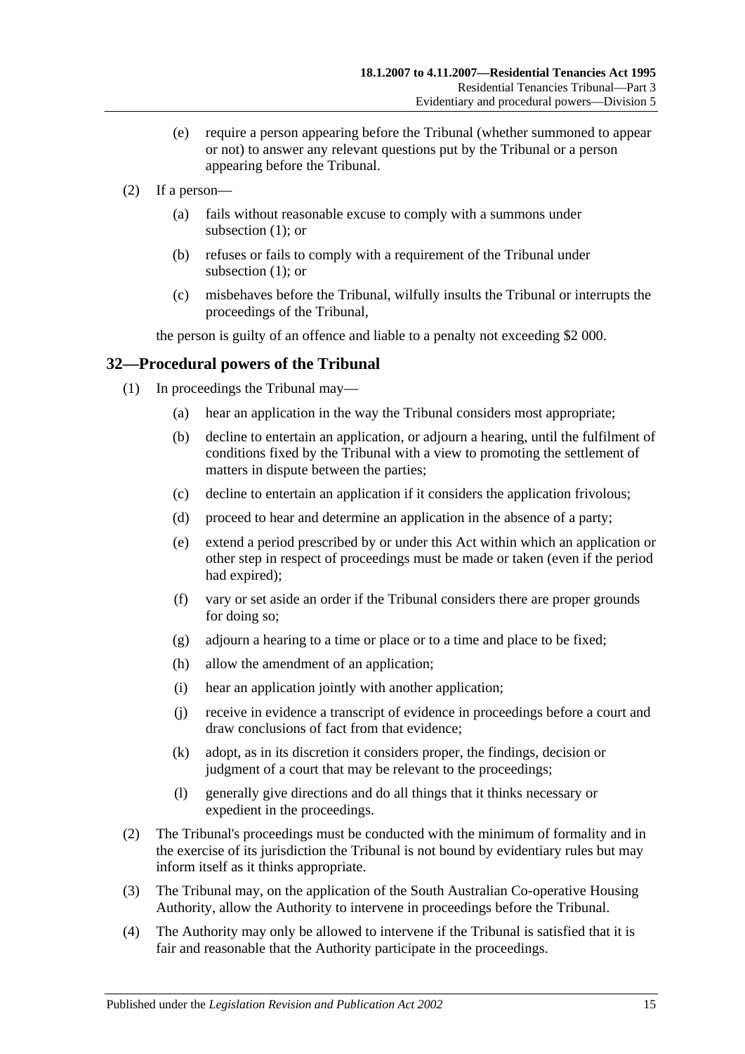(e) require a person appearing before the Tribunal (whether summoned to appear or not) to answer any relevant questions put by the Tribunal or a person appearing before the Tribunal.

(2) If a person—

(a) fails without reasonable excuse to comply with a summons under subsection (1); or

(b) refuses or fails to comply with a requirement of the Tribunal under subsection (1); or

(c) misbehaves before the Tribunal, wilfully insults the Tribunal or interrupts the proceedings of the Tribunal,

the person is guilty of an offence and liable to a penalty not exceeding $2 000.

## 32—Procedural powers of the Tribunal

(1) In proceedings the Tribunal may—

(a) hear an application in the way the Tribunal considers most appropriate;

(b) decline to entertain an application, or adjourn a hearing, until the fulfilment of conditions fixed by the Tribunal with a view to promoting the settlement of matters in dispute between the parties;

(c) decline to entertain an application if it considers the application frivolous;

(d) proceed to hear and determine an application in the absence of a party;

(e) extend a period prescribed by or under this Act within which an application or other step in respect of proceedings must be made or taken (even if the period had expired);

(f) vary or set aside an order if the Tribunal considers there are proper grounds for doing so;

(g) adjourn a hearing to a time or place or to a time and place to be fixed;

(h) allow the amendment of an application;

(i) hear an application jointly with another application;

(j) receive in evidence a transcript of evidence in proceedings before a court and draw conclusions of fact from that evidence;

(k) adopt, as in its discretion it considers proper, the findings, decision or judgment of a court that may be relevant to the proceedings;

(l) generally give directions and do all things that it thinks necessary or expedient in the proceedings.

(2) The Tribunal's proceedings must be conducted with the minimum of formality and in the exercise of its jurisdiction the Tribunal is not bound by evidentiary rules but may inform itself as it thinks appropriate.

(3) The Tribunal may, on the application of the South Australian Co-operative Housing Authority, allow the Authority to intervene in proceedings before the Tribunal.

(4) The Authority may only be allowed to intervene if the Tribunal is satisfied that it is fair and reasonable that the Authority participate in the proceedings.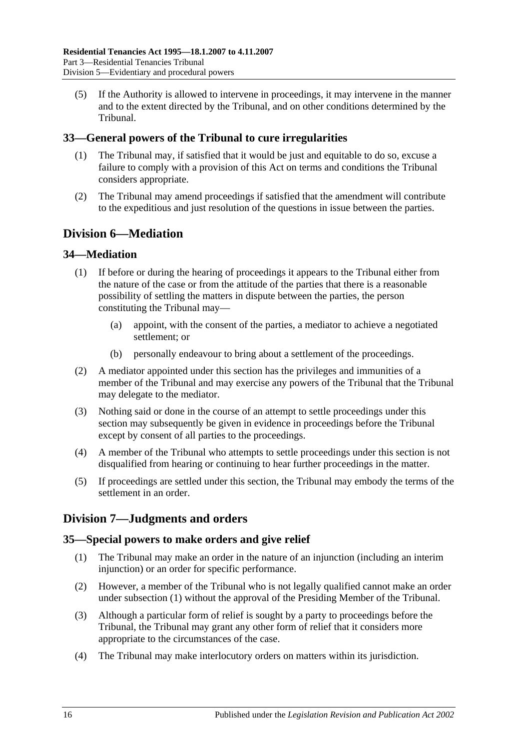(5) If the Authority is allowed to intervene in proceedings, it may intervene in the manner and to the extent directed by the Tribunal, and on other conditions determined by the Tribunal.

### 33—General powers of the Tribunal to cure irregularities

(1) The Tribunal may, if satisfied that it would be just and equitable to do so, excuse a failure to comply with a provision of this Act on terms and conditions the Tribunal considers appropriate.

(2) The Tribunal may amend proceedings if satisfied that the amendment will contribute to the expeditious and just resolution of the questions in issue between the parties.

## Division 6—Mediation

### 34—Mediation

(1) If before or during the hearing of proceedings it appears to the Tribunal either from the nature of the case or from the attitude of the parties that there is a reasonable possibility of settling the matters in dispute between the parties, the person constituting the Tribunal may—

(a) appoint, with the consent of the parties, a mediator to achieve a negotiated settlement; or

(b) personally endeavour to bring about a settlement of the proceedings.

(2) A mediator appointed under this section has the privileges and immunities of a member of the Tribunal and may exercise any powers of the Tribunal that the Tribunal may delegate to the mediator.

(3) Nothing said or done in the course of an attempt to settle proceedings under this section may subsequently be given in evidence in proceedings before the Tribunal except by consent of all parties to the proceedings.

(4) A member of the Tribunal who attempts to settle proceedings under this section is not disqualified from hearing or continuing to hear further proceedings in the matter.

(5) If proceedings are settled under this section, the Tribunal may embody the terms of the settlement in an order.

## Division 7—Judgments and orders

### 35—Special powers to make orders and give relief

(1) The Tribunal may make an order in the nature of an injunction (including an interim injunction) or an order for specific performance.

(2) However, a member of the Tribunal who is not legally qualified cannot make an order under subsection (1) without the approval of the Presiding Member of the Tribunal.

(3) Although a particular form of relief is sought by a party to proceedings before the Tribunal, the Tribunal may grant any other form of relief that it considers more appropriate to the circumstances of the case.

(4) The Tribunal may make interlocutory orders on matters within its jurisdiction.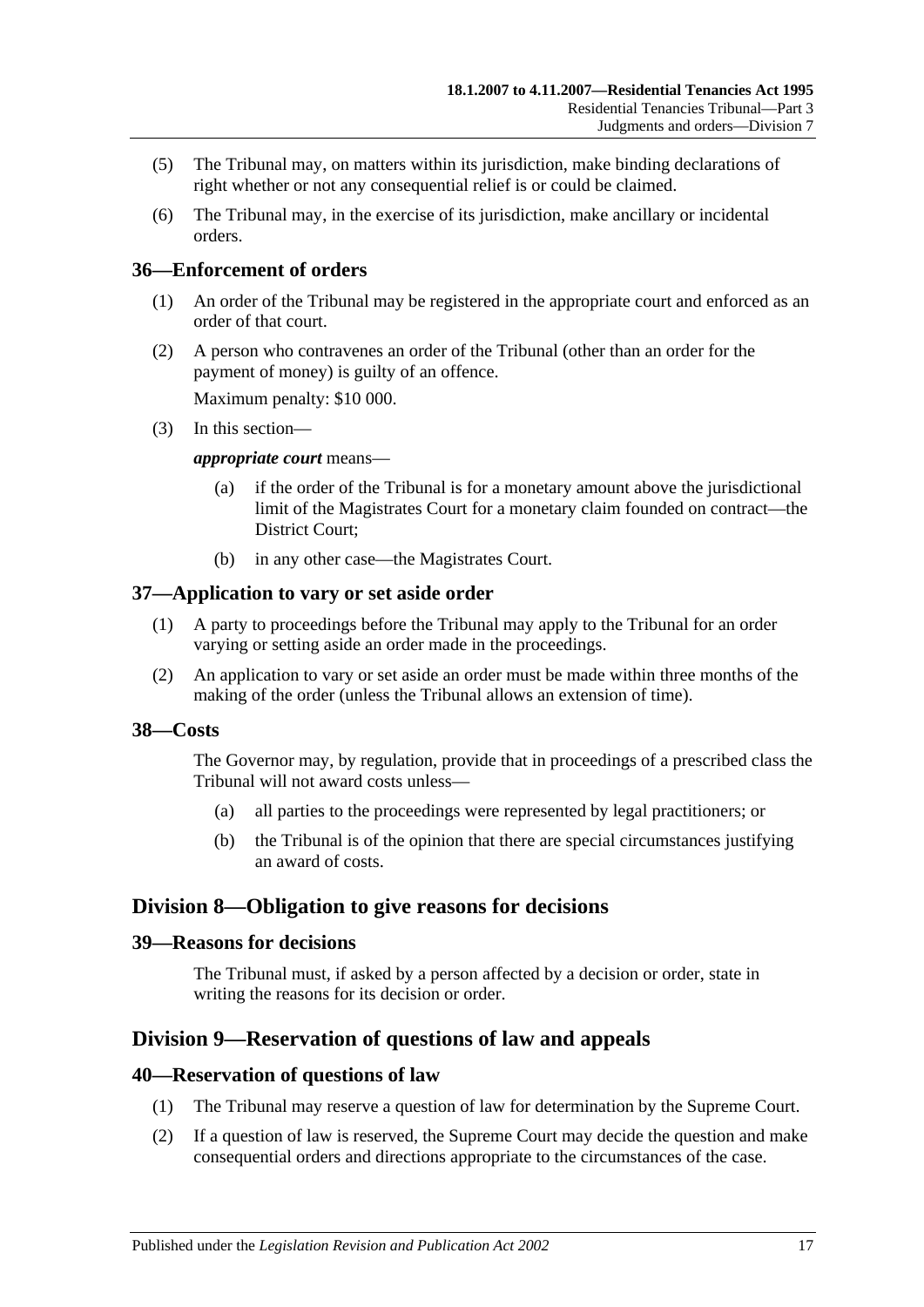(5) The Tribunal may, on matters within its jurisdiction, make binding declarations of right whether or not any consequential relief is or could be claimed.

(6) The Tribunal may, in the exercise of its jurisdiction, make ancillary or incidental orders.

## 36—Enforcement of orders

(1) An order of the Tribunal may be registered in the appropriate court and enforced as an order of that court.

(2) A person who contravenes an order of the Tribunal (other than an order for the payment of money) is guilty of an offence.

Maximum penalty: $10 000.

(3) In this section—

***appropriate court*** means—

(a) if the order of the Tribunal is for a monetary amount above the jurisdictional limit of the Magistrates Court for a monetary claim founded on contract—the District Court;

(b) in any other case—the Magistrates Court.

## 37—Application to vary or set aside order

(1) A party to proceedings before the Tribunal may apply to the Tribunal for an order varying or setting aside an order made in the proceedings.

(2) An application to vary or set aside an order must be made within three months of the making of the order (unless the Tribunal allows an extension of time).

## 38—Costs

The Governor may, by regulation, provide that in proceedings of a prescribed class the Tribunal will not award costs unless—

(a) all parties to the proceedings were represented by legal practitioners; or

(b) the Tribunal is of the opinion that there are special circumstances justifying an award of costs.

# Division 8—Obligation to give reasons for decisions

## 39—Reasons for decisions

The Tribunal must, if asked by a person affected by a decision or order, state in writing the reasons for its decision or order.

# Division 9—Reservation of questions of law and appeals

## 40—Reservation of questions of law

(1) The Tribunal may reserve a question of law for determination by the Supreme Court.

(2) If a question of law is reserved, the Supreme Court may decide the question and make consequential orders and directions appropriate to the circumstances of the case.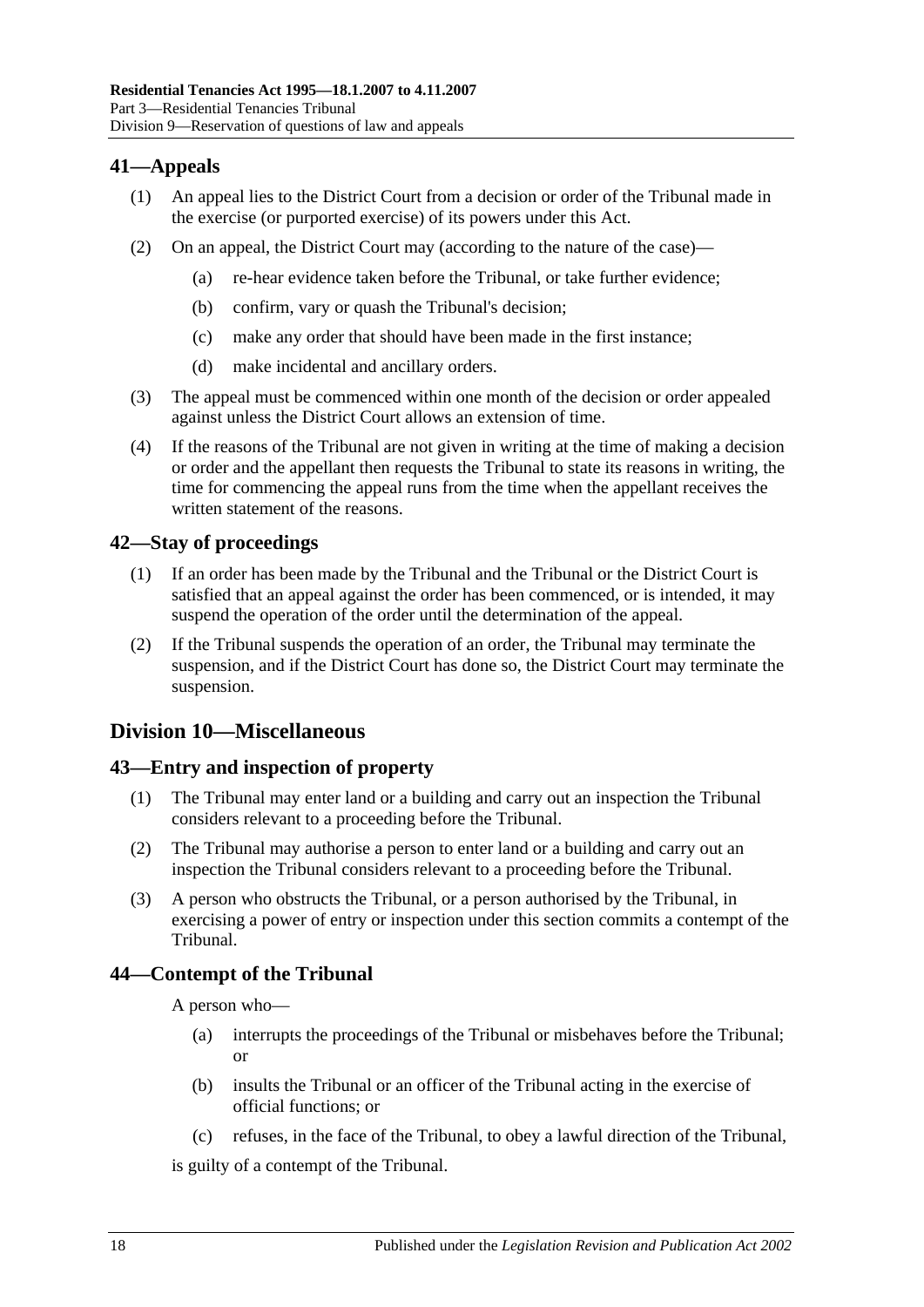## 41—Appeals

(1) An appeal lies to the District Court from a decision or order of the Tribunal made in the exercise (or purported exercise) of its powers under this Act.

(2) On an appeal, the District Court may (according to the nature of the case)—

(a) re-hear evidence taken before the Tribunal, or take further evidence;

(b) confirm, vary or quash the Tribunal's decision;

(c) make any order that should have been made in the first instance;

(d) make incidental and ancillary orders.

(3) The appeal must be commenced within one month of the decision or order appealed against unless the District Court allows an extension of time.

(4) If the reasons of the Tribunal are not given in writing at the time of making a decision or order and the appellant then requests the Tribunal to state its reasons in writing, the time for commencing the appeal runs from the time when the appellant receives the written statement of the reasons.

## 42—Stay of proceedings

(1) If an order has been made by the Tribunal and the Tribunal or the District Court is satisfied that an appeal against the order has been commenced, or is intended, it may suspend the operation of the order until the determination of the appeal.

(2) If the Tribunal suspends the operation of an order, the Tribunal may terminate the suspension, and if the District Court has done so, the District Court may terminate the suspension.

# Division 10—Miscellaneous

## 43—Entry and inspection of property

(1) The Tribunal may enter land or a building and carry out an inspection the Tribunal considers relevant to a proceeding before the Tribunal.

(2) The Tribunal may authorise a person to enter land or a building and carry out an inspection the Tribunal considers relevant to a proceeding before the Tribunal.

(3) A person who obstructs the Tribunal, or a person authorised by the Tribunal, in exercising a power of entry or inspection under this section commits a contempt of the Tribunal.

## 44—Contempt of the Tribunal

A person who—

(a) interrupts the proceedings of the Tribunal or misbehaves before the Tribunal; or

(b) insults the Tribunal or an officer of the Tribunal acting in the exercise of official functions; or

(c) refuses, in the face of the Tribunal, to obey a lawful direction of the Tribunal,

is guilty of a contempt of the Tribunal.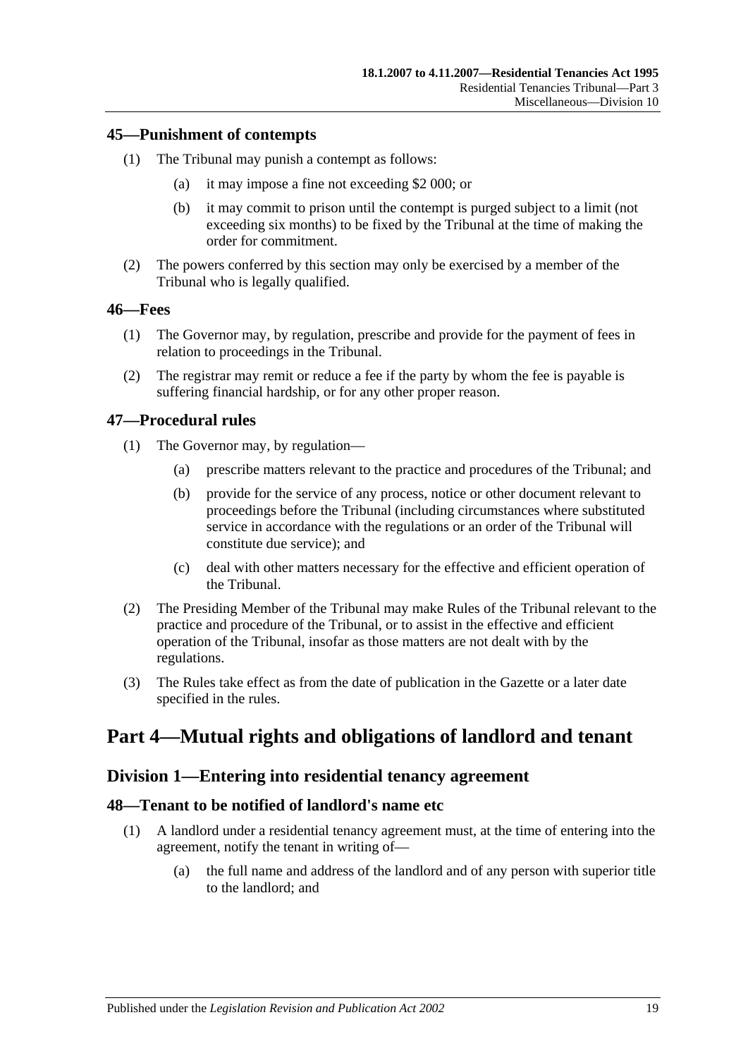### 45—Punishment of contempts

(1) The Tribunal may punish a contempt as follows:

(a) it may impose a fine not exceeding $2 000; or

(b) it may commit to prison until the contempt is purged subject to a limit (not exceeding six months) to be fixed by the Tribunal at the time of making the order for commitment.

(2) The powers conferred by this section may only be exercised by a member of the Tribunal who is legally qualified.

### 46—Fees

(1) The Governor may, by regulation, prescribe and provide for the payment of fees in relation to proceedings in the Tribunal.

(2) The registrar may remit or reduce a fee if the party by whom the fee is payable is suffering financial hardship, or for any other proper reason.

### 47—Procedural rules

(1) The Governor may, by regulation—

(a) prescribe matters relevant to the practice and procedures of the Tribunal; and

(b) provide for the service of any process, notice or other document relevant to proceedings before the Tribunal (including circumstances where substituted service in accordance with the regulations or an order of the Tribunal will constitute due service); and

(c) deal with other matters necessary for the effective and efficient operation of the Tribunal.

(2) The Presiding Member of the Tribunal may make Rules of the Tribunal relevant to the practice and procedure of the Tribunal, or to assist in the effective and efficient operation of the Tribunal, insofar as those matters are not dealt with by the regulations.

(3) The Rules take effect as from the date of publication in the Gazette or a later date specified in the rules.

# Part 4—Mutual rights and obligations of landlord and tenant

## Division 1—Entering into residential tenancy agreement

### 48—Tenant to be notified of landlord's name etc

(1) A landlord under a residential tenancy agreement must, at the time of entering into the agreement, notify the tenant in writing of—

(a) the full name and address of the landlord and of any person with superior title to the landlord; and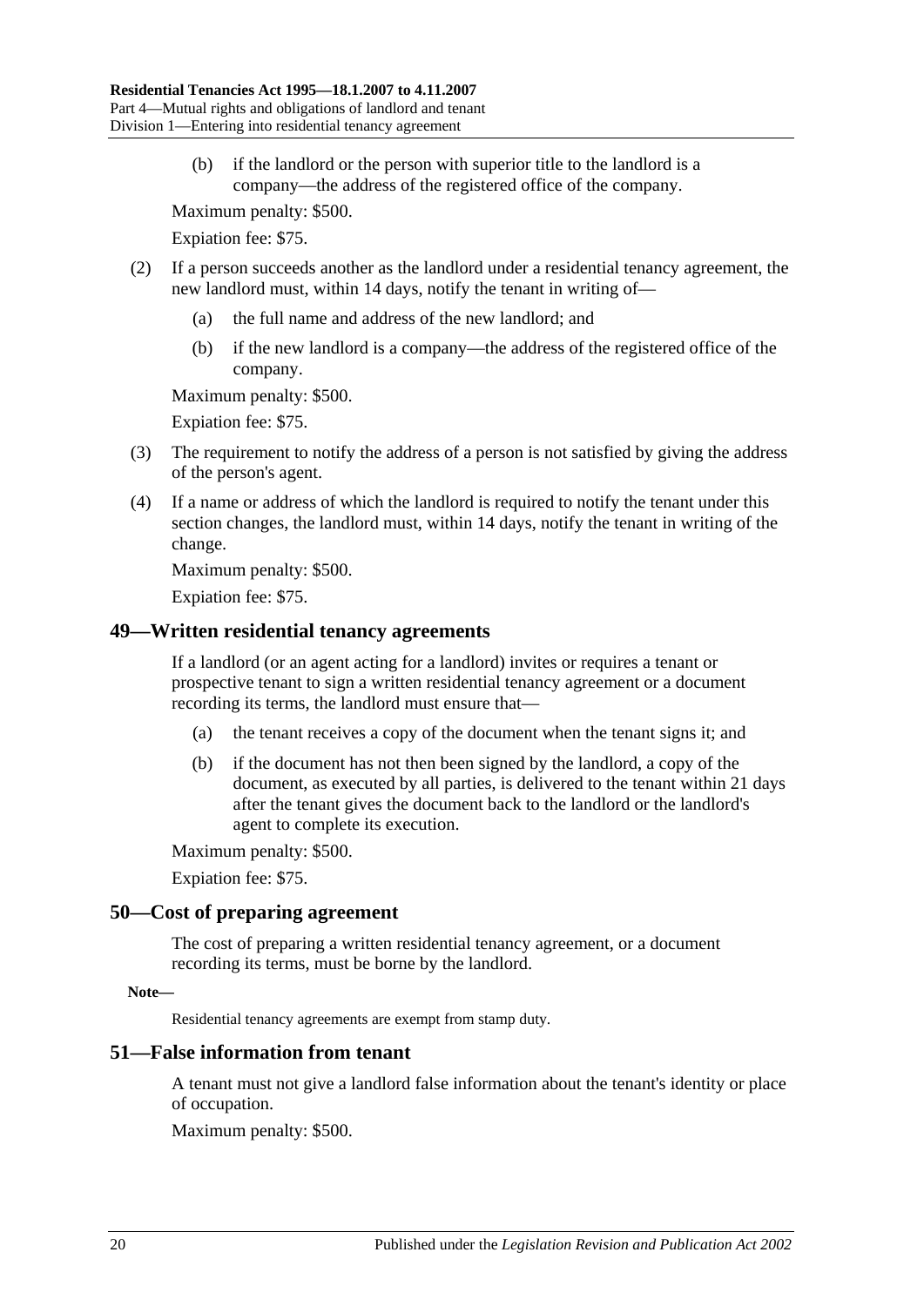(b) if the landlord or the person with superior title to the landlord is a company—the address of the registered office of the company.

Maximum penalty: $500.

Expiation fee: $75.

(2) If a person succeeds another as the landlord under a residential tenancy agreement, the new landlord must, within 14 days, notify the tenant in writing of—

(a) the full name and address of the new landlord; and

(b) if the new landlord is a company—the address of the registered office of the company.

Maximum penalty: $500.

Expiation fee: $75.

(3) The requirement to notify the address of a person is not satisfied by giving the address of the person's agent.

(4) If a name or address of which the landlord is required to notify the tenant under this section changes, the landlord must, within 14 days, notify the tenant in writing of the change.

Maximum penalty: $500.

Expiation fee: $75.

## 49—Written residential tenancy agreements

If a landlord (or an agent acting for a landlord) invites or requires a tenant or prospective tenant to sign a written residential tenancy agreement or a document recording its terms, the landlord must ensure that—

(a) the tenant receives a copy of the document when the tenant signs it; and

(b) if the document has not then been signed by the landlord, a copy of the document, as executed by all parties, is delivered to the tenant within 21 days after the tenant gives the document back to the landlord or the landlord's agent to complete its execution.

Maximum penalty: $500.

Expiation fee: $75.

## 50—Cost of preparing agreement

The cost of preparing a written residential tenancy agreement, or a document recording its terms, must be borne by the landlord.

**Note—**

Residential tenancy agreements are exempt from stamp duty.

## 51—False information from tenant

A tenant must not give a landlord false information about the tenant's identity or place of occupation.

Maximum penalty: $500.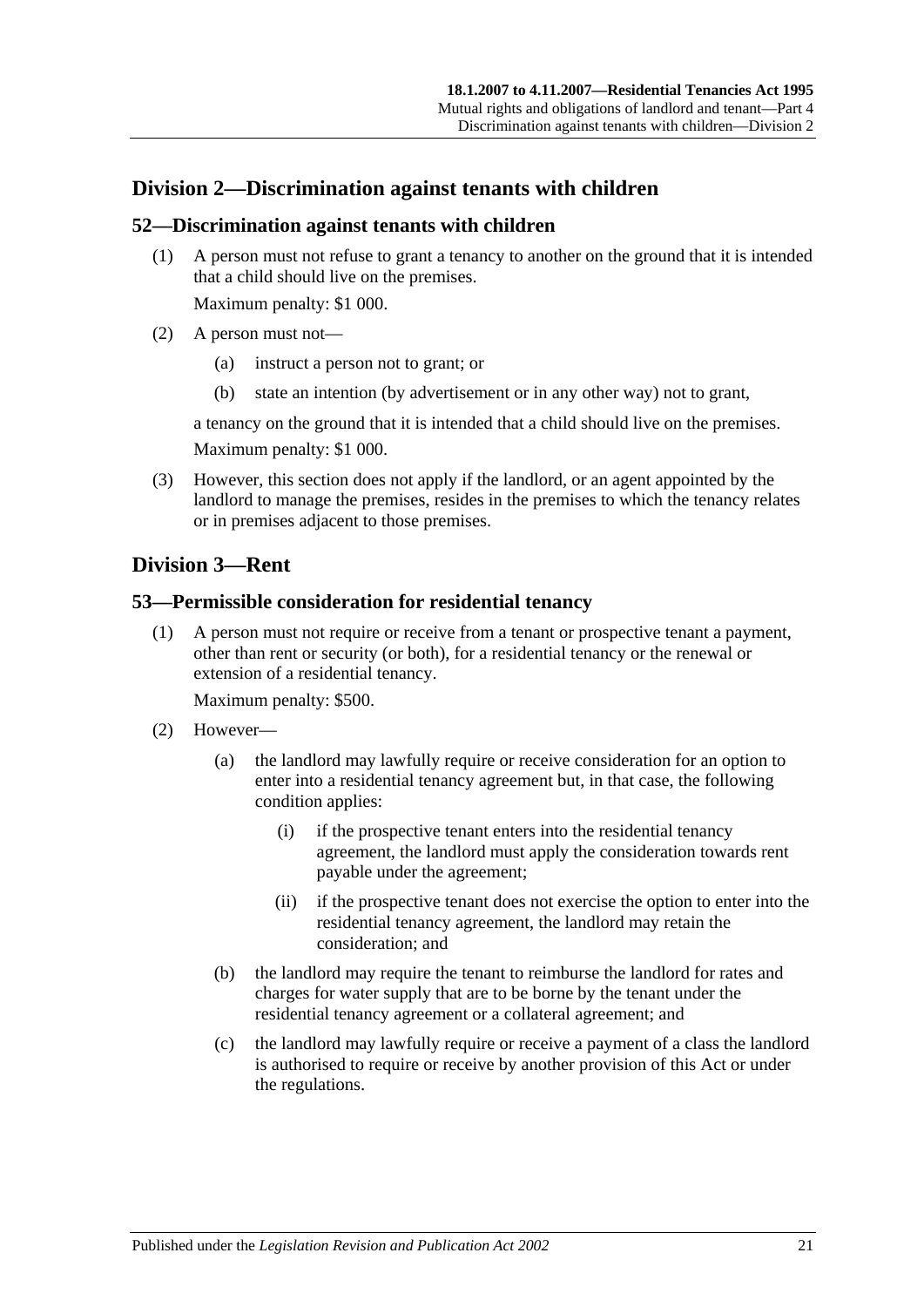## Division 2—Discrimination against tenants with children

### 52—Discrimination against tenants with children

(1) A person must not refuse to grant a tenancy to another on the ground that it is intended that a child should live on the premises.

Maximum penalty: $1 000.

(2) A person must not—

(a) instruct a person not to grant; or

(b) state an intention (by advertisement or in any other way) not to grant,

a tenancy on the ground that it is intended that a child should live on the premises.

Maximum penalty: $1 000.

(3) However, this section does not apply if the landlord, or an agent appointed by the landlord to manage the premises, resides in the premises to which the tenancy relates or in premises adjacent to those premises.

## Division 3—Rent

### 53—Permissible consideration for residential tenancy

(1) A person must not require or receive from a tenant or prospective tenant a payment, other than rent or security (or both), for a residential tenancy or the renewal or extension of a residential tenancy.

Maximum penalty: $500.

(2) However—

(a) the landlord may lawfully require or receive consideration for an option to enter into a residential tenancy agreement but, in that case, the following condition applies:

(i) if the prospective tenant enters into the residential tenancy agreement, the landlord must apply the consideration towards rent payable under the agreement;

(ii) if the prospective tenant does not exercise the option to enter into the residential tenancy agreement, the landlord may retain the consideration; and

(b) the landlord may require the tenant to reimburse the landlord for rates and charges for water supply that are to be borne by the tenant under the residential tenancy agreement or a collateral agreement; and

(c) the landlord may lawfully require or receive a payment of a class the landlord is authorised to require or receive by another provision of this Act or under the regulations.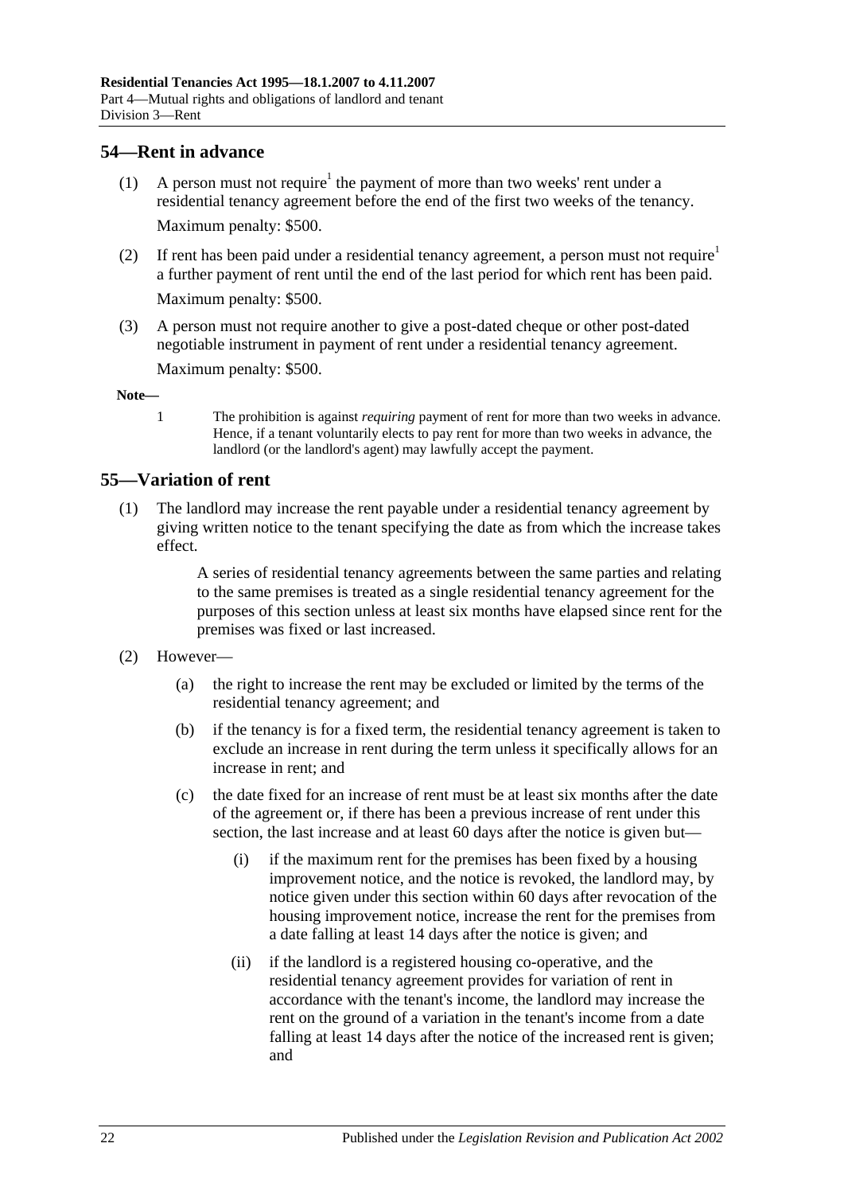## 54—Rent in advance

(1) A person must not require[1] the payment of more than two weeks' rent under a residential tenancy agreement before the end of the first two weeks of the tenancy.

Maximum penalty: $500.

(2) If rent has been paid under a residential tenancy agreement, a person must not require[1] a further payment of rent until the end of the last period for which rent has been paid.

Maximum penalty: $500.

(3) A person must not require another to give a post-dated cheque or other post-dated negotiable instrument in payment of rent under a residential tenancy agreement.

Maximum penalty: $500.

**Note—**

1 The prohibition is against *requiring* payment of rent for more than two weeks in advance. Hence, if a tenant voluntarily elects to pay rent for more than two weeks in advance, the landlord (or the landlord's agent) may lawfully accept the payment.

## 55—Variation of rent

(1) The landlord may increase the rent payable under a residential tenancy agreement by giving written notice to the tenant specifying the date as from which the increase takes effect.

A series of residential tenancy agreements between the same parties and relating to the same premises is treated as a single residential tenancy agreement for the purposes of this section unless at least six months have elapsed since rent for the premises was fixed or last increased.

(2) However—

(a) the right to increase the rent may be excluded or limited by the terms of the residential tenancy agreement; and

(b) if the tenancy is for a fixed term, the residential tenancy agreement is taken to exclude an increase in rent during the term unless it specifically allows for an increase in rent; and

(c) the date fixed for an increase of rent must be at least six months after the date of the agreement or, if there has been a previous increase of rent under this section, the last increase and at least 60 days after the notice is given but—

(i) if the maximum rent for the premises has been fixed by a housing improvement notice, and the notice is revoked, the landlord may, by notice given under this section within 60 days after revocation of the housing improvement notice, increase the rent for the premises from a date falling at least 14 days after the notice is given; and

(ii) if the landlord is a registered housing co-operative, and the residential tenancy agreement provides for variation of rent in accordance with the tenant's income, the landlord may increase the rent on the ground of a variation in the tenant's income from a date falling at least 14 days after the notice of the increased rent is given; and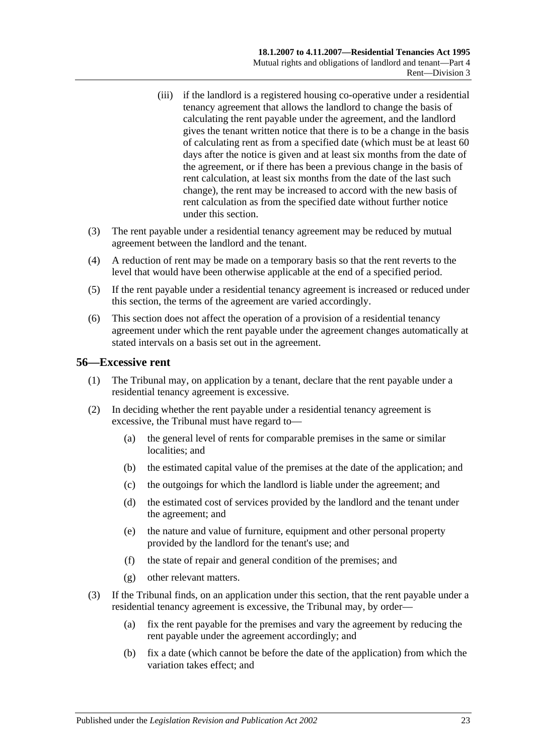(iii) if the landlord is a registered housing co-operative under a residential tenancy agreement that allows the landlord to change the basis of calculating the rent payable under the agreement, and the landlord gives the tenant written notice that there is to be a change in the basis of calculating rent as from a specified date (which must be at least 60 days after the notice is given and at least six months from the date of the agreement, or if there has been a previous change in the basis of rent calculation, at least six months from the date of the last such change), the rent may be increased to accord with the new basis of rent calculation as from the specified date without further notice under this section.

(3) The rent payable under a residential tenancy agreement may be reduced by mutual agreement between the landlord and the tenant.

(4) A reduction of rent may be made on a temporary basis so that the rent reverts to the level that would have been otherwise applicable at the end of a specified period.

(5) If the rent payable under a residential tenancy agreement is increased or reduced under this section, the terms of the agreement are varied accordingly.

(6) This section does not affect the operation of a provision of a residential tenancy agreement under which the rent payable under the agreement changes automatically at stated intervals on a basis set out in the agreement.

## 56—Excessive rent

(1) The Tribunal may, on application by a tenant, declare that the rent payable under a residential tenancy agreement is excessive.

(2) In deciding whether the rent payable under a residential tenancy agreement is excessive, the Tribunal must have regard to—

(a) the general level of rents for comparable premises in the same or similar localities; and

(b) the estimated capital value of the premises at the date of the application; and

(c) the outgoings for which the landlord is liable under the agreement; and

(d) the estimated cost of services provided by the landlord and the tenant under the agreement; and

(e) the nature and value of furniture, equipment and other personal property provided by the landlord for the tenant's use; and

(f) the state of repair and general condition of the premises; and

(g) other relevant matters.

(3) If the Tribunal finds, on an application under this section, that the rent payable under a residential tenancy agreement is excessive, the Tribunal may, by order—

(a) fix the rent payable for the premises and vary the agreement by reducing the rent payable under the agreement accordingly; and

(b) fix a date (which cannot be before the date of the application) from which the variation takes effect; and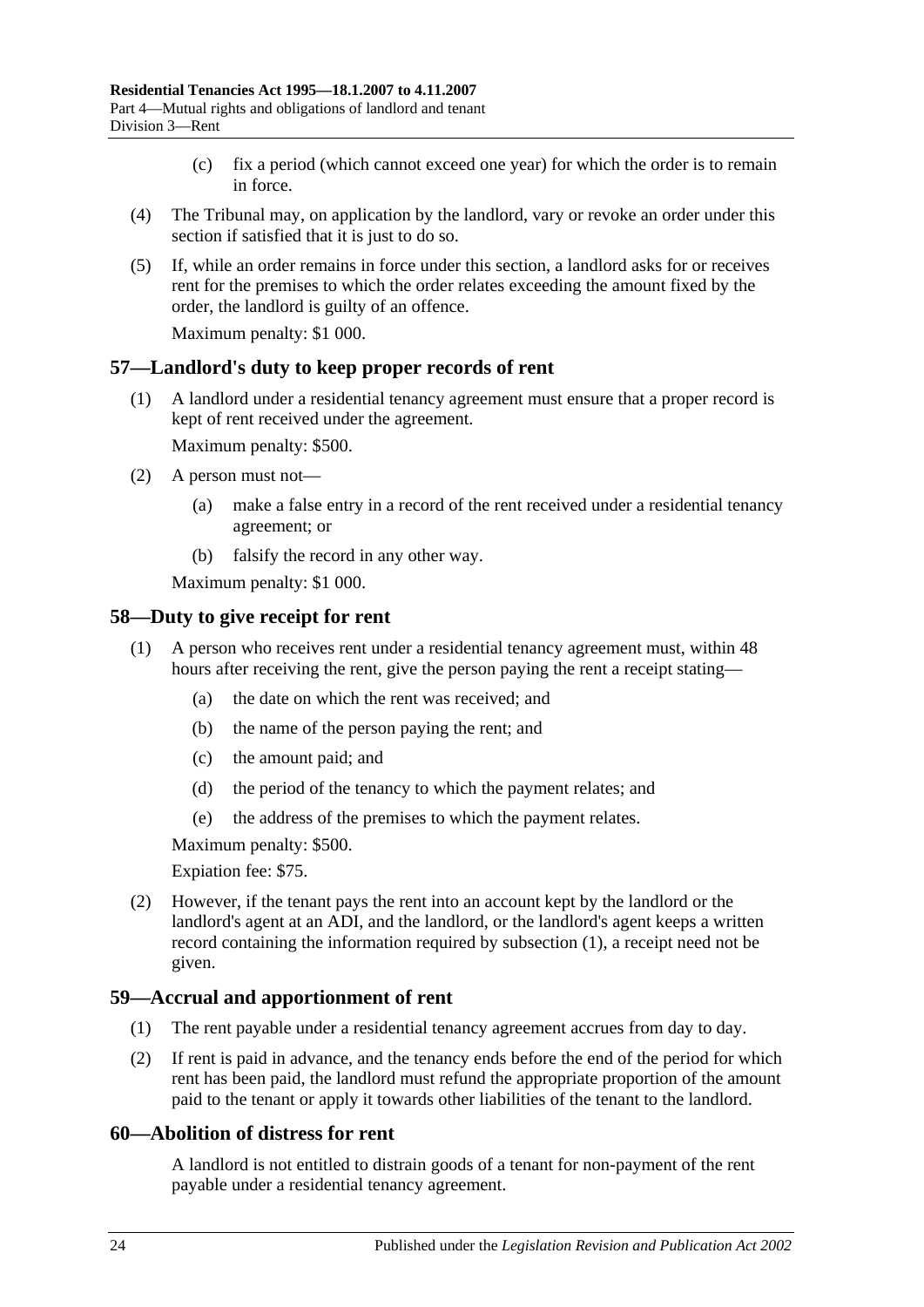(c) fix a period (which cannot exceed one year) for which the order is to remain in force.

(4) The Tribunal may, on application by the landlord, vary or revoke an order under this section if satisfied that it is just to do so.

(5) If, while an order remains in force under this section, a landlord asks for or receives rent for the premises to which the order relates exceeding the amount fixed by the order, the landlord is guilty of an offence.

Maximum penalty: $1 000.

## 57—Landlord's duty to keep proper records of rent

(1) A landlord under a residential tenancy agreement must ensure that a proper record is kept of rent received under the agreement.

Maximum penalty: $500.

(2) A person must not—

(a) make a false entry in a record of the rent received under a residential tenancy agreement; or

(b) falsify the record in any other way.

Maximum penalty: $1 000.

## 58—Duty to give receipt for rent

(1) A person who receives rent under a residential tenancy agreement must, within 48 hours after receiving the rent, give the person paying the rent a receipt stating—

(a) the date on which the rent was received; and

(b) the name of the person paying the rent; and

(c) the amount paid; and

(d) the period of the tenancy to which the payment relates; and

(e) the address of the premises to which the payment relates.

Maximum penalty: $500.

Expiation fee: $75.

(2) However, if the tenant pays the rent into an account kept by the landlord or the landlord's agent at an ADI, and the landlord, or the landlord's agent keeps a written record containing the information required by subsection (1), a receipt need not be given.

## 59—Accrual and apportionment of rent

(1) The rent payable under a residential tenancy agreement accrues from day to day.

(2) If rent is paid in advance, and the tenancy ends before the end of the period for which rent has been paid, the landlord must refund the appropriate proportion of the amount paid to the tenant or apply it towards other liabilities of the tenant to the landlord.

## 60—Abolition of distress for rent

A landlord is not entitled to distrain goods of a tenant for non-payment of the rent payable under a residential tenancy agreement.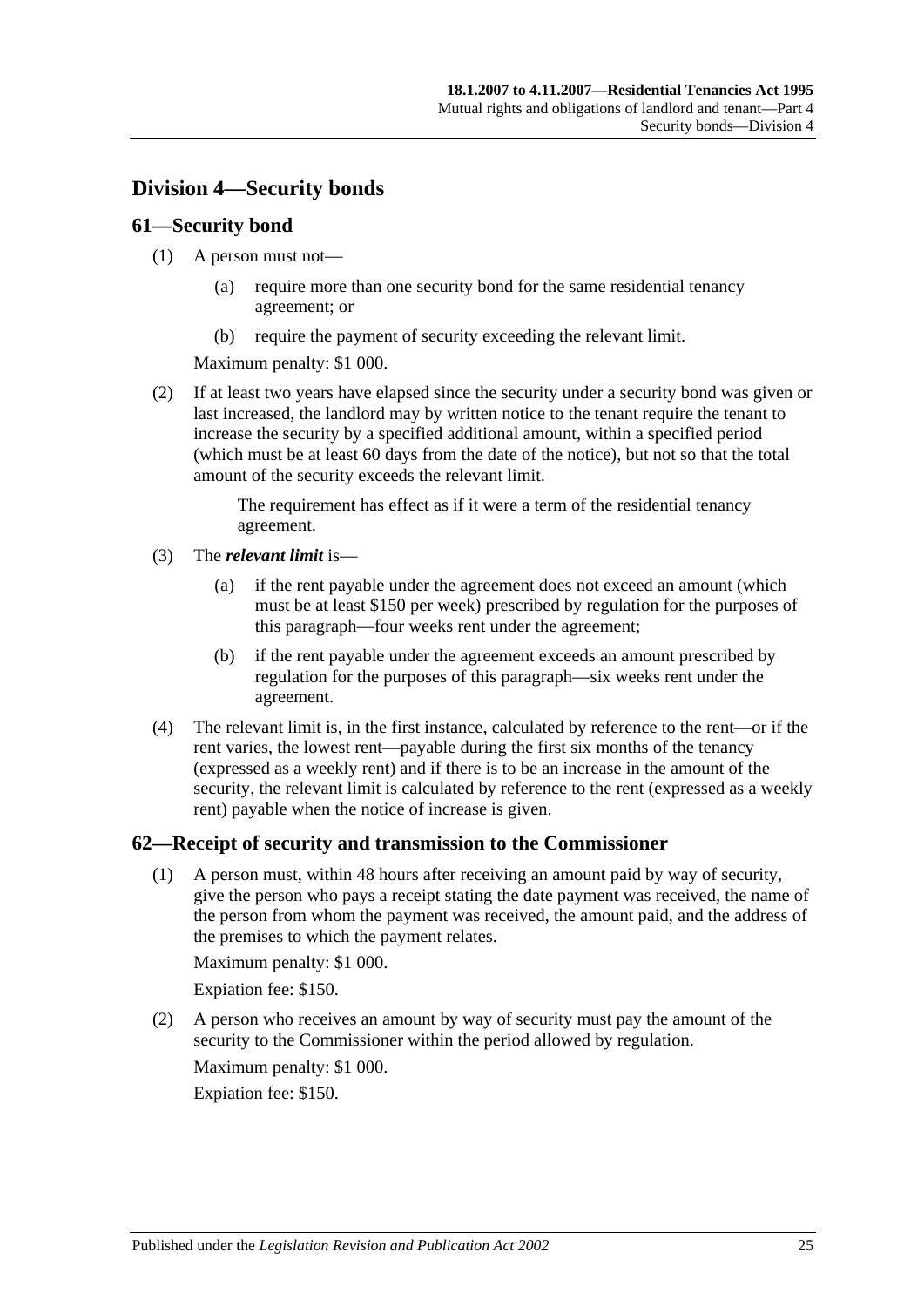## Division 4—Security bonds

### 61—Security bond

(1) A person must not—

- (a) require more than one security bond for the same residential tenancy agreement; or
- (b) require the payment of security exceeding the relevant limit.

Maximum penalty: $1 000.

(2) If at least two years have elapsed since the security under a security bond was given or last increased, the landlord may by written notice to the tenant require the tenant to increase the security by a specified additional amount, within a specified period (which must be at least 60 days from the date of the notice), but not so that the total amount of the security exceeds the relevant limit.

The requirement has effect as if it were a term of the residential tenancy agreement.

(3) The ***relevant limit*** is—

- (a) if the rent payable under the agreement does not exceed an amount (which must be at least $150 per week) prescribed by regulation for the purposes of this paragraph—four weeks rent under the agreement;
- (b) if the rent payable under the agreement exceeds an amount prescribed by regulation for the purposes of this paragraph—six weeks rent under the agreement.

(4) The relevant limit is, in the first instance, calculated by reference to the rent—or if the rent varies, the lowest rent—payable during the first six months of the tenancy (expressed as a weekly rent) and if there is to be an increase in the amount of the security, the relevant limit is calculated by reference to the rent (expressed as a weekly rent) payable when the notice of increase is given.

### 62—Receipt of security and transmission to the Commissioner

(1) A person must, within 48 hours after receiving an amount paid by way of security, give the person who pays a receipt stating the date payment was received, the name of the person from whom the payment was received, the amount paid, and the address of the premises to which the payment relates.

Maximum penalty: $1 000.

Expiation fee: $150.

(2) A person who receives an amount by way of security must pay the amount of the security to the Commissioner within the period allowed by regulation.

Maximum penalty: $1 000.

Expiation fee: $150.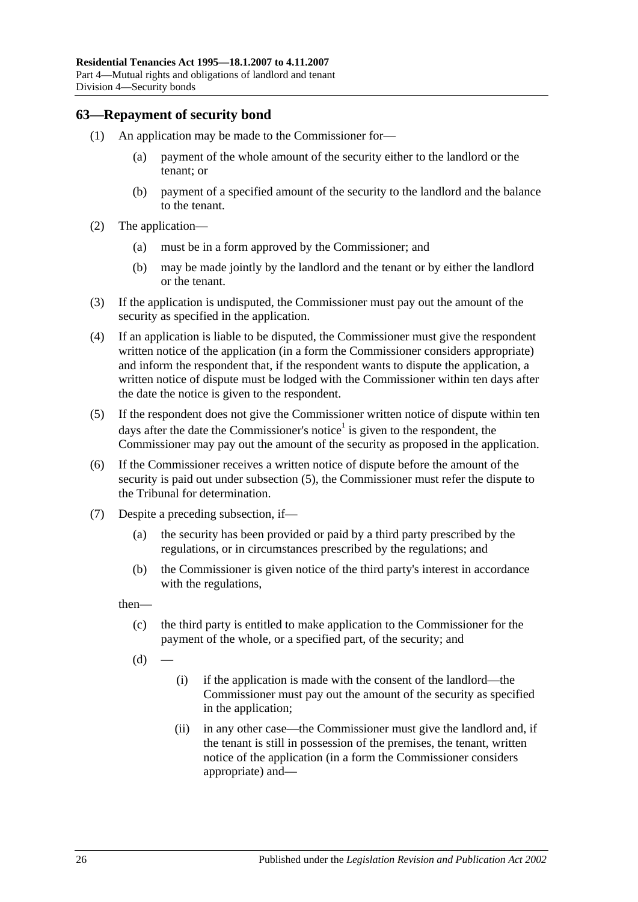## 63—Repayment of security bond

(1) An application may be made to the Commissioner for—

(a) payment of the whole amount of the security either to the landlord or the tenant; or

(b) payment of a specified amount of the security to the landlord and the balance to the tenant.

(2) The application—

(a) must be in a form approved by the Commissioner; and

(b) may be made jointly by the landlord and the tenant or by either the landlord or the tenant.

(3) If the application is undisputed, the Commissioner must pay out the amount of the security as specified in the application.

(4) If an application is liable to be disputed, the Commissioner must give the respondent written notice of the application (in a form the Commissioner considers appropriate) and inform the respondent that, if the respondent wants to dispute the application, a written notice of dispute must be lodged with the Commissioner within ten days after the date the notice is given to the respondent.

(5) If the respondent does not give the Commissioner written notice of dispute within ten days after the date the Commissioner's notice[1] is given to the respondent, the Commissioner may pay out the amount of the security as proposed in the application.

(6) If the Commissioner receives a written notice of dispute before the amount of the security is paid out under subsection (5), the Commissioner must refer the dispute to the Tribunal for determination.

(7) Despite a preceding subsection, if—

(a) the security has been provided or paid by a third party prescribed by the regulations, or in circumstances prescribed by the regulations; and

(b) the Commissioner is given notice of the third party's interest in accordance with the regulations,

then—

(c) the third party is entitled to make application to the Commissioner for the payment of the whole, or a specified part, of the security; and

(d) —

(i) if the application is made with the consent of the landlord—the Commissioner must pay out the amount of the security as specified in the application;

(ii) in any other case—the Commissioner must give the landlord and, if the tenant is still in possession of the premises, the tenant, written notice of the application (in a form the Commissioner considers appropriate) and—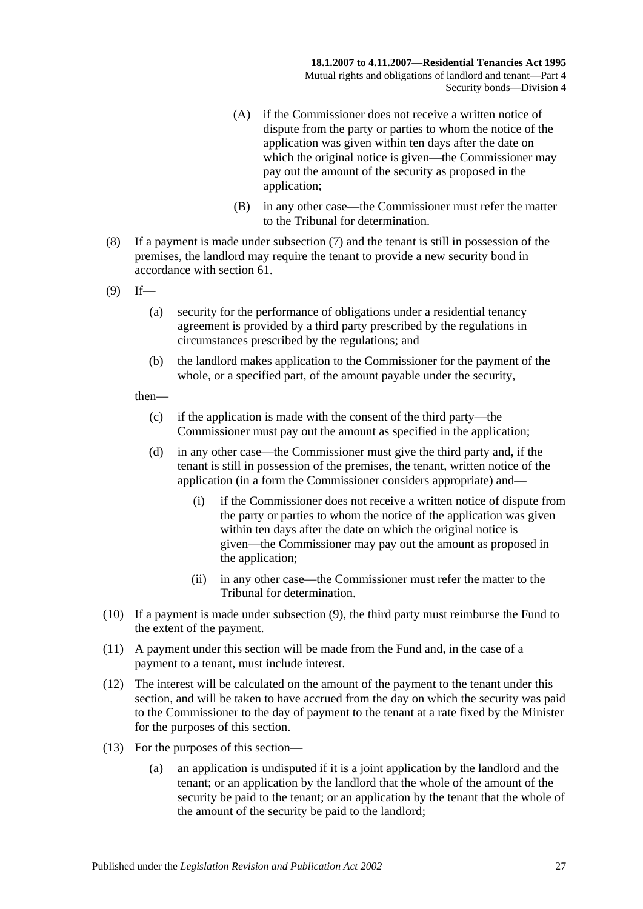(A) if the Commissioner does not receive a written notice of dispute from the party or parties to whom the notice of the application was given within ten days after the date on which the original notice is given—the Commissioner may pay out the amount of the security as proposed in the application;

(B) in any other case—the Commissioner must refer the matter to the Tribunal for determination.

(8) If a payment is made under subsection (7) and the tenant is still in possession of the premises, the landlord may require the tenant to provide a new security bond in accordance with section 61.

(9) If—

(a) security for the performance of obligations under a residential tenancy agreement is provided by a third party prescribed by the regulations in circumstances prescribed by the regulations; and

(b) the landlord makes application to the Commissioner for the payment of the whole, or a specified part, of the amount payable under the security,

then—

(c) if the application is made with the consent of the third party—the Commissioner must pay out the amount as specified in the application;

(d) in any other case—the Commissioner must give the third party and, if the tenant is still in possession of the premises, the tenant, written notice of the application (in a form the Commissioner considers appropriate) and—

(i) if the Commissioner does not receive a written notice of dispute from the party or parties to whom the notice of the application was given within ten days after the date on which the original notice is given—the Commissioner may pay out the amount as proposed in the application;

(ii) in any other case—the Commissioner must refer the matter to the Tribunal for determination.

(10) If a payment is made under subsection (9), the third party must reimburse the Fund to the extent of the payment.

(11) A payment under this section will be made from the Fund and, in the case of a payment to a tenant, must include interest.

(12) The interest will be calculated on the amount of the payment to the tenant under this section, and will be taken to have accrued from the day on which the security was paid to the Commissioner to the day of payment to the tenant at a rate fixed by the Minister for the purposes of this section.

(13) For the purposes of this section—

(a) an application is undisputed if it is a joint application by the landlord and the tenant; or an application by the landlord that the whole of the amount of the security be paid to the tenant; or an application by the tenant that the whole of the amount of the security be paid to the landlord;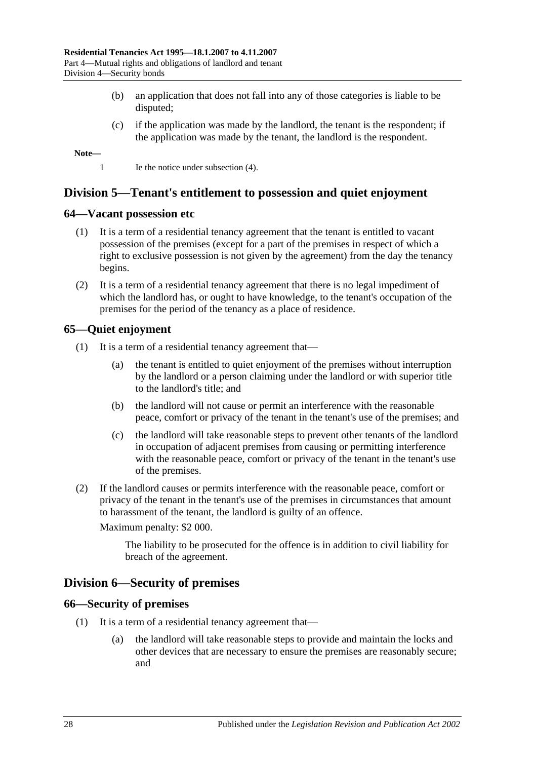(b) an application that does not fall into any of those categories is liable to be disputed;

(c) if the application was made by the landlord, the tenant is the respondent; if the application was made by the tenant, the landlord is the respondent.

**Note—**

1 Ie the notice under subsection (4).

## Division 5—Tenant's entitlement to possession and quiet enjoyment

### 64—Vacant possession etc

(1) It is a term of a residential tenancy agreement that the tenant is entitled to vacant possession of the premises (except for a part of the premises in respect of which a right to exclusive possession is not given by the agreement) from the day the tenancy begins.

(2) It is a term of a residential tenancy agreement that there is no legal impediment of which the landlord has, or ought to have knowledge, to the tenant's occupation of the premises for the period of the tenancy as a place of residence.

### 65—Quiet enjoyment

(1) It is a term of a residential tenancy agreement that—

(a) the tenant is entitled to quiet enjoyment of the premises without interruption by the landlord or a person claiming under the landlord or with superior title to the landlord's title; and

(b) the landlord will not cause or permit an interference with the reasonable peace, comfort or privacy of the tenant in the tenant's use of the premises; and

(c) the landlord will take reasonable steps to prevent other tenants of the landlord in occupation of adjacent premises from causing or permitting interference with the reasonable peace, comfort or privacy of the tenant in the tenant's use of the premises.

(2) If the landlord causes or permits interference with the reasonable peace, comfort or privacy of the tenant in the tenant's use of the premises in circumstances that amount to harassment of the tenant, the landlord is guilty of an offence.

Maximum penalty: $2 000.

The liability to be prosecuted for the offence is in addition to civil liability for breach of the agreement.

## Division 6—Security of premises

### 66—Security of premises

(1) It is a term of a residential tenancy agreement that—

(a) the landlord will take reasonable steps to provide and maintain the locks and other devices that are necessary to ensure the premises are reasonably secure; and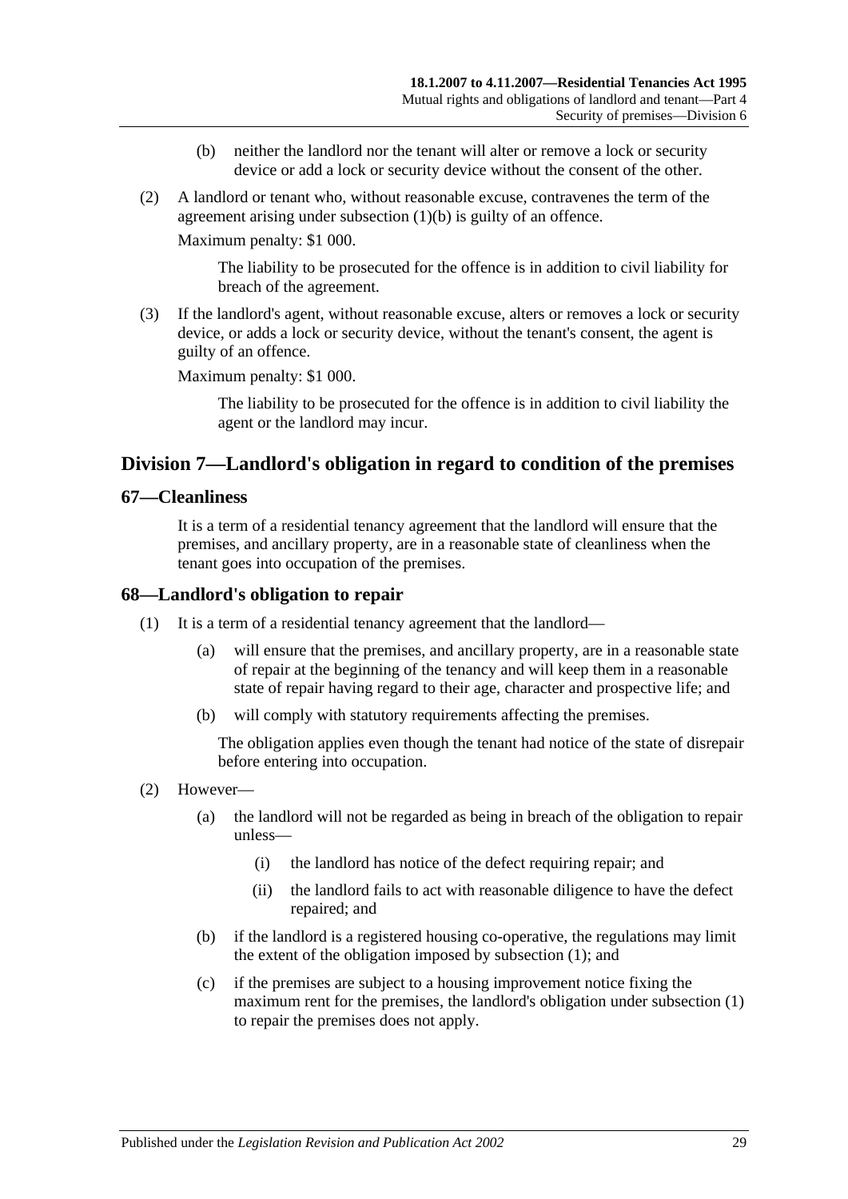(b) neither the landlord nor the tenant will alter or remove a lock or security device or add a lock or security device without the consent of the other.

(2) A landlord or tenant who, without reasonable excuse, contravenes the term of the agreement arising under subsection (1)(b) is guilty of an offence.

Maximum penalty: $1 000.

The liability to be prosecuted for the offence is in addition to civil liability for breach of the agreement.

(3) If the landlord's agent, without reasonable excuse, alters or removes a lock or security device, or adds a lock or security device, without the tenant's consent, the agent is guilty of an offence.

Maximum penalty: $1 000.

The liability to be prosecuted for the offence is in addition to civil liability the agent or the landlord may incur.

## Division 7—Landlord's obligation in regard to condition of the premises

### 67—Cleanliness

It is a term of a residential tenancy agreement that the landlord will ensure that the premises, and ancillary property, are in a reasonable state of cleanliness when the tenant goes into occupation of the premises.

### 68—Landlord's obligation to repair

(1) It is a term of a residential tenancy agreement that the landlord—

(a) will ensure that the premises, and ancillary property, are in a reasonable state of repair at the beginning of the tenancy and will keep them in a reasonable state of repair having regard to their age, character and prospective life; and

(b) will comply with statutory requirements affecting the premises.

The obligation applies even though the tenant had notice of the state of disrepair before entering into occupation.

(2) However—

(a) the landlord will not be regarded as being in breach of the obligation to repair unless—

(i) the landlord has notice of the defect requiring repair; and

(ii) the landlord fails to act with reasonable diligence to have the defect repaired; and

(b) if the landlord is a registered housing co-operative, the regulations may limit the extent of the obligation imposed by subsection (1); and

(c) if the premises are subject to a housing improvement notice fixing the maximum rent for the premises, the landlord's obligation under subsection (1) to repair the premises does not apply.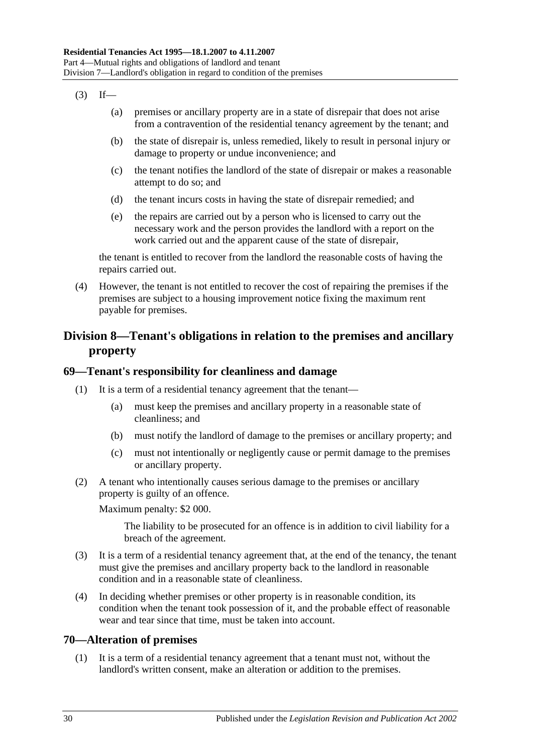(3) If—

(a) premises or ancillary property are in a state of disrepair that does not arise from a contravention of the residential tenancy agreement by the tenant; and

(b) the state of disrepair is, unless remedied, likely to result in personal injury or damage to property or undue inconvenience; and

(c) the tenant notifies the landlord of the state of disrepair or makes a reasonable attempt to do so; and

(d) the tenant incurs costs in having the state of disrepair remedied; and

(e) the repairs are carried out by a person who is licensed to carry out the necessary work and the person provides the landlord with a report on the work carried out and the apparent cause of the state of disrepair,

the tenant is entitled to recover from the landlord the reasonable costs of having the repairs carried out.

(4) However, the tenant is not entitled to recover the cost of repairing the premises if the premises are subject to a housing improvement notice fixing the maximum rent payable for premises.

## Division 8—Tenant's obligations in relation to the premises and ancillary property

### 69—Tenant's responsibility for cleanliness and damage

(1) It is a term of a residential tenancy agreement that the tenant—

(a) must keep the premises and ancillary property in a reasonable state of cleanliness; and

(b) must notify the landlord of damage to the premises or ancillary property; and

(c) must not intentionally or negligently cause or permit damage to the premises or ancillary property.

(2) A tenant who intentionally causes serious damage to the premises or ancillary property is guilty of an offence.

Maximum penalty: $2 000.

The liability to be prosecuted for an offence is in addition to civil liability for a breach of the agreement.

(3) It is a term of a residential tenancy agreement that, at the end of the tenancy, the tenant must give the premises and ancillary property back to the landlord in reasonable condition and in a reasonable state of cleanliness.

(4) In deciding whether premises or other property is in reasonable condition, its condition when the tenant took possession of it, and the probable effect of reasonable wear and tear since that time, must be taken into account.

### 70—Alteration of premises

(1) It is a term of a residential tenancy agreement that a tenant must not, without the landlord's written consent, make an alteration or addition to the premises.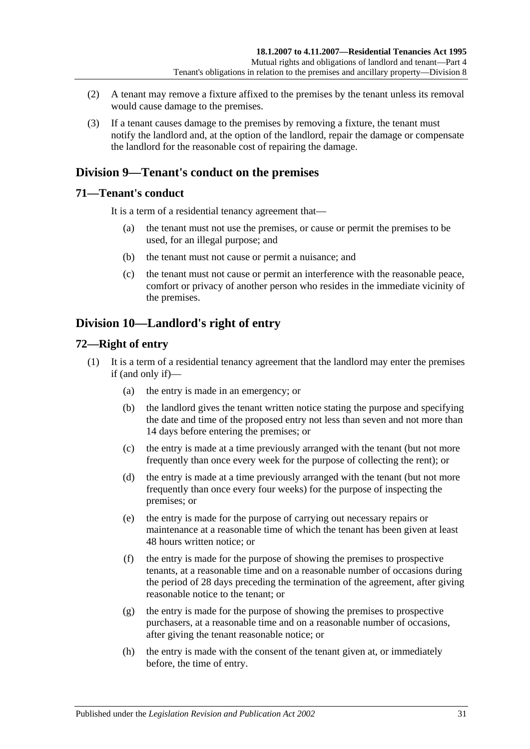(2) A tenant may remove a fixture affixed to the premises by the tenant unless its removal would cause damage to the premises.

(3) If a tenant causes damage to the premises by removing a fixture, the tenant must notify the landlord and, at the option of the landlord, repair the damage or compensate the landlord for the reasonable cost of repairing the damage.

## Division 9—Tenant's conduct on the premises

### 71—Tenant's conduct

It is a term of a residential tenancy agreement that—

(a) the tenant must not use the premises, or cause or permit the premises to be used, for an illegal purpose; and

(b) the tenant must not cause or permit a nuisance; and

(c) the tenant must not cause or permit an interference with the reasonable peace, comfort or privacy of another person who resides in the immediate vicinity of the premises.

## Division 10—Landlord's right of entry

### 72—Right of entry

(1) It is a term of a residential tenancy agreement that the landlord may enter the premises if (and only if)—

(a) the entry is made in an emergency; or

(b) the landlord gives the tenant written notice stating the purpose and specifying the date and time of the proposed entry not less than seven and not more than 14 days before entering the premises; or

(c) the entry is made at a time previously arranged with the tenant (but not more frequently than once every week for the purpose of collecting the rent); or

(d) the entry is made at a time previously arranged with the tenant (but not more frequently than once every four weeks) for the purpose of inspecting the premises; or

(e) the entry is made for the purpose of carrying out necessary repairs or maintenance at a reasonable time of which the tenant has been given at least 48 hours written notice; or

(f) the entry is made for the purpose of showing the premises to prospective tenants, at a reasonable time and on a reasonable number of occasions during the period of 28 days preceding the termination of the agreement, after giving reasonable notice to the tenant; or

(g) the entry is made for the purpose of showing the premises to prospective purchasers, at a reasonable time and on a reasonable number of occasions, after giving the tenant reasonable notice; or

(h) the entry is made with the consent of the tenant given at, or immediately before, the time of entry.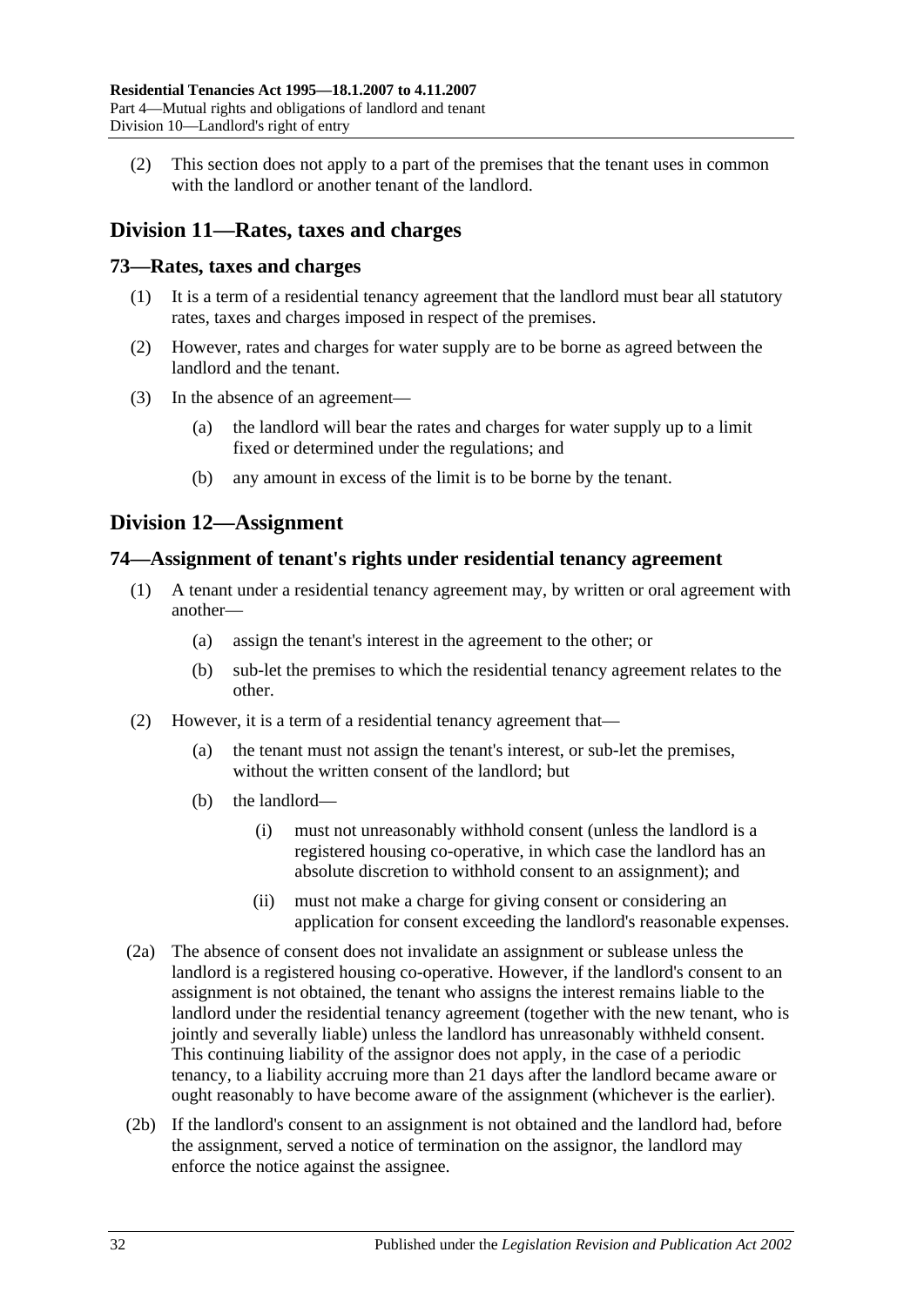(2) This section does not apply to a part of the premises that the tenant uses in common with the landlord or another tenant of the landlord.

## Division 11—Rates, taxes and charges

### 73—Rates, taxes and charges

(1) It is a term of a residential tenancy agreement that the landlord must bear all statutory rates, taxes and charges imposed in respect of the premises.

(2) However, rates and charges for water supply are to be borne as agreed between the landlord and the tenant.

(3) In the absence of an agreement—

(a) the landlord will bear the rates and charges for water supply up to a limit fixed or determined under the regulations; and

(b) any amount in excess of the limit is to be borne by the tenant.

## Division 12—Assignment

### 74—Assignment of tenant's rights under residential tenancy agreement

(1) A tenant under a residential tenancy agreement may, by written or oral agreement with another—

(a) assign the tenant's interest in the agreement to the other; or

(b) sub-let the premises to which the residential tenancy agreement relates to the other.

(2) However, it is a term of a residential tenancy agreement that—

(a) the tenant must not assign the tenant's interest, or sub-let the premises, without the written consent of the landlord; but

(b) the landlord—

(i) must not unreasonably withhold consent (unless the landlord is a registered housing co-operative, in which case the landlord has an absolute discretion to withhold consent to an assignment); and

(ii) must not make a charge for giving consent or considering an application for consent exceeding the landlord's reasonable expenses.

(2a) The absence of consent does not invalidate an assignment or sublease unless the landlord is a registered housing co-operative. However, if the landlord's consent to an assignment is not obtained, the tenant who assigns the interest remains liable to the landlord under the residential tenancy agreement (together with the new tenant, who is jointly and severally liable) unless the landlord has unreasonably withheld consent. This continuing liability of the assignor does not apply, in the case of a periodic tenancy, to a liability accruing more than 21 days after the landlord became aware or ought reasonably to have become aware of the assignment (whichever is the earlier).

(2b) If the landlord's consent to an assignment is not obtained and the landlord had, before the assignment, served a notice of termination on the assignor, the landlord may enforce the notice against the assignee.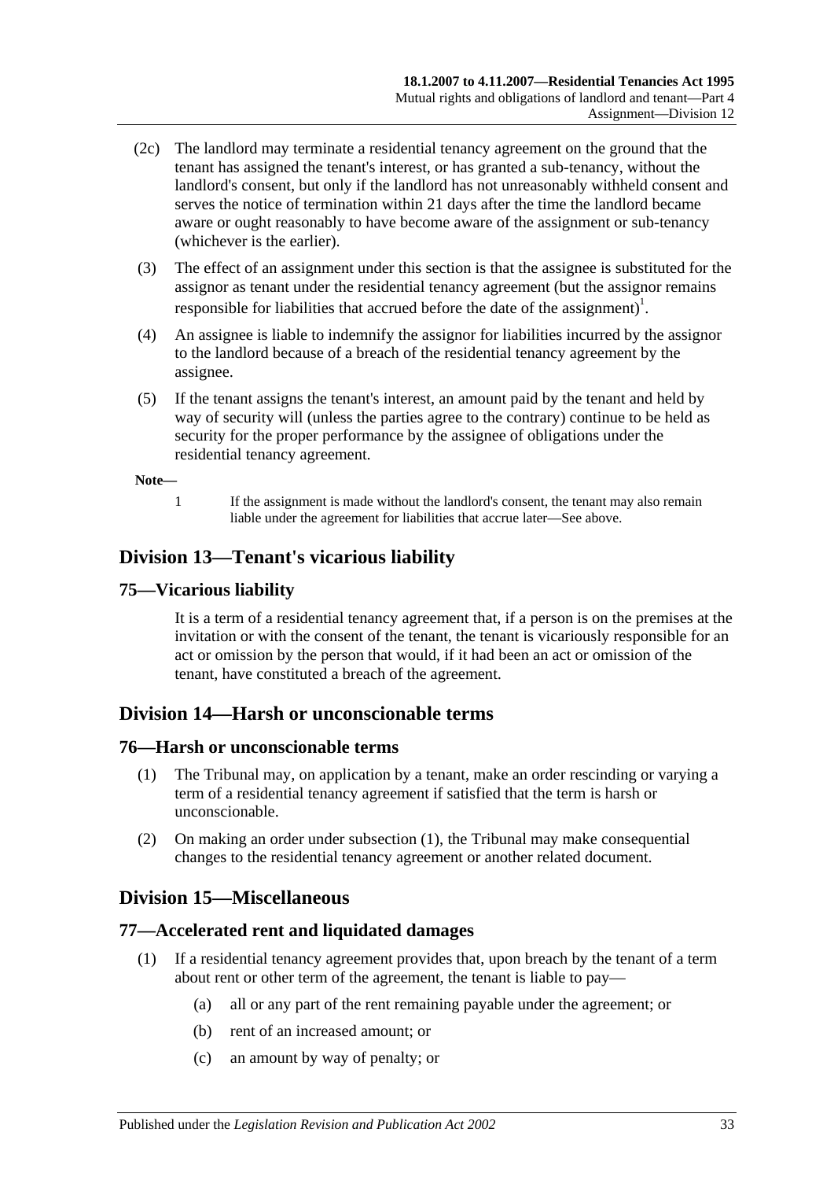(2c) The landlord may terminate a residential tenancy agreement on the ground that the tenant has assigned the tenant's interest, or has granted a sub-tenancy, without the landlord's consent, but only if the landlord has not unreasonably withheld consent and serves the notice of termination within 21 days after the time the landlord became aware or ought reasonably to have become aware of the assignment or sub-tenancy (whichever is the earlier).

(3) The effect of an assignment under this section is that the assignee is substituted for the assignor as tenant under the residential tenancy agreement (but the assignor remains responsible for liabilities that accrued before the date of the assignment)[1].

(4) An assignee is liable to indemnify the assignor for liabilities incurred by the assignor to the landlord because of a breach of the residential tenancy agreement by the assignee.

(5) If the tenant assigns the tenant's interest, an amount paid by the tenant and held by way of security will (unless the parties agree to the contrary) continue to be held as security for the proper performance by the assignee of obligations under the residential tenancy agreement.

**Note—**

1 If the assignment is made without the landlord's consent, the tenant may also remain liable under the agreement for liabilities that accrue later—See above.

## Division 13—Tenant's vicarious liability

### 75—Vicarious liability

It is a term of a residential tenancy agreement that, if a person is on the premises at the invitation or with the consent of the tenant, the tenant is vicariously responsible for an act or omission by the person that would, if it had been an act or omission of the tenant, have constituted a breach of the agreement.

## Division 14—Harsh or unconscionable terms

### 76—Harsh or unconscionable terms

(1) The Tribunal may, on application by a tenant, make an order rescinding or varying a term of a residential tenancy agreement if satisfied that the term is harsh or unconscionable.

(2) On making an order under subsection (1), the Tribunal may make consequential changes to the residential tenancy agreement or another related document.

## Division 15—Miscellaneous

### 77—Accelerated rent and liquidated damages

(1) If a residential tenancy agreement provides that, upon breach by the tenant of a term about rent or other term of the agreement, the tenant is liable to pay—

(a) all or any part of the rent remaining payable under the agreement; or

(b) rent of an increased amount; or

(c) an amount by way of penalty; or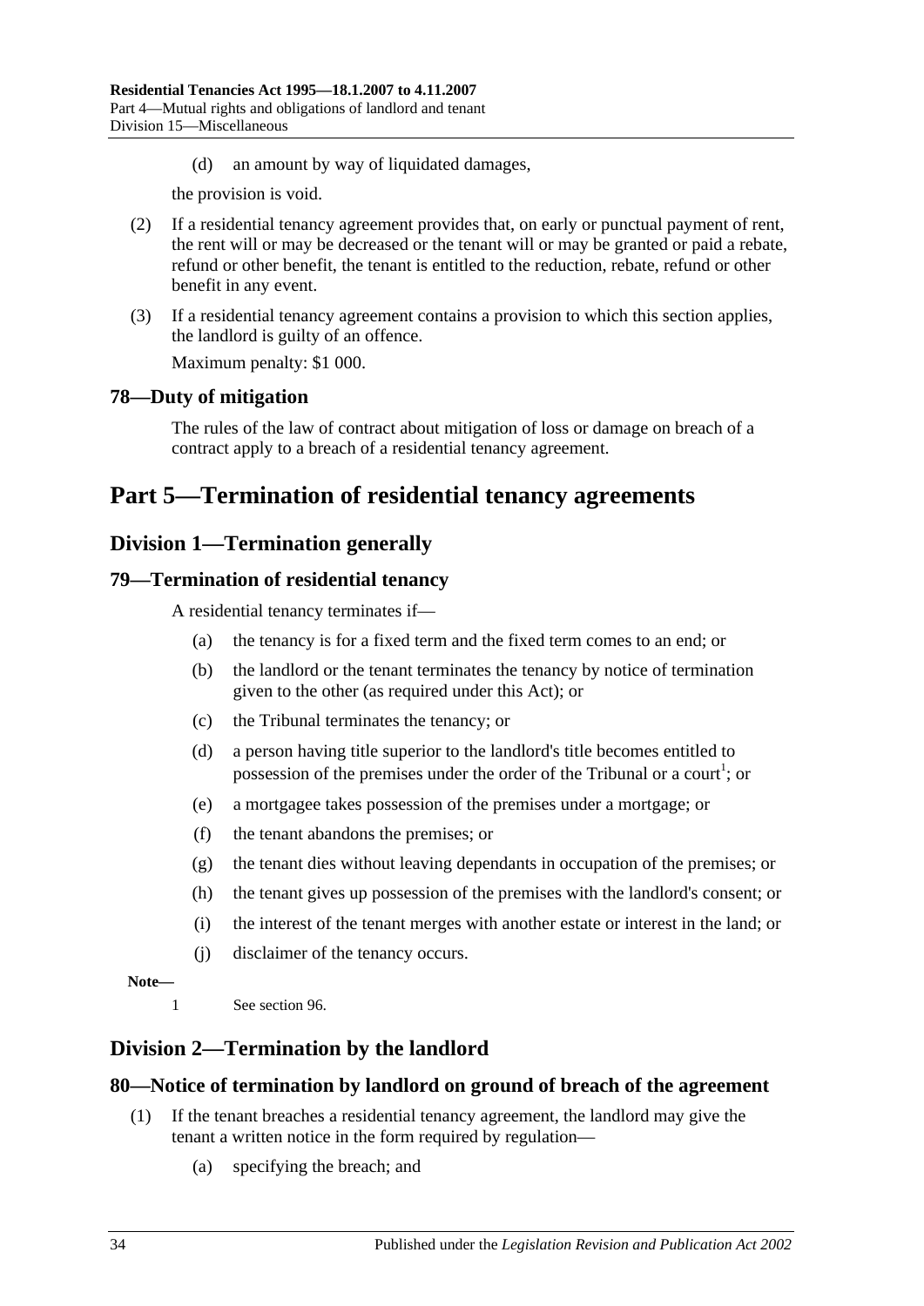(d) an amount by way of liquidated damages,

the provision is void.

(2) If a residential tenancy agreement provides that, on early or punctual payment of rent, the rent will or may be decreased or the tenant will or may be granted or paid a rebate, refund or other benefit, the tenant is entitled to the reduction, rebate, refund or other benefit in any event.

(3) If a residential tenancy agreement contains a provision to which this section applies, the landlord is guilty of an offence.

Maximum penalty: $1 000.

### 78—Duty of mitigation

The rules of the law of contract about mitigation of loss or damage on breach of a contract apply to a breach of a residential tenancy agreement.

# Part 5—Termination of residential tenancy agreements

## Division 1—Termination generally

### 79—Termination of residential tenancy

A residential tenancy terminates if—

(a) the tenancy is for a fixed term and the fixed term comes to an end; or

(b) the landlord or the tenant terminates the tenancy by notice of termination given to the other (as required under this Act); or

(c) the Tribunal terminates the tenancy; or

(d) a person having title superior to the landlord's title becomes entitled to possession of the premises under the order of the Tribunal or a court[1]; or

(e) a mortgagee takes possession of the premises under a mortgage; or

(f) the tenant abandons the premises; or

(g) the tenant dies without leaving dependants in occupation of the premises; or

(h) the tenant gives up possession of the premises with the landlord's consent; or

(i) the interest of the tenant merges with another estate or interest in the land; or

(j) disclaimer of the tenancy occurs.

**Note—**

1 See section 96.

## Division 2—Termination by the landlord

### 80—Notice of termination by landlord on ground of breach of the agreement

(1) If the tenant breaches a residential tenancy agreement, the landlord may give the tenant a written notice in the form required by regulation—

(a) specifying the breach; and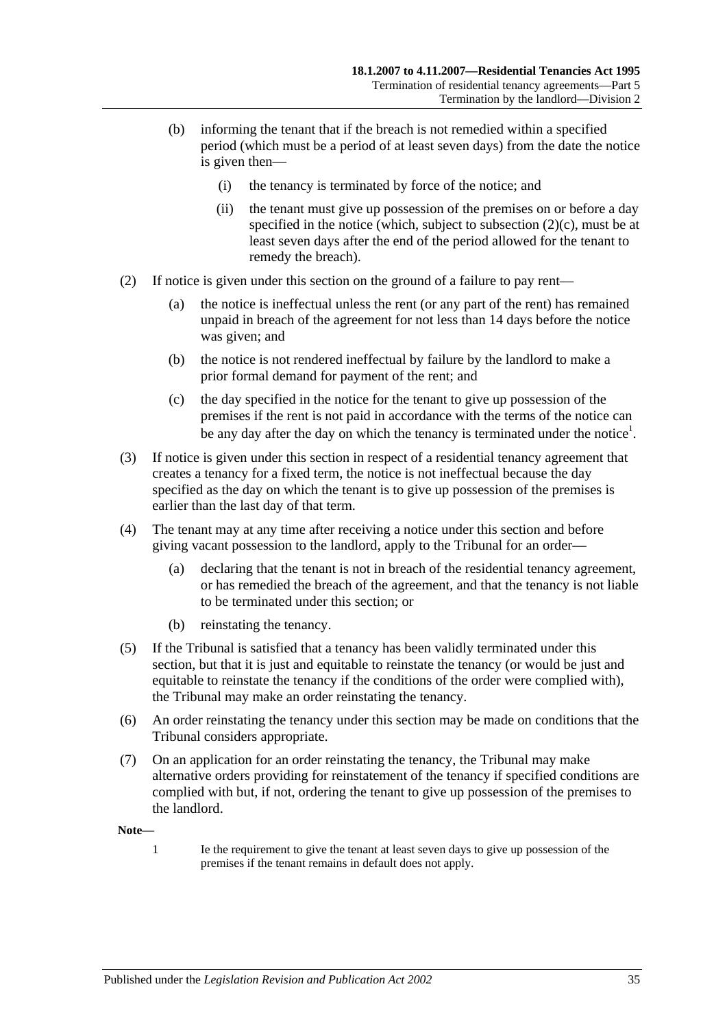(b) informing the tenant that if the breach is not remedied within a specified period (which must be a period of at least seven days) from the date the notice is given then—

(i) the tenancy is terminated by force of the notice; and

(ii) the tenant must give up possession of the premises on or before a day specified in the notice (which, subject to subsection (2)(c), must be at least seven days after the end of the period allowed for the tenant to remedy the breach).

(2) If notice is given under this section on the ground of a failure to pay rent—

(a) the notice is ineffectual unless the rent (or any part of the rent) has remained unpaid in breach of the agreement for not less than 14 days before the notice was given; and

(b) the notice is not rendered ineffectual by failure by the landlord to make a prior formal demand for payment of the rent; and

(c) the day specified in the notice for the tenant to give up possession of the premises if the rent is not paid in accordance with the terms of the notice can be any day after the day on which the tenancy is terminated under the notice[1].

(3) If notice is given under this section in respect of a residential tenancy agreement that creates a tenancy for a fixed term, the notice is not ineffectual because the day specified as the day on which the tenant is to give up possession of the premises is earlier than the last day of that term.

(4) The tenant may at any time after receiving a notice under this section and before giving vacant possession to the landlord, apply to the Tribunal for an order—

(a) declaring that the tenant is not in breach of the residential tenancy agreement, or has remedied the breach of the agreement, and that the tenancy is not liable to be terminated under this section; or

(b) reinstating the tenancy.

(5) If the Tribunal is satisfied that a tenancy has been validly terminated under this section, but that it is just and equitable to reinstate the tenancy (or would be just and equitable to reinstate the tenancy if the conditions of the order were complied with), the Tribunal may make an order reinstating the tenancy.

(6) An order reinstating the tenancy under this section may be made on conditions that the Tribunal considers appropriate.

(7) On an application for an order reinstating the tenancy, the Tribunal may make alternative orders providing for reinstatement of the tenancy if specified conditions are complied with but, if not, ordering the tenant to give up possession of the premises to the landlord.

**Note—**

1 Ie the requirement to give the tenant at least seven days to give up possession of the premises if the tenant remains in default does not apply.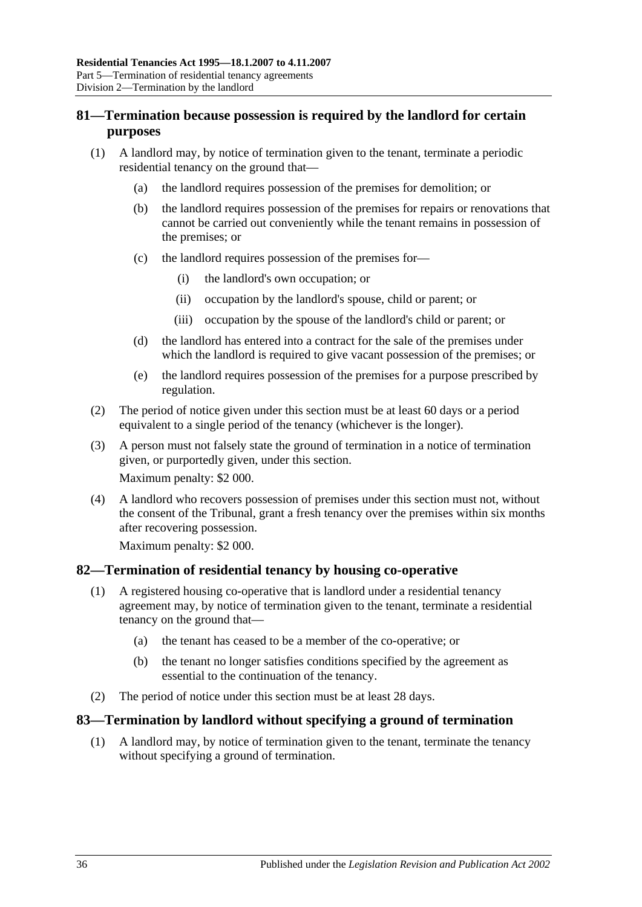## 81—Termination because possession is required by the landlord for certain purposes

(1) A landlord may, by notice of termination given to the tenant, terminate a periodic residential tenancy on the ground that—

(a) the landlord requires possession of the premises for demolition; or

(b) the landlord requires possession of the premises for repairs or renovations that cannot be carried out conveniently while the tenant remains in possession of the premises; or

(c) the landlord requires possession of the premises for—

(i) the landlord's own occupation; or

(ii) occupation by the landlord's spouse, child or parent; or

(iii) occupation by the spouse of the landlord's child or parent; or

(d) the landlord has entered into a contract for the sale of the premises under which the landlord is required to give vacant possession of the premises; or

(e) the landlord requires possession of the premises for a purpose prescribed by regulation.

(2) The period of notice given under this section must be at least 60 days or a period equivalent to a single period of the tenancy (whichever is the longer).

(3) A person must not falsely state the ground of termination in a notice of termination given, or purportedly given, under this section.

Maximum penalty: $2 000.

(4) A landlord who recovers possession of premises under this section must not, without the consent of the Tribunal, grant a fresh tenancy over the premises within six months after recovering possession.

Maximum penalty: $2 000.

## 82—Termination of residential tenancy by housing co-operative

(1) A registered housing co-operative that is landlord under a residential tenancy agreement may, by notice of termination given to the tenant, terminate a residential tenancy on the ground that—

(a) the tenant has ceased to be a member of the co-operative; or

(b) the tenant no longer satisfies conditions specified by the agreement as essential to the continuation of the tenancy.

(2) The period of notice under this section must be at least 28 days.

## 83—Termination by landlord without specifying a ground of termination

(1) A landlord may, by notice of termination given to the tenant, terminate the tenancy without specifying a ground of termination.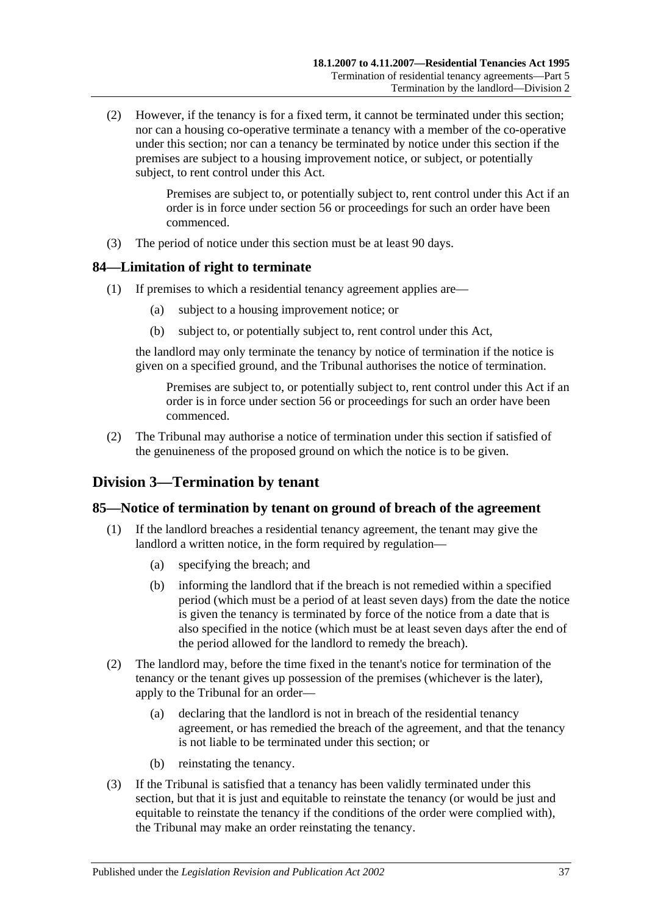(2) However, if the tenancy is for a fixed term, it cannot be terminated under this section; nor can a housing co-operative terminate a tenancy with a member of the co-operative under this section; nor can a tenancy be terminated by notice under this section if the premises are subject to a housing improvement notice, or subject, or potentially subject, to rent control under this Act.

> Premises are subject to, or potentially subject to, rent control under this Act if an order is in force under section 56 or proceedings for such an order have been commenced.

(3) The period of notice under this section must be at least 90 days.

## 84—Limitation of right to terminate

(1) If premises to which a residential tenancy agreement applies are—

- (a) subject to a housing improvement notice; or
- (b) subject to, or potentially subject to, rent control under this Act,

the landlord may only terminate the tenancy by notice of termination if the notice is given on a specified ground, and the Tribunal authorises the notice of termination.

> Premises are subject to, or potentially subject to, rent control under this Act if an order is in force under section 56 or proceedings for such an order have been commenced.

(2) The Tribunal may authorise a notice of termination under this section if satisfied of the genuineness of the proposed ground on which the notice is to be given.

# Division 3—Termination by tenant

## 85—Notice of termination by tenant on ground of breach of the agreement

(1) If the landlord breaches a residential tenancy agreement, the tenant may give the landlord a written notice, in the form required by regulation—

- (a) specifying the breach; and
- (b) informing the landlord that if the breach is not remedied within a specified period (which must be a period of at least seven days) from the date the notice is given the tenancy is terminated by force of the notice from a date that is also specified in the notice (which must be at least seven days after the end of the period allowed for the landlord to remedy the breach).

(2) The landlord may, before the time fixed in the tenant's notice for termination of the tenancy or the tenant gives up possession of the premises (whichever is the later), apply to the Tribunal for an order—

- (a) declaring that the landlord is not in breach of the residential tenancy agreement, or has remedied the breach of the agreement, and that the tenancy is not liable to be terminated under this section; or
- (b) reinstating the tenancy.

(3) If the Tribunal is satisfied that a tenancy has been validly terminated under this section, but that it is just and equitable to reinstate the tenancy (or would be just and equitable to reinstate the tenancy if the conditions of the order were complied with), the Tribunal may make an order reinstating the tenancy.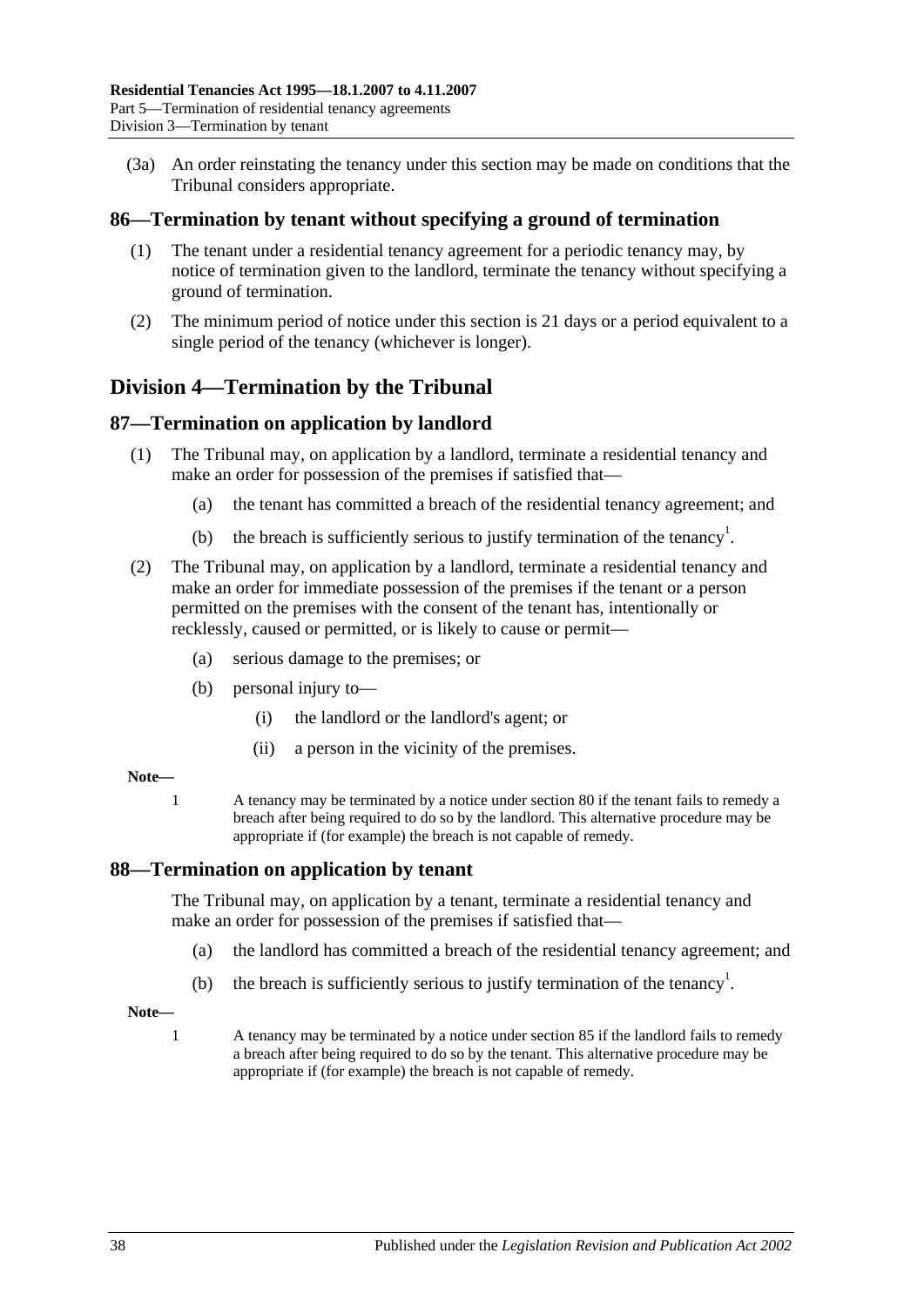(3a) An order reinstating the tenancy under this section may be made on conditions that the Tribunal considers appropriate.

## 86—Termination by tenant without specifying a ground of termination

(1) The tenant under a residential tenancy agreement for a periodic tenancy may, by notice of termination given to the landlord, terminate the tenancy without specifying a ground of termination.

(2) The minimum period of notice under this section is 21 days or a period equivalent to a single period of the tenancy (whichever is longer).

# Division 4—Termination by the Tribunal

## 87—Termination on application by landlord

(1) The Tribunal may, on application by a landlord, terminate a residential tenancy and make an order for possession of the premises if satisfied that—

- (a) the tenant has committed a breach of the residential tenancy agreement; and
- (b) the breach is sufficiently serious to justify termination of the tenancy[1].

(2) The Tribunal may, on application by a landlord, terminate a residential tenancy and make an order for immediate possession of the premises if the tenant or a person permitted on the premises with the consent of the tenant has, intentionally or recklessly, caused or permitted, or is likely to cause or permit—

- (a) serious damage to the premises; or
- (b) personal injury to—
  - (i) the landlord or the landlord's agent; or
  - (ii) a person in the vicinity of the premises.

**Note—**

1 A tenancy may be terminated by a notice under section 80 if the tenant fails to remedy a breach after being required to do so by the landlord. This alternative procedure may be appropriate if (for example) the breach is not capable of remedy.

## 88—Termination on application by tenant

The Tribunal may, on application by a tenant, terminate a residential tenancy and make an order for possession of the premises if satisfied that—

- (a) the landlord has committed a breach of the residential tenancy agreement; and
- (b) the breach is sufficiently serious to justify termination of the tenancy[1].

**Note—**

1 A tenancy may be terminated by a notice under section 85 if the landlord fails to remedy a breach after being required to do so by the tenant. This alternative procedure may be appropriate if (for example) the breach is not capable of remedy.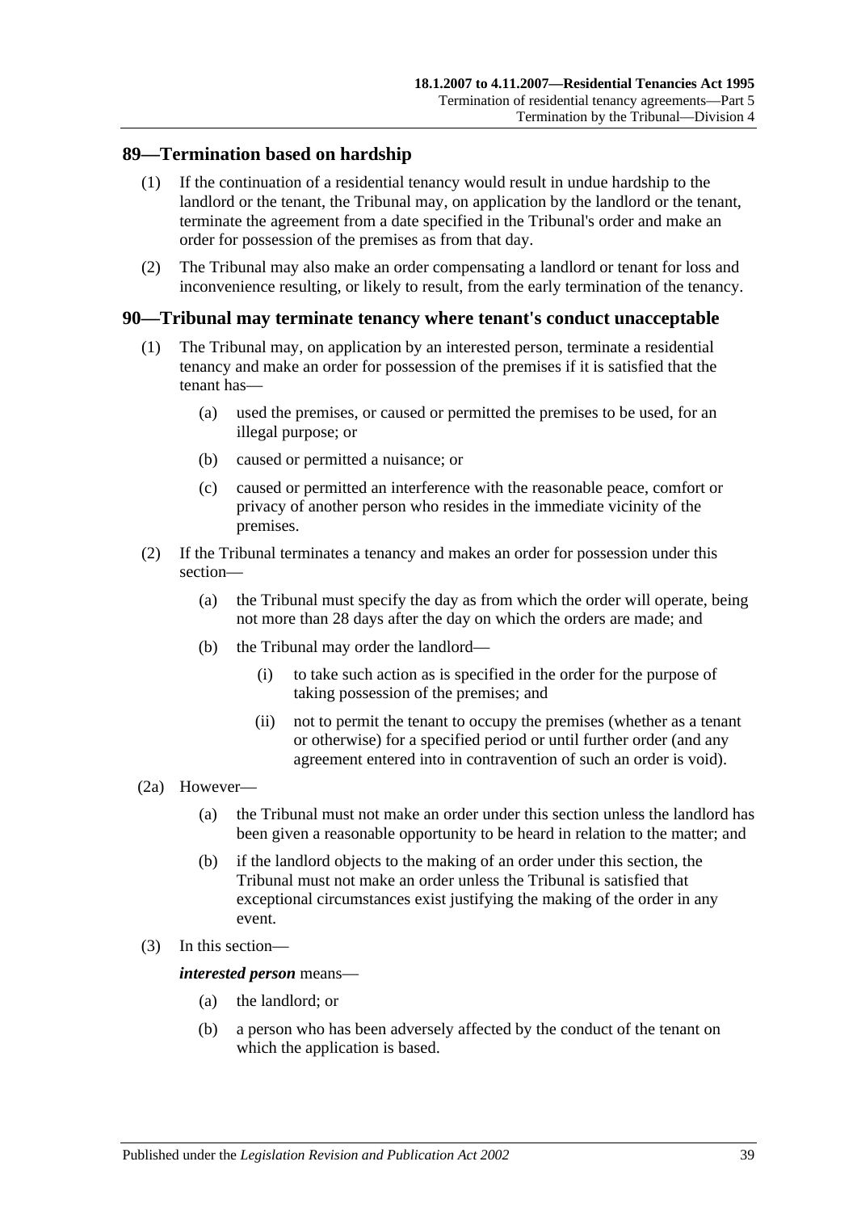## 89—Termination based on hardship

(1) If the continuation of a residential tenancy would result in undue hardship to the landlord or the tenant, the Tribunal may, on application by the landlord or the tenant, terminate the agreement from a date specified in the Tribunal's order and make an order for possession of the premises as from that day.

(2) The Tribunal may also make an order compensating a landlord or tenant for loss and inconvenience resulting, or likely to result, from the early termination of the tenancy.

## 90—Tribunal may terminate tenancy where tenant's conduct unacceptable

(1) The Tribunal may, on application by an interested person, terminate a residential tenancy and make an order for possession of the premises if it is satisfied that the tenant has—

- (a) used the premises, or caused or permitted the premises to be used, for an illegal purpose; or
- (b) caused or permitted a nuisance; or
- (c) caused or permitted an interference with the reasonable peace, comfort or privacy of another person who resides in the immediate vicinity of the premises.

(2) If the Tribunal terminates a tenancy and makes an order for possession under this section—

- (a) the Tribunal must specify the day as from which the order will operate, being not more than 28 days after the day on which the orders are made; and
- (b) the Tribunal may order the landlord—
  - (i) to take such action as is specified in the order for the purpose of taking possession of the premises; and
  - (ii) not to permit the tenant to occupy the premises (whether as a tenant or otherwise) for a specified period or until further order (and any agreement entered into in contravention of such an order is void).

(2a) However—

- (a) the Tribunal must not make an order under this section unless the landlord has been given a reasonable opportunity to be heard in relation to the matter; and
- (b) if the landlord objects to the making of an order under this section, the Tribunal must not make an order unless the Tribunal is satisfied that exceptional circumstances exist justifying the making of the order in any event.

(3) In this section—

***interested person*** means—

- (a) the landlord; or
- (b) a person who has been adversely affected by the conduct of the tenant on which the application is based.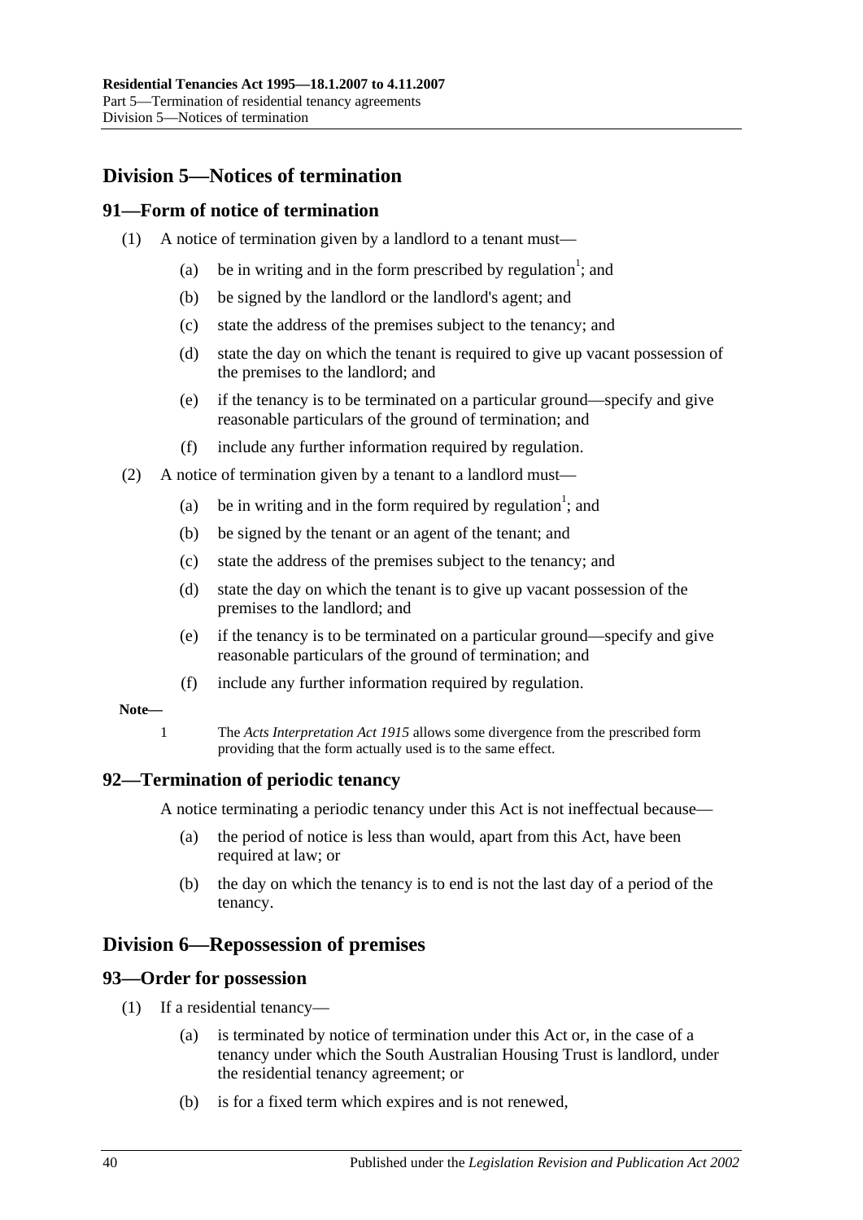## Division 5—Notices of termination

### 91—Form of notice of termination

(1) A notice of termination given by a landlord to a tenant must—

(a) be in writing and in the form prescribed by regulation[1]; and

(b) be signed by the landlord or the landlord's agent; and

(c) state the address of the premises subject to the tenancy; and

(d) state the day on which the tenant is required to give up vacant possession of the premises to the landlord; and

(e) if the tenancy is to be terminated on a particular ground—specify and give reasonable particulars of the ground of termination; and

(f) include any further information required by regulation.

(2) A notice of termination given by a tenant to a landlord must—

(a) be in writing and in the form required by regulation[1]; and

(b) be signed by the tenant or an agent of the tenant; and

(c) state the address of the premises subject to the tenancy; and

(d) state the day on which the tenant is to give up vacant possession of the premises to the landlord; and

(e) if the tenancy is to be terminated on a particular ground—specify and give reasonable particulars of the ground of termination; and

(f) include any further information required by regulation.

**Note—**

1 The *Acts Interpretation Act 1915* allows some divergence from the prescribed form providing that the form actually used is to the same effect.

### 92—Termination of periodic tenancy

A notice terminating a periodic tenancy under this Act is not ineffectual because—

(a) the period of notice is less than would, apart from this Act, have been required at law; or

(b) the day on which the tenancy is to end is not the last day of a period of the tenancy.

## Division 6—Repossession of premises

### 93—Order for possession

(1) If a residential tenancy—

(a) is terminated by notice of termination under this Act or, in the case of a tenancy under which the South Australian Housing Trust is landlord, under the residential tenancy agreement; or

(b) is for a fixed term which expires and is not renewed,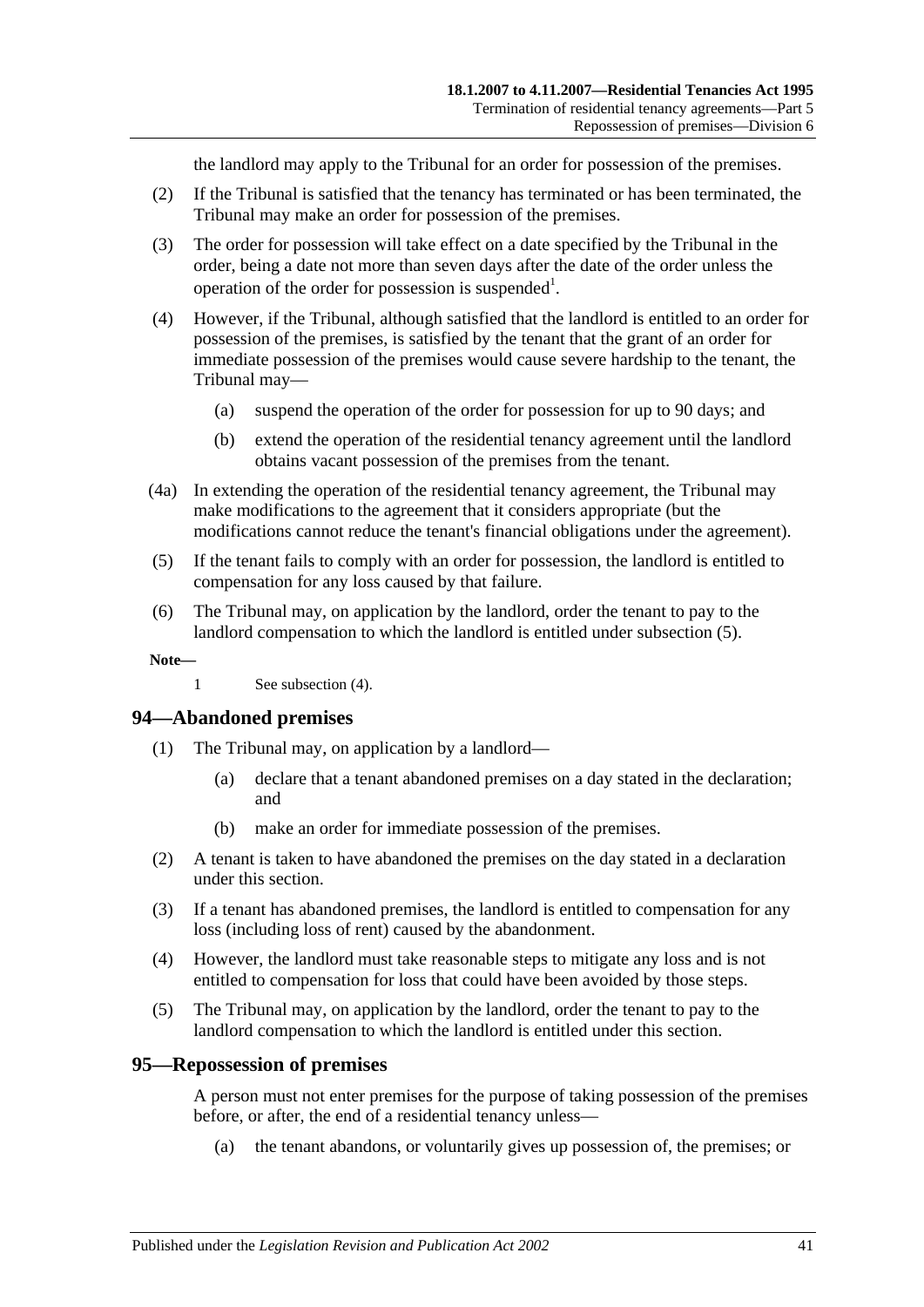the landlord may apply to the Tribunal for an order for possession of the premises.

(2) If the Tribunal is satisfied that the tenancy has terminated or has been terminated, the Tribunal may make an order for possession of the premises.

(3) The order for possession will take effect on a date specified by the Tribunal in the order, being a date not more than seven days after the date of the order unless the operation of the order for possession is suspended[1].

(4) However, if the Tribunal, although satisfied that the landlord is entitled to an order for possession of the premises, is satisfied by the tenant that the grant of an order for immediate possession of the premises would cause severe hardship to the tenant, the Tribunal may—

(a) suspend the operation of the order for possession for up to 90 days; and

(b) extend the operation of the residential tenancy agreement until the landlord obtains vacant possession of the premises from the tenant.

(4a) In extending the operation of the residential tenancy agreement, the Tribunal may make modifications to the agreement that it considers appropriate (but the modifications cannot reduce the tenant's financial obligations under the agreement).

(5) If the tenant fails to comply with an order for possession, the landlord is entitled to compensation for any loss caused by that failure.

(6) The Tribunal may, on application by the landlord, order the tenant to pay to the landlord compensation to which the landlord is entitled under subsection (5).

**Note—**

1 See subsection (4).

## 94—Abandoned premises

(1) The Tribunal may, on application by a landlord—

(a) declare that a tenant abandoned premises on a day stated in the declaration; and

(b) make an order for immediate possession of the premises.

(2) A tenant is taken to have abandoned the premises on the day stated in a declaration under this section.

(3) If a tenant has abandoned premises, the landlord is entitled to compensation for any loss (including loss of rent) caused by the abandonment.

(4) However, the landlord must take reasonable steps to mitigate any loss and is not entitled to compensation for loss that could have been avoided by those steps.

(5) The Tribunal may, on application by the landlord, order the tenant to pay to the landlord compensation to which the landlord is entitled under this section.

## 95—Repossession of premises

A person must not enter premises for the purpose of taking possession of the premises before, or after, the end of a residential tenancy unless—

(a) the tenant abandons, or voluntarily gives up possession of, the premises; or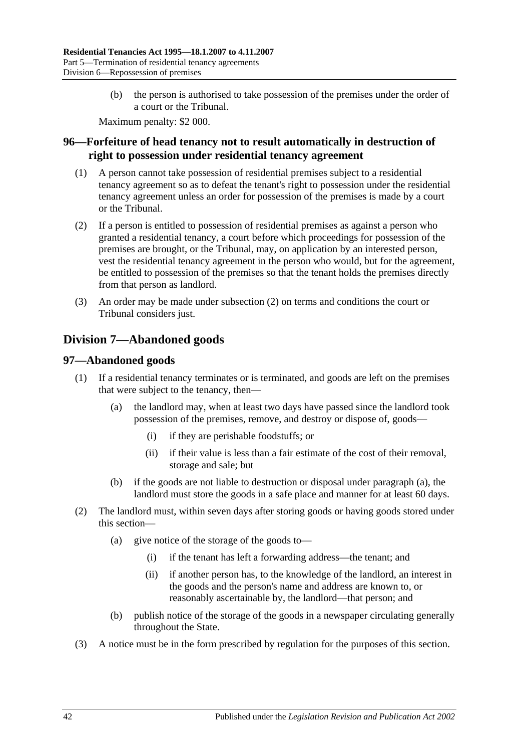(b) the person is authorised to take possession of the premises under the order of a court or the Tribunal.

Maximum penalty: $2 000.

## 96—Forfeiture of head tenancy not to result automatically in destruction of right to possession under residential tenancy agreement

(1) A person cannot take possession of residential premises subject to a residential tenancy agreement so as to defeat the tenant's right to possession under the residential tenancy agreement unless an order for possession of the premises is made by a court or the Tribunal.

(2) If a person is entitled to possession of residential premises as against a person who granted a residential tenancy, a court before which proceedings for possession of the premises are brought, or the Tribunal, may, on application by an interested person, vest the residential tenancy agreement in the person who would, but for the agreement, be entitled to possession of the premises so that the tenant holds the premises directly from that person as landlord.

(3) An order may be made under subsection (2) on terms and conditions the court or Tribunal considers just.

# Division 7—Abandoned goods

## 97—Abandoned goods

(1) If a residential tenancy terminates or is terminated, and goods are left on the premises that were subject to the tenancy, then—

(a) the landlord may, when at least two days have passed since the landlord took possession of the premises, remove, and destroy or dispose of, goods—

(i) if they are perishable foodstuffs; or

(ii) if their value is less than a fair estimate of the cost of their removal, storage and sale; but

(b) if the goods are not liable to destruction or disposal under paragraph (a), the landlord must store the goods in a safe place and manner for at least 60 days.

(2) The landlord must, within seven days after storing goods or having goods stored under this section—

(a) give notice of the storage of the goods to—

(i) if the tenant has left a forwarding address—the tenant; and

(ii) if another person has, to the knowledge of the landlord, an interest in the goods and the person's name and address are known to, or reasonably ascertainable by, the landlord—that person; and

(b) publish notice of the storage of the goods in a newspaper circulating generally throughout the State.

(3) A notice must be in the form prescribed by regulation for the purposes of this section.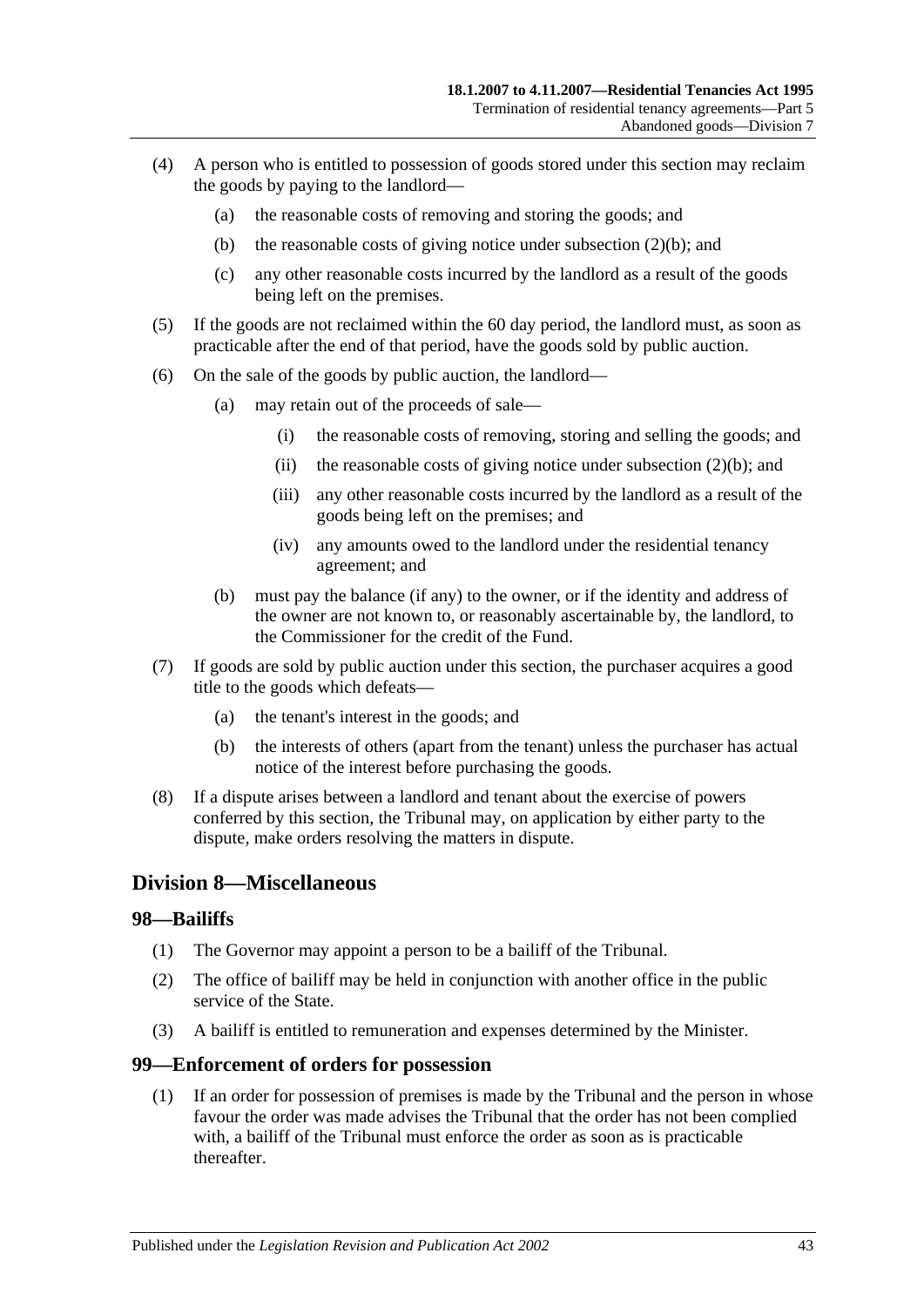(4) A person who is entitled to possession of goods stored under this section may reclaim the goods by paying to the landlord—

(a) the reasonable costs of removing and storing the goods; and

(b) the reasonable costs of giving notice under subsection (2)(b); and

(c) any other reasonable costs incurred by the landlord as a result of the goods being left on the premises.

(5) If the goods are not reclaimed within the 60 day period, the landlord must, as soon as practicable after the end of that period, have the goods sold by public auction.

(6) On the sale of the goods by public auction, the landlord—

(a) may retain out of the proceeds of sale—

(i) the reasonable costs of removing, storing and selling the goods; and

(ii) the reasonable costs of giving notice under subsection (2)(b); and

(iii) any other reasonable costs incurred by the landlord as a result of the goods being left on the premises; and

(iv) any amounts owed to the landlord under the residential tenancy agreement; and

(b) must pay the balance (if any) to the owner, or if the identity and address of the owner are not known to, or reasonably ascertainable by, the landlord, to the Commissioner for the credit of the Fund.

(7) If goods are sold by public auction under this section, the purchaser acquires a good title to the goods which defeats—

(a) the tenant's interest in the goods; and

(b) the interests of others (apart from the tenant) unless the purchaser has actual notice of the interest before purchasing the goods.

(8) If a dispute arises between a landlord and tenant about the exercise of powers conferred by this section, the Tribunal may, on application by either party to the dispute, make orders resolving the matters in dispute.

## Division 8—Miscellaneous

### 98—Bailiffs

(1) The Governor may appoint a person to be a bailiff of the Tribunal.

(2) The office of bailiff may be held in conjunction with another office in the public service of the State.

(3) A bailiff is entitled to remuneration and expenses determined by the Minister.

### 99—Enforcement of orders for possession

(1) If an order for possession of premises is made by the Tribunal and the person in whose favour the order was made advises the Tribunal that the order has not been complied with, a bailiff of the Tribunal must enforce the order as soon as is practicable thereafter.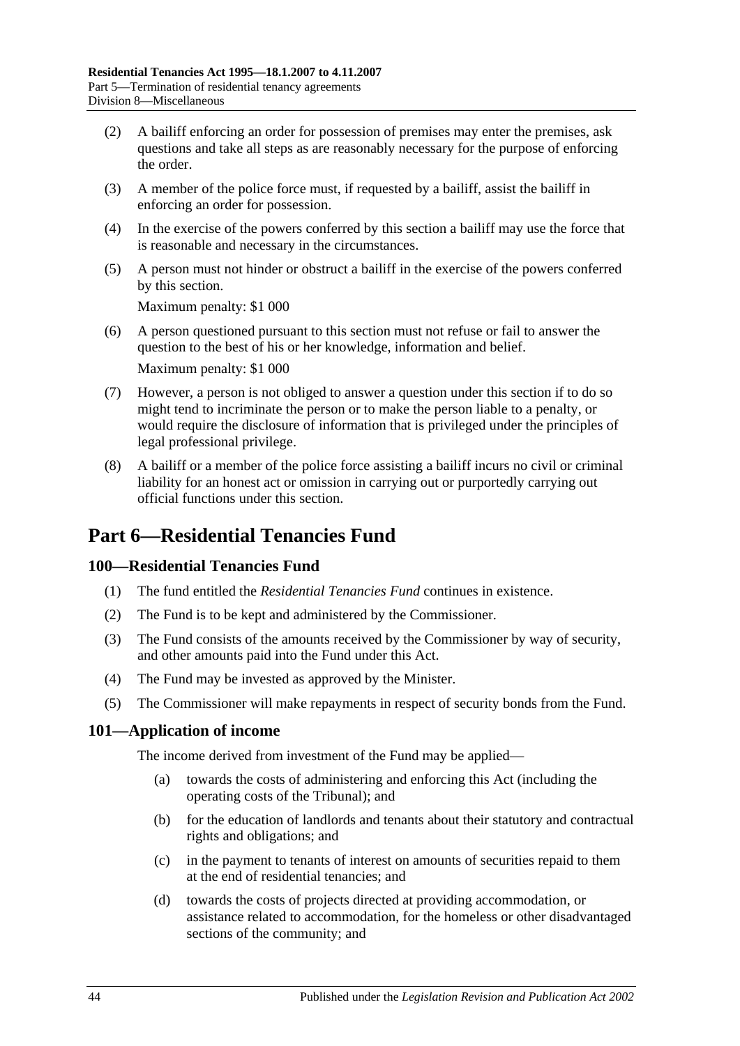(2) A bailiff enforcing an order for possession of premises may enter the premises, ask questions and take all steps as are reasonably necessary for the purpose of enforcing the order.

(3) A member of the police force must, if requested by a bailiff, assist the bailiff in enforcing an order for possession.

(4) In the exercise of the powers conferred by this section a bailiff may use the force that is reasonable and necessary in the circumstances.

(5) A person must not hinder or obstruct a bailiff in the exercise of the powers conferred by this section.

Maximum penalty: $1 000

(6) A person questioned pursuant to this section must not refuse or fail to answer the question to the best of his or her knowledge, information and belief.

Maximum penalty: $1 000

(7) However, a person is not obliged to answer a question under this section if to do so might tend to incriminate the person or to make the person liable to a penalty, or would require the disclosure of information that is privileged under the principles of legal professional privilege.

(8) A bailiff or a member of the police force assisting a bailiff incurs no civil or criminal liability for an honest act or omission in carrying out or purportedly carrying out official functions under this section.

# Part 6—Residential Tenancies Fund

## 100—Residential Tenancies Fund

(1) The fund entitled the *Residential Tenancies Fund* continues in existence.

(2) The Fund is to be kept and administered by the Commissioner.

(3) The Fund consists of the amounts received by the Commissioner by way of security, and other amounts paid into the Fund under this Act.

(4) The Fund may be invested as approved by the Minister.

(5) The Commissioner will make repayments in respect of security bonds from the Fund.

## 101—Application of income

The income derived from investment of the Fund may be applied—

(a) towards the costs of administering and enforcing this Act (including the operating costs of the Tribunal); and

(b) for the education of landlords and tenants about their statutory and contractual rights and obligations; and

(c) in the payment to tenants of interest on amounts of securities repaid to them at the end of residential tenancies; and

(d) towards the costs of projects directed at providing accommodation, or assistance related to accommodation, for the homeless or other disadvantaged sections of the community; and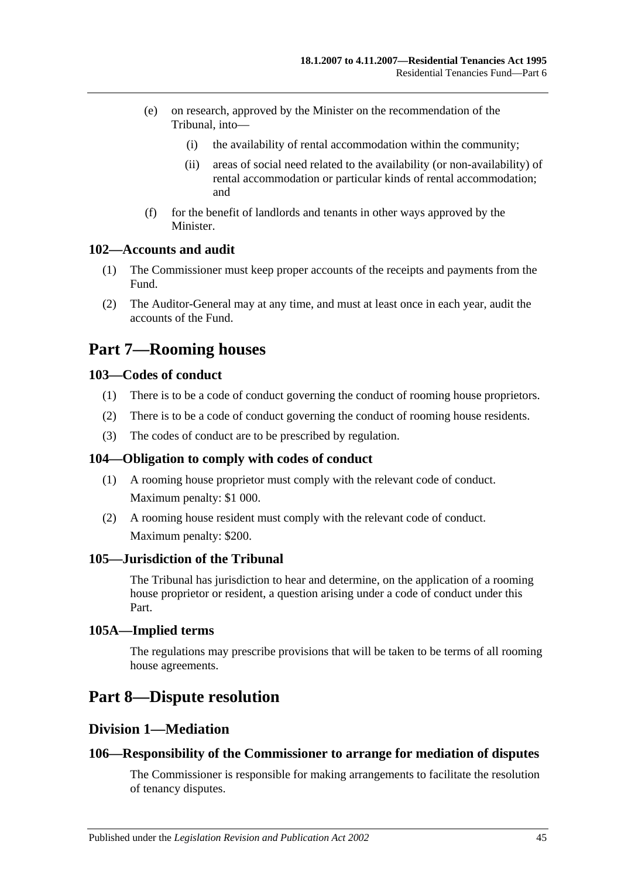(e) on research, approved by the Minister on the recommendation of the Tribunal, into—

(i) the availability of rental accommodation within the community;

(ii) areas of social need related to the availability (or non-availability) of rental accommodation or particular kinds of rental accommodation; and

(f) for the benefit of landlords and tenants in other ways approved by the Minister.

### 102—Accounts and audit

(1) The Commissioner must keep proper accounts of the receipts and payments from the Fund.

(2) The Auditor-General may at any time, and must at least once in each year, audit the accounts of the Fund.

# Part 7—Rooming houses

### 103—Codes of conduct

(1) There is to be a code of conduct governing the conduct of rooming house proprietors.

(2) There is to be a code of conduct governing the conduct of rooming house residents.

(3) The codes of conduct are to be prescribed by regulation.

### 104—Obligation to comply with codes of conduct

(1) A rooming house proprietor must comply with the relevant code of conduct.

Maximum penalty: $1 000.

(2) A rooming house resident must comply with the relevant code of conduct.

Maximum penalty: $200.

### 105—Jurisdiction of the Tribunal

The Tribunal has jurisdiction to hear and determine, on the application of a rooming house proprietor or resident, a question arising under a code of conduct under this Part.

### 105A—Implied terms

The regulations may prescribe provisions that will be taken to be terms of all rooming house agreements.

# Part 8—Dispute resolution

## Division 1—Mediation

### 106—Responsibility of the Commissioner to arrange for mediation of disputes

The Commissioner is responsible for making arrangements to facilitate the resolution of tenancy disputes.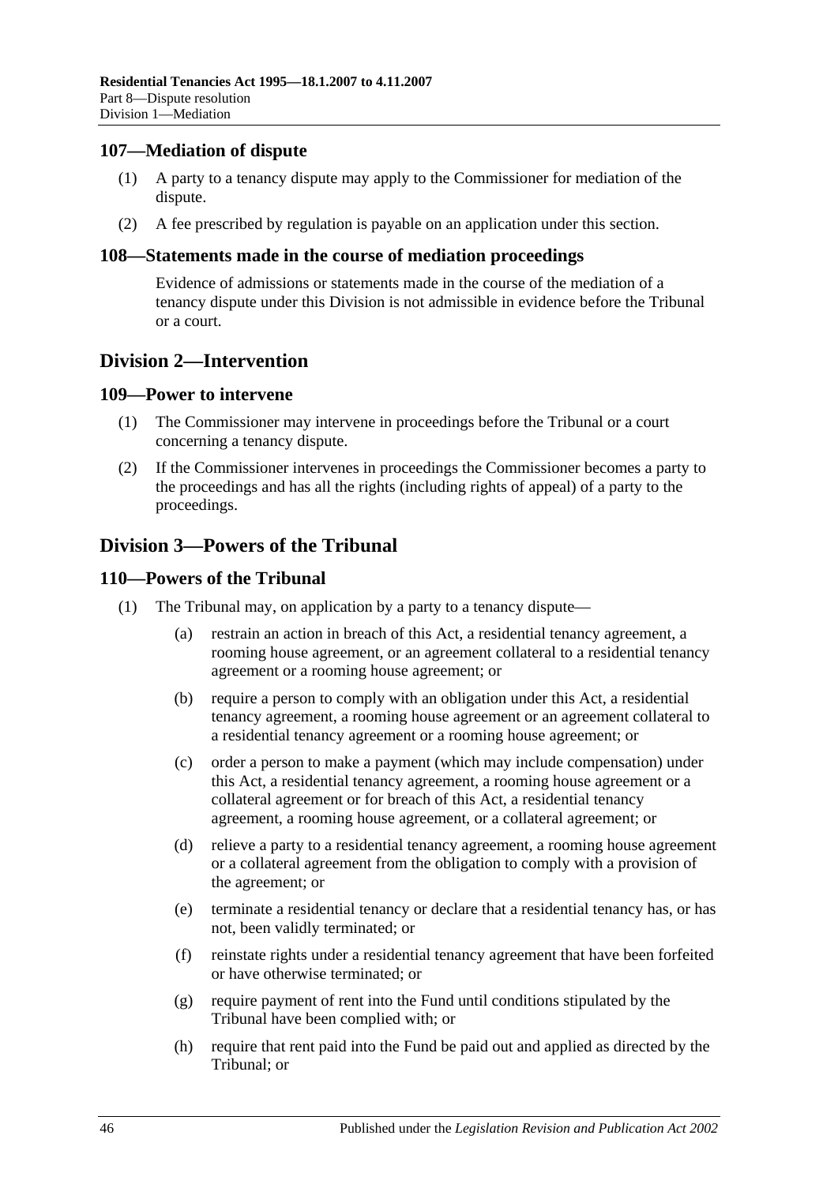### 107—Mediation of dispute

(1) A party to a tenancy dispute may apply to the Commissioner for mediation of the dispute.

(2) A fee prescribed by regulation is payable on an application under this section.

### 108—Statements made in the course of mediation proceedings

Evidence of admissions or statements made in the course of the mediation of a tenancy dispute under this Division is not admissible in evidence before the Tribunal or a court.

## Division 2—Intervention

### 109—Power to intervene

(1) The Commissioner may intervene in proceedings before the Tribunal or a court concerning a tenancy dispute.

(2) If the Commissioner intervenes in proceedings the Commissioner becomes a party to the proceedings and has all the rights (including rights of appeal) of a party to the proceedings.

## Division 3—Powers of the Tribunal

### 110—Powers of the Tribunal

(1) The Tribunal may, on application by a party to a tenancy dispute—

(a) restrain an action in breach of this Act, a residential tenancy agreement, a rooming house agreement, or an agreement collateral to a residential tenancy agreement or a rooming house agreement; or

(b) require a person to comply with an obligation under this Act, a residential tenancy agreement, a rooming house agreement or an agreement collateral to a residential tenancy agreement or a rooming house agreement; or

(c) order a person to make a payment (which may include compensation) under this Act, a residential tenancy agreement, a rooming house agreement or a collateral agreement or for breach of this Act, a residential tenancy agreement, a rooming house agreement, or a collateral agreement; or

(d) relieve a party to a residential tenancy agreement, a rooming house agreement or a collateral agreement from the obligation to comply with a provision of the agreement; or

(e) terminate a residential tenancy or declare that a residential tenancy has, or has not, been validly terminated; or

(f) reinstate rights under a residential tenancy agreement that have been forfeited or have otherwise terminated; or

(g) require payment of rent into the Fund until conditions stipulated by the Tribunal have been complied with; or

(h) require that rent paid into the Fund be paid out and applied as directed by the Tribunal; or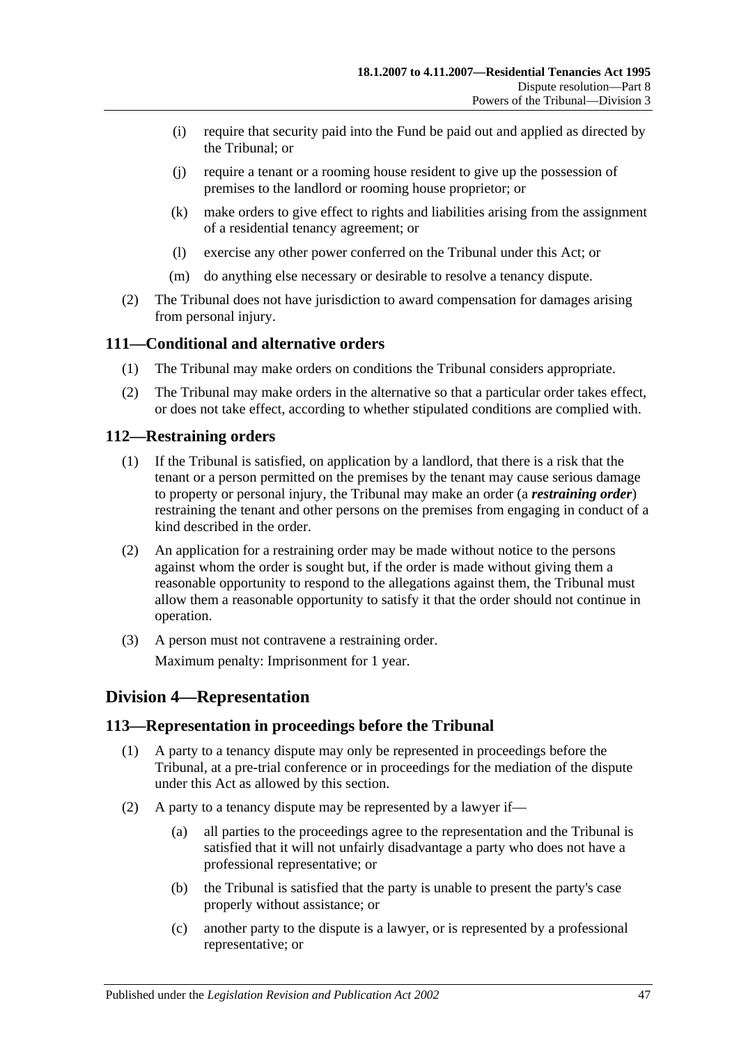(i) require that security paid into the Fund be paid out and applied as directed by the Tribunal; or

(j) require a tenant or a rooming house resident to give up the possession of premises to the landlord or rooming house proprietor; or

(k) make orders to give effect to rights and liabilities arising from the assignment of a residential tenancy agreement; or

(l) exercise any other power conferred on the Tribunal under this Act; or

(m) do anything else necessary or desirable to resolve a tenancy dispute.

(2) The Tribunal does not have jurisdiction to award compensation for damages arising from personal injury.

## 111—Conditional and alternative orders

(1) The Tribunal may make orders on conditions the Tribunal considers appropriate.

(2) The Tribunal may make orders in the alternative so that a particular order takes effect, or does not take effect, according to whether stipulated conditions are complied with.

## 112—Restraining orders

(1) If the Tribunal is satisfied, on application by a landlord, that there is a risk that the tenant or a person permitted on the premises by the tenant may cause serious damage to property or personal injury, the Tribunal may make an order (a ***restraining order***) restraining the tenant and other persons on the premises from engaging in conduct of a kind described in the order.

(2) An application for a restraining order may be made without notice to the persons against whom the order is sought but, if the order is made without giving them a reasonable opportunity to respond to the allegations against them, the Tribunal must allow them a reasonable opportunity to satisfy it that the order should not continue in operation.

(3) A person must not contravene a restraining order.

Maximum penalty: Imprisonment for 1 year.

# Division 4—Representation

## 113—Representation in proceedings before the Tribunal

(1) A party to a tenancy dispute may only be represented in proceedings before the Tribunal, at a pre-trial conference or in proceedings for the mediation of the dispute under this Act as allowed by this section.

(2) A party to a tenancy dispute may be represented by a lawyer if—

(a) all parties to the proceedings agree to the representation and the Tribunal is satisfied that it will not unfairly disadvantage a party who does not have a professional representative; or

(b) the Tribunal is satisfied that the party is unable to present the party's case properly without assistance; or

(c) another party to the dispute is a lawyer, or is represented by a professional representative; or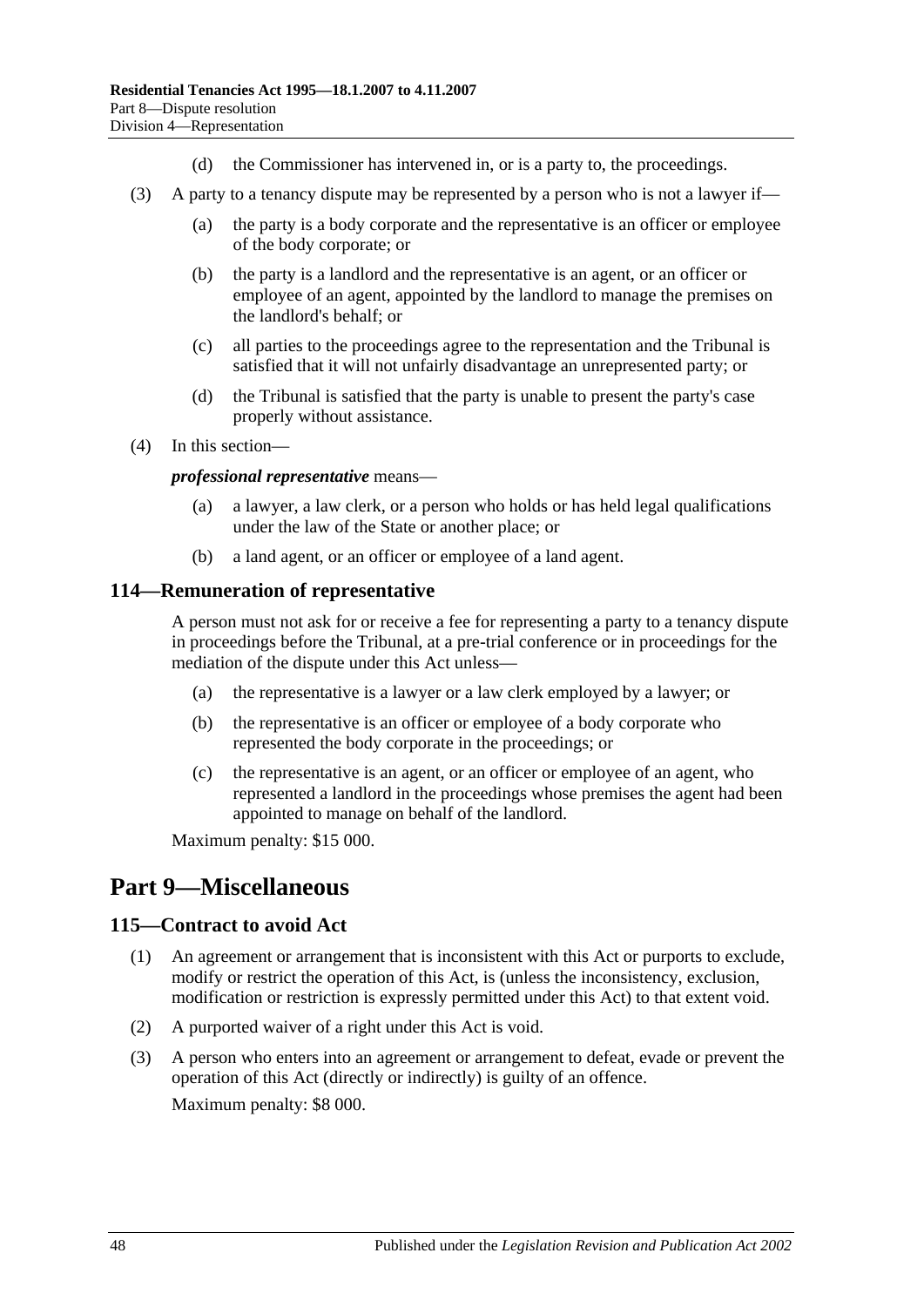(d) the Commissioner has intervened in, or is a party to, the proceedings.

(3) A party to a tenancy dispute may be represented by a person who is not a lawyer if—

(a) the party is a body corporate and the representative is an officer or employee of the body corporate; or

(b) the party is a landlord and the representative is an agent, or an officer or employee of an agent, appointed by the landlord to manage the premises on the landlord's behalf; or

(c) all parties to the proceedings agree to the representation and the Tribunal is satisfied that it will not unfairly disadvantage an unrepresented party; or

(d) the Tribunal is satisfied that the party is unable to present the party's case properly without assistance.

(4) In this section—

***professional representative*** means—

(a) a lawyer, a law clerk, or a person who holds or has held legal qualifications under the law of the State or another place; or

(b) a land agent, or an officer or employee of a land agent.

### 114—Remuneration of representative

A person must not ask for or receive a fee for representing a party to a tenancy dispute in proceedings before the Tribunal, at a pre-trial conference or in proceedings for the mediation of the dispute under this Act unless—

(a) the representative is a lawyer or a law clerk employed by a lawyer; or

(b) the representative is an officer or employee of a body corporate who represented the body corporate in the proceedings; or

(c) the representative is an agent, or an officer or employee of an agent, who represented a landlord in the proceedings whose premises the agent had been appointed to manage on behalf of the landlord.

Maximum penalty: $15 000.

## Part 9—Miscellaneous

### 115—Contract to avoid Act

(1) An agreement or arrangement that is inconsistent with this Act or purports to exclude, modify or restrict the operation of this Act, is (unless the inconsistency, exclusion, modification or restriction is expressly permitted under this Act) to that extent void.

(2) A purported waiver of a right under this Act is void.

(3) A person who enters into an agreement or arrangement to defeat, evade or prevent the operation of this Act (directly or indirectly) is guilty of an offence.

Maximum penalty: $8 000.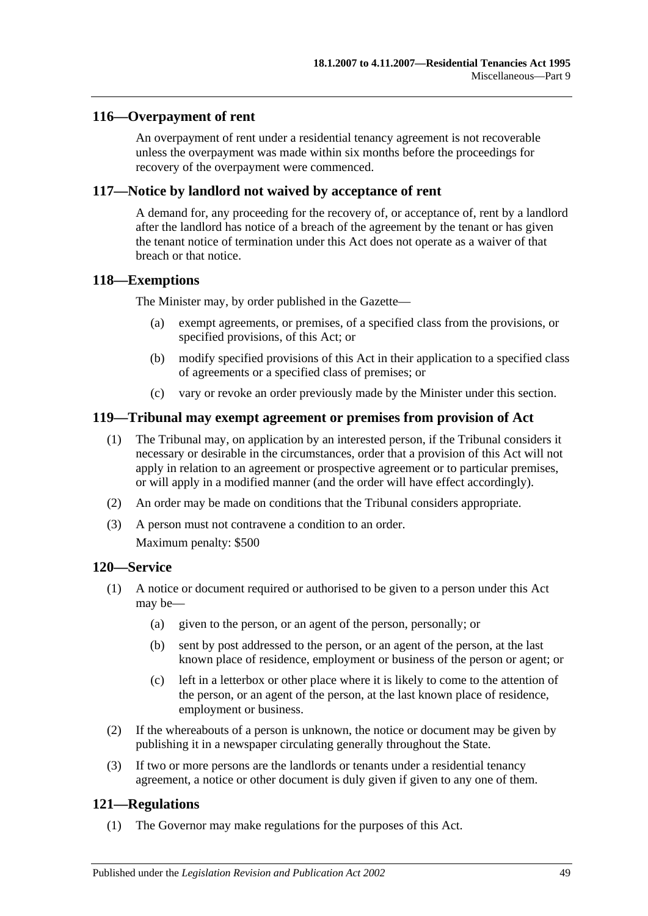## 116—Overpayment of rent

An overpayment of rent under a residential tenancy agreement is not recoverable unless the overpayment was made within six months before the proceedings for recovery of the overpayment were commenced.

## 117—Notice by landlord not waived by acceptance of rent

A demand for, any proceeding for the recovery of, or acceptance of, rent by a landlord after the landlord has notice of a breach of the agreement by the tenant or has given the tenant notice of termination under this Act does not operate as a waiver of that breach or that notice.

## 118—Exemptions

The Minister may, by order published in the Gazette—

(a) exempt agreements, or premises, of a specified class from the provisions, or specified provisions, of this Act; or

(b) modify specified provisions of this Act in their application to a specified class of agreements or a specified class of premises; or

(c) vary or revoke an order previously made by the Minister under this section.

## 119—Tribunal may exempt agreement or premises from provision of Act

(1) The Tribunal may, on application by an interested person, if the Tribunal considers it necessary or desirable in the circumstances, order that a provision of this Act will not apply in relation to an agreement or prospective agreement or to particular premises, or will apply in a modified manner (and the order will have effect accordingly).

(2) An order may be made on conditions that the Tribunal considers appropriate.

(3) A person must not contravene a condition to an order.

Maximum penalty: $500

## 120—Service

(1) A notice or document required or authorised to be given to a person under this Act may be—

(a) given to the person, or an agent of the person, personally; or

(b) sent by post addressed to the person, or an agent of the person, at the last known place of residence, employment or business of the person or agent; or

(c) left in a letterbox or other place where it is likely to come to the attention of the person, or an agent of the person, at the last known place of residence, employment or business.

(2) If the whereabouts of a person is unknown, the notice or document may be given by publishing it in a newspaper circulating generally throughout the State.

(3) If two or more persons are the landlords or tenants under a residential tenancy agreement, a notice or other document is duly given if given to any one of them.

## 121—Regulations

(1) The Governor may make regulations for the purposes of this Act.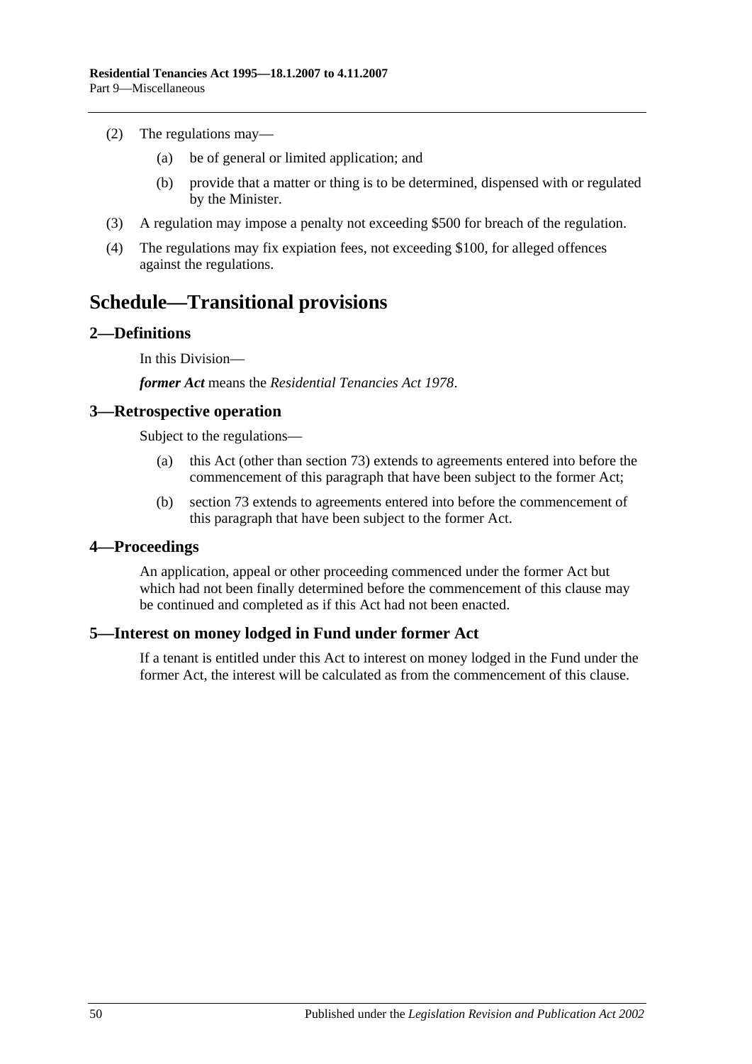(2) The regulations may—

(a) be of general or limited application; and

(b) provide that a matter or thing is to be determined, dispensed with or regulated by the Minister.

(3) A regulation may impose a penalty not exceeding $500 for breach of the regulation.

(4) The regulations may fix expiation fees, not exceeding $100, for alleged offences against the regulations.

# Schedule—Transitional provisions

## 2—Definitions

In this Division—

***former Act*** means the *Residential Tenancies Act 1978*.

## 3—Retrospective operation

Subject to the regulations—

(a) this Act (other than section 73) extends to agreements entered into before the commencement of this paragraph that have been subject to the former Act;

(b) section 73 extends to agreements entered into before the commencement of this paragraph that have been subject to the former Act.

## 4—Proceedings

An application, appeal or other proceeding commenced under the former Act but which had not been finally determined before the commencement of this clause may be continued and completed as if this Act had not been enacted.

## 5—Interest on money lodged in Fund under former Act

If a tenant is entitled under this Act to interest on money lodged in the Fund under the former Act, the interest will be calculated as from the commencement of this clause.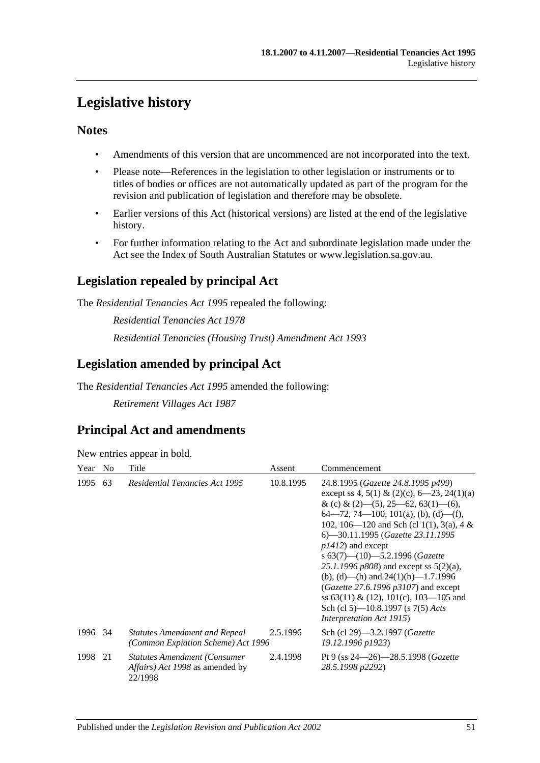# Legislative history

## Notes

- Amendments of this version that are uncommenced are not incorporated into the text.
- Please note—References in the legislation to other legislation or instruments or to titles of bodies or offices are not automatically updated as part of the program for the revision and publication of legislation and therefore may be obsolete.
- Earlier versions of this Act (historical versions) are listed at the end of the legislative history.
- For further information relating to the Act and subordinate legislation made under the Act see the Index of South Australian Statutes or www.legislation.sa.gov.au.

## Legislation repealed by principal Act

The *Residential Tenancies Act 1995* repealed the following:

*Residential Tenancies Act 1978*

*Residential Tenancies (Housing Trust) Amendment Act 1993*

## Legislation amended by principal Act

The *Residential Tenancies Act 1995* amended the following:

*Retirement Villages Act 1987*

## Principal Act and amendments

New entries appear in bold.

| Year | No | Title | Assent | Commencement |
|---|---|---|---|---|
| 1995 | 63 | *Residential Tenancies Act 1995* | 10.8.1995 | 24.8.1995 (*Gazette 24.8.1995 p499*) except ss 4, 5(1) & (2)(c), 6—23, 24(1)(a) & (c) & (2)—(5), 25—62, 63(1)—(6), 64—72, 74—100, 101(a), (b), (d)—(f), 102, 106—120 and Sch (cl 1(1), 3(a), 4 & 6)—30.11.1995 (*Gazette 23.11.1995 p1412*) and except s 63(7)—(10)—5.2.1996 (*Gazette 25.1.1996 p808*) and except ss 5(2)(a), (b), (d)—(h) and 24(1)(b)—1.7.1996 (*Gazette 27.6.1996 p3107*) and except ss 63(11) & (12), 101(c), 103—105 and Sch (cl 5)—10.8.1997 (s 7(5) *Acts Interpretation Act 1915*) |
| 1996 | 34 | *Statutes Amendment and Repeal (Common Expiation Scheme) Act 1996* | 2.5.1996 | Sch (cl 29)—3.2.1997 (*Gazette 19.12.1996 p1923*) |
| 1998 | 21 | *Statutes Amendment (Consumer Affairs) Act 1998* as amended by 22/1998 | 2.4.1998 | Pt 9 (ss 24—26)—28.5.1998 (*Gazette 28.5.1998 p2292*) |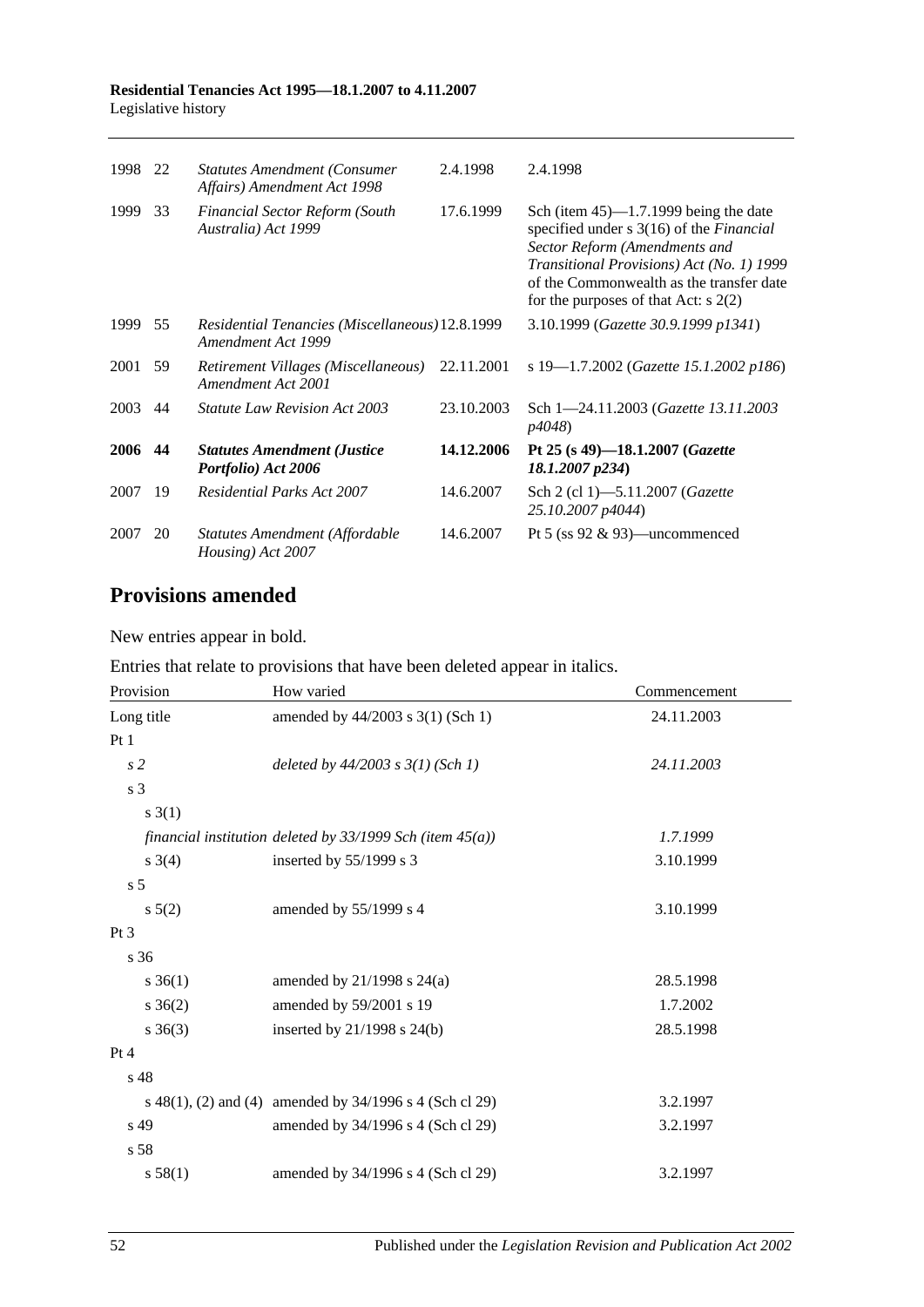| | | | | |
|---|---|---|---|---|
| 1998 | 22 | *Statutes Amendment (Consumer Affairs) Amendment Act 1998* | 2.4.1998 | 2.4.1998 |
| 1999 | 33 | *Financial Sector Reform (South Australia) Act 1999* | 17.6.1999 | Sch (item 45)—1.7.1999 being the date specified under s 3(16) of the *Financial Sector Reform (Amendments and Transitional Provisions) Act (No. 1) 1999* of the Commonwealth as the transfer date for the purposes of that Act: s 2(2) |
| 1999 | 55 | *Residential Tenancies (Miscellaneous) Amendment Act 1999* | 12.8.1999 | 3.10.1999 (*Gazette 30.9.1999 p1341*) |
| 2001 | 59 | *Retirement Villages (Miscellaneous) Amendment Act 2001* | 22.11.2001 | s 19—1.7.2002 (*Gazette 15.1.2002 p186*) |
| 2003 | 44 | *Statute Law Revision Act 2003* | 23.10.2003 | Sch 1—24.11.2003 (*Gazette 13.11.2003 p4048*) |
| **2006** | **44** | ***Statutes Amendment (Justice Portfolio) Act 2006*** | **14.12.2006** | **Pt 25 (s 49)—18.1.2007 (*Gazette 18.1.2007 p234*)** |
| 2007 | 19 | *Residential Parks Act 2007* | 14.6.2007 | Sch 2 (cl 1)—5.11.2007 (*Gazette 25.10.2007 p4044*) |
| 2007 | 20 | *Statutes Amendment (Affordable Housing) Act 2007* | 14.6.2007 | Pt 5 (ss 92 & 93)—uncommenced |

## Provisions amended

New entries appear in bold.

Entries that relate to provisions that have been deleted appear in italics.

| Provision | How varied | Commencement |
|---|---|---|
| Long title | amended by 44/2003 s 3(1) (Sch 1) | 24.11.2003 |
| Pt 1 | | |
| *s 2* | *deleted by 44/2003 s 3(1) (Sch 1)* | *24.11.2003* |
| s 3 | | |
| s 3(1) | | |
| *financial institution* | *deleted by 33/1999 Sch (item 45(a))* | *1.7.1999* |
| s 3(4) | inserted by 55/1999 s 3 | 3.10.1999 |
| s 5 | | |
| s 5(2) | amended by 55/1999 s 4 | 3.10.1999 |
| Pt 3 | | |
| s 36 | | |
| s 36(1) | amended by 21/1998 s 24(a) | 28.5.1998 |
| s 36(2) | amended by 59/2001 s 19 | 1.7.2002 |
| s 36(3) | inserted by 21/1998 s 24(b) | 28.5.1998 |
| Pt 4 | | |
| s 48 | | |
| s 48(1), (2) and (4) | amended by 34/1996 s 4 (Sch cl 29) | 3.2.1997 |
| s 49 | amended by 34/1996 s 4 (Sch cl 29) | 3.2.1997 |
| s 58 | | |
| s 58(1) | amended by 34/1996 s 4 (Sch cl 29) | 3.2.1997 |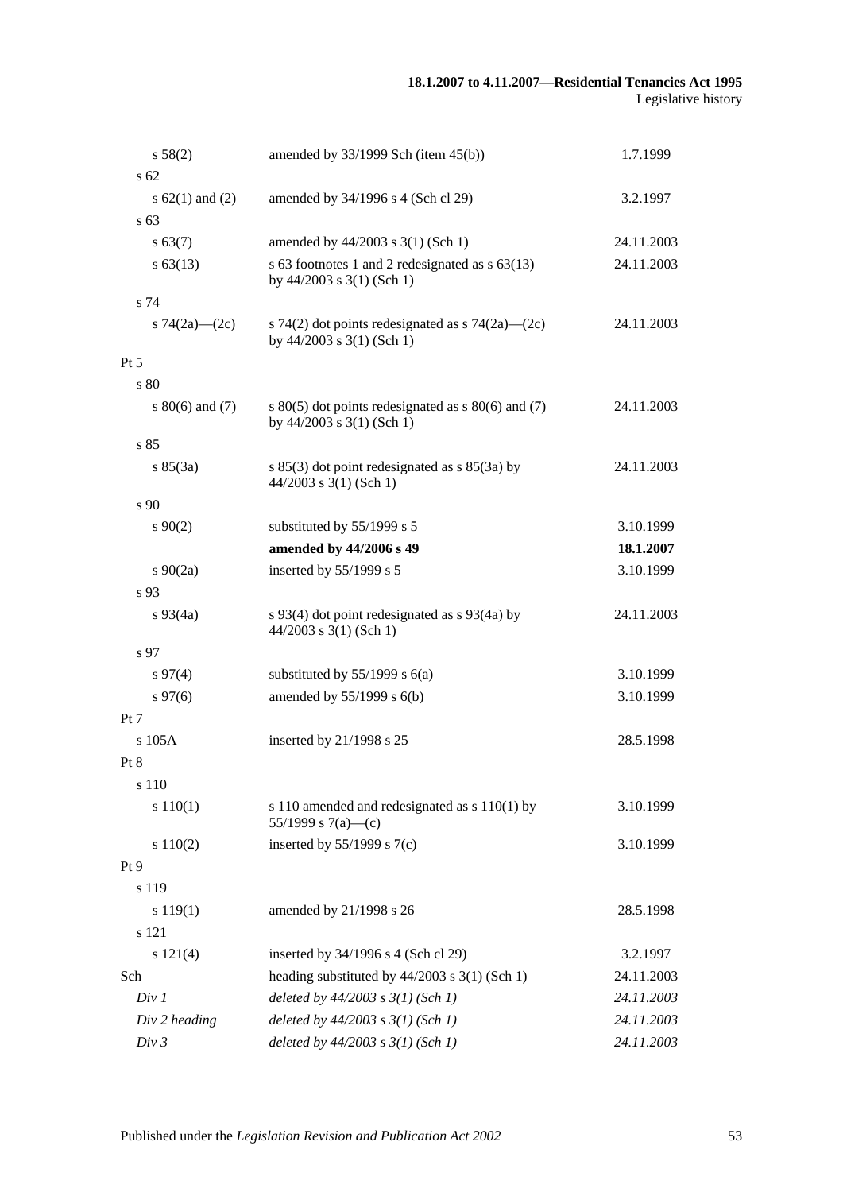| | | |
|---|---|---|
| s 58(2) | amended by 33/1999 Sch (item 45(b)) | 1.7.1999 |
| s 62 | | |
| s 62(1) and (2) | amended by 34/1996 s 4 (Sch cl 29) | 3.2.1997 |
| s 63 | | |
| s 63(7) | amended by 44/2003 s 3(1) (Sch 1) | 24.11.2003 |
| s 63(13) | s 63 footnotes 1 and 2 redesignated as s 63(13) by 44/2003 s 3(1) (Sch 1) | 24.11.2003 |
| s 74 | | |
| s 74(2a)—(2c) | s 74(2) dot points redesignated as s 74(2a)—(2c) by 44/2003 s 3(1) (Sch 1) | 24.11.2003 |
| Pt 5 | | |
| s 80 | | |
| s 80(6) and (7) | s 80(5) dot points redesignated as s 80(6) and (7) by 44/2003 s 3(1) (Sch 1) | 24.11.2003 |
| s 85 | | |
| s 85(3a) | s 85(3) dot point redesignated as s 85(3a) by 44/2003 s 3(1) (Sch 1) | 24.11.2003 |
| s 90 | | |
| s 90(2) | substituted by 55/1999 s 5 | 3.10.1999 |
| | **amended by 44/2006 s 49** | **18.1.2007** |
| s 90(2a) | inserted by 55/1999 s 5 | 3.10.1999 |
| s 93 | | |
| s 93(4a) | s 93(4) dot point redesignated as s 93(4a) by 44/2003 s 3(1) (Sch 1) | 24.11.2003 |
| s 97 | | |
| s 97(4) | substituted by 55/1999 s 6(a) | 3.10.1999 |
| s 97(6) | amended by 55/1999 s 6(b) | 3.10.1999 |
| Pt 7 | | |
| s 105A | inserted by 21/1998 s 25 | 28.5.1998 |
| Pt 8 | | |
| s 110 | | |
| s 110(1) | s 110 amended and redesignated as s 110(1) by 55/1999 s 7(a)—(c) | 3.10.1999 |
| s 110(2) | inserted by 55/1999 s 7(c) | 3.10.1999 |
| Pt 9 | | |
| s 119 | | |
| s 119(1) | amended by 21/1998 s 26 | 28.5.1998 |
| s 121 | | |
| s 121(4) | inserted by 34/1996 s 4 (Sch cl 29) | 3.2.1997 |
| Sch | heading substituted by 44/2003 s 3(1) (Sch 1) | 24.11.2003 |
| *Div 1* | *deleted by 44/2003 s 3(1) (Sch 1)* | *24.11.2003* |
| *Div 2 heading* | *deleted by 44/2003 s 3(1) (Sch 1)* | *24.11.2003* |
| *Div 3* | *deleted by 44/2003 s 3(1) (Sch 1)* | *24.11.2003* |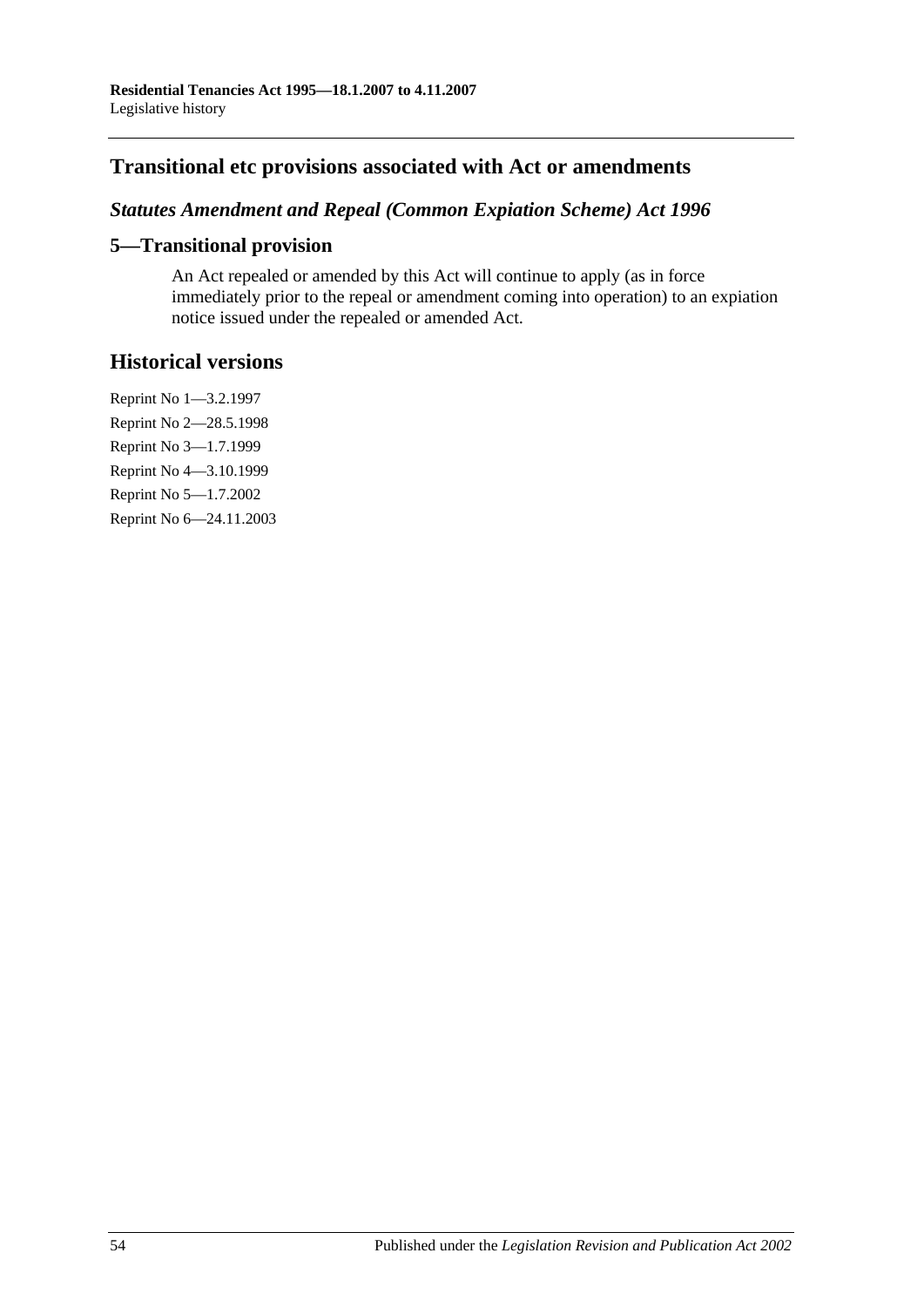## Transitional etc provisions associated with Act or amendments

### *Statutes Amendment and Repeal (Common Expiation Scheme) Act 1996*

### 5—Transitional provision

An Act repealed or amended by this Act will continue to apply (as in force immediately prior to the repeal or amendment coming into operation) to an expiation notice issued under the repealed or amended Act.

## Historical versions

Reprint No 1—3.2.1997

Reprint No 2—28.5.1998

Reprint No 3—1.7.1999

Reprint No 4—3.10.1999

Reprint No 5—1.7.2002

Reprint No 6—24.11.2003